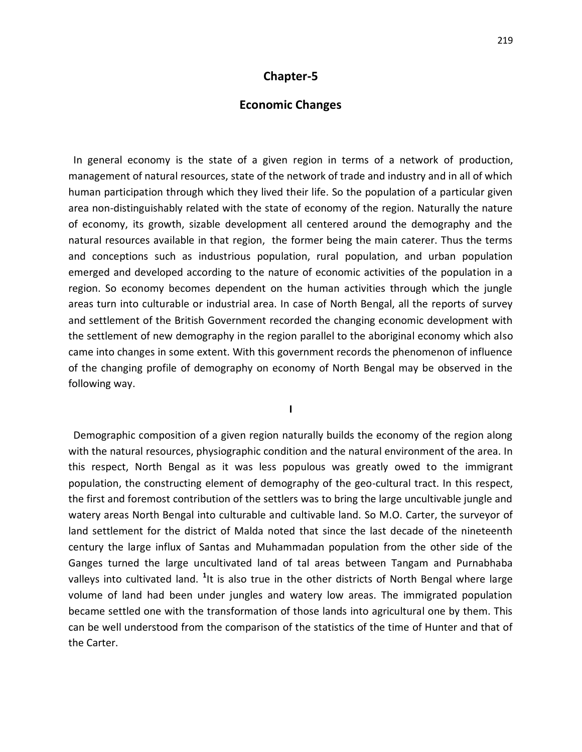# Chapter-5

## Economic Changes

In general economy is the state of a given region in terms of a network of production, management of natural resources, state of the network of trade and industry and in all of which human participation through which they lived their life. So the population of a particular given area non-distinguishably related with the state of economy of the region. Naturally the nature of economy, its growth, sizable development all centered around the demography and the natural resources available in that region, the former being the main caterer. Thus the terms and conceptions such as industrious population, rural population, and urban population emerged and developed according to the nature of economic activities of the population in a region. So economy becomes dependent on the human activities through which the jungle areas turn into culturable or industrial area. In case of North Bengal, all the reports of survey and settlement of the British Government recorded the changing economic development with the settlement of new demography in the region parallel to the aboriginal economy which also came into changes in some extent. With this government records the phenomenon of influence of the changing profile of demography on economy of North Bengal may be observed in the following way.

### I

Demographic composition of a given region naturally builds the economy of the region along with the natural resources, physiographic condition and the natural environment of the area. In this respect, North Bengal as it was less populous was greatly owed to the immigrant population, the constructing element of demography of the geo-cultural tract. In this respect, the first and foremost contribution of the settlers was to bring the large uncultivable jungle and watery areas North Bengal into culturable and cultivable land. So M.O. Carter, the surveyor of land settlement for the district of Malda noted that since the last decade of the nineteenth century the large influx of Santas and Muhammadan population from the other side of the Ganges turned the large uncultivated land of tal areas between Tangam and Purnabhaba valleys into cultivated land. [1]It is also true in the other districts of North Bengal where large volume of land had been under jungles and watery low areas. The immigrated population became settled one with the transformation of those lands into agricultural one by them. This can be well understood from the comparison of the statistics of the time of Hunter and that of the Carter.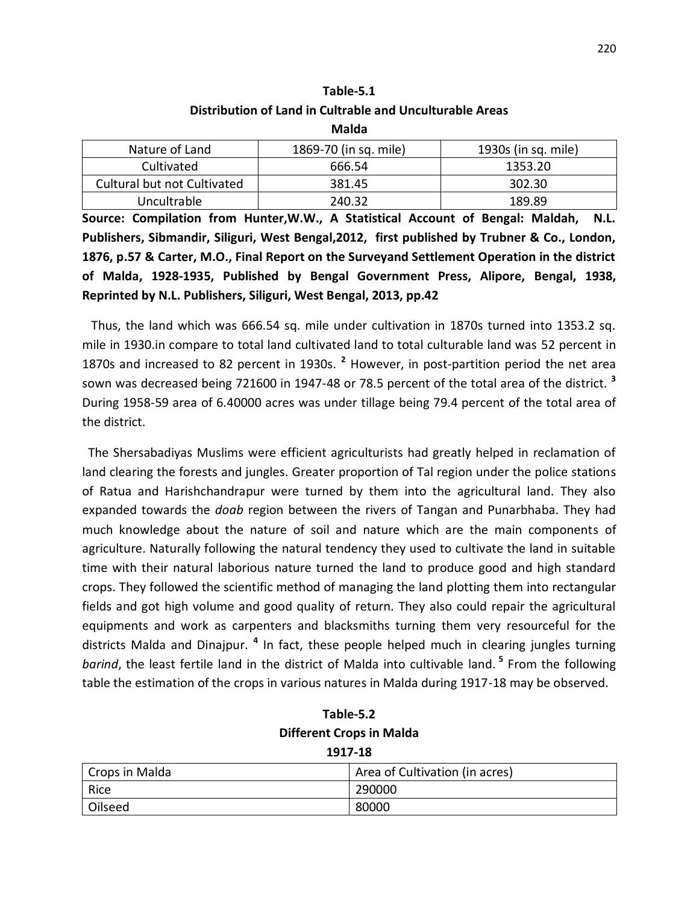**Table-5.1**
**Distribution of Land in Cultrable and Unculturable Areas**
**Malda**

| Nature of Land | 1869-70 (in sq. mile) | 1930s (in sq. mile) |
|---|---|---|
| Cultivated | 666.54 | 1353.20 |
| Cultural but not Cultivated | 381.45 | 302.30 |
| Uncultrable | 240.32 | 189.89 |

**Source: Compilation from Hunter,W.W., A Statistical Account of Bengal: Maldah, N.L. Publishers, Sibmandir, Siliguri, West Bengal,2012, first published by Trubner & Co., London, 1876, p.57 & Carter, M.O., Final Report on the Surveyand Settlement Operation in the district of Malda, 1928-1935, Published by Bengal Government Press, Alipore, Bengal, 1938, Reprinted by N.L. Publishers, Siliguri, West Bengal, 2013, pp.42**

Thus, the land which was 666.54 sq. mile under cultivation in 1870s turned into 1353.2 sq. mile in 1930.in compare to total land cultivated land to total culturable land was 52 percent in 1870s and increased to 82 percent in 1930s. [2] However, in post-partition period the net area sown was decreased being 721600 in 1947-48 or 78.5 percent of the total area of the district. [3] During 1958-59 area of 6.40000 acres was under tillage being 79.4 percent of the total area of the district.

The Shersabadiyas Muslims were efficient agriculturists had greatly helped in reclamation of land clearing the forests and jungles. Greater proportion of Tal region under the police stations of Ratua and Harishchandrapur were turned by them into the agricultural land. They also expanded towards the *doab* region between the rivers of Tangan and Punarbhaba. They had much knowledge about the nature of soil and nature which are the main components of agriculture. Naturally following the natural tendency they used to cultivate the land in suitable time with their natural laborious nature turned the land to produce good and high standard crops. They followed the scientific method of managing the land plotting them into rectangular fields and got high volume and good quality of return. They also could repair the agricultural equipments and work as carpenters and blacksmiths turning them very resourceful for the districts Malda and Dinajpur. [4] In fact, these people helped much in clearing jungles turning *barind*, the least fertile land in the district of Malda into cultivable land. [5] From the following table the estimation of the crops in various natures in Malda during 1917-18 may be observed.

**Table-5.2**
**Different Crops in Malda**
**1917-18**

| Crops in Malda | Area of Cultivation (in acres) |
|---|---|
| Rice | 290000 |
| Oilseed | 80000 |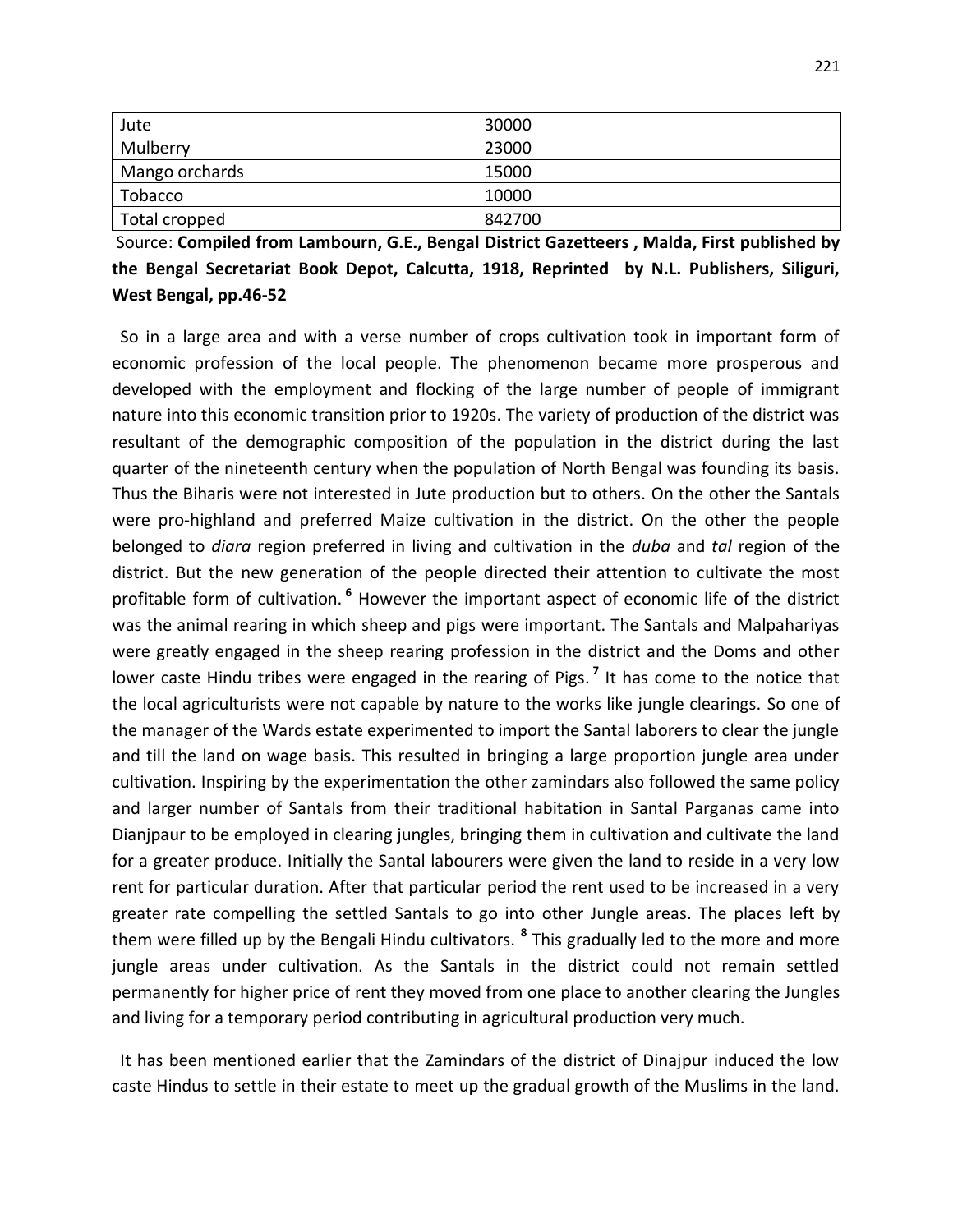| Jute | 30000 |
|---|---|
| Mulberry | 23000 |
| Mango orchards | 15000 |
| Tobacco | 10000 |
| Total cropped | 842700 |

Source: **Compiled from Lambourn, G.E., Bengal District Gazetteers , Malda, First published by the Bengal Secretariat Book Depot, Calcutta, 1918, Reprinted by N.L. Publishers, Siliguri, West Bengal, pp.46-52**

So in a large area and with a verse number of crops cultivation took in important form of economic profession of the local people. The phenomenon became more prosperous and developed with the employment and flocking of the large number of people of immigrant nature into this economic transition prior to 1920s. The variety of production of the district was resultant of the demographic composition of the population in the district during the last quarter of the nineteenth century when the population of North Bengal was founding its basis. Thus the Biharis were not interested in Jute production but to others. On the other the Santals were pro-highland and preferred Maize cultivation in the district. On the other the people belonged to *diara* region preferred in living and cultivation in the *duba* and *tal* region of the district. But the new generation of the people directed their attention to cultivate the most profitable form of cultivation.[6] However the important aspect of economic life of the district was the animal rearing in which sheep and pigs were important. The Santals and Malpahariyas were greatly engaged in the sheep rearing profession in the district and the Doms and other lower caste Hindu tribes were engaged in the rearing of Pigs.[7] It has come to the notice that the local agriculturists were not capable by nature to the works like jungle clearings. So one of the manager of the Wards estate experimented to import the Santal laborers to clear the jungle and till the land on wage basis. This resulted in bringing a large proportion jungle area under cultivation. Inspiring by the experimentation the other zamindars also followed the same policy and larger number of Santals from their traditional habitation in Santal Parganas came into Dianjpaur to be employed in clearing jungles, bringing them in cultivation and cultivate the land for a greater produce. Initially the Santal labourers were given the land to reside in a very low rent for particular duration. After that particular period the rent used to be increased in a very greater rate compelling the settled Santals to go into other Jungle areas. The places left by them were filled up by the Bengali Hindu cultivators.[8] This gradually led to the more and more jungle areas under cultivation. As the Santals in the district could not remain settled permanently for higher price of rent they moved from one place to another clearing the Jungles and living for a temporary period contributing in agricultural production very much.

It has been mentioned earlier that the Zamindars of the district of Dinajpur induced the low caste Hindus to settle in their estate to meet up the gradual growth of the Muslims in the land.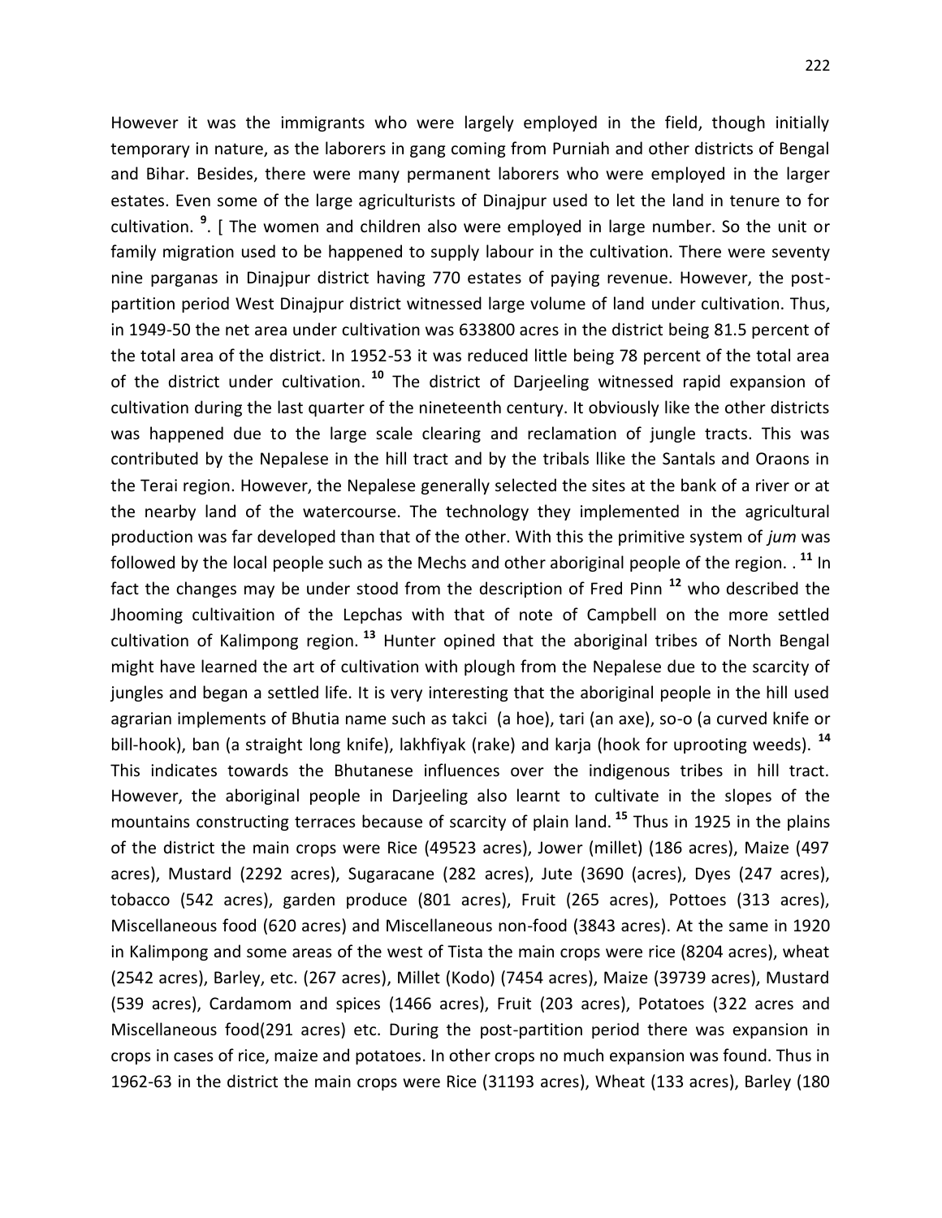However it was the immigrants who were largely employed in the field, though initially temporary in nature, as the laborers in gang coming from Purniah and other districts of Bengal and Bihar. Besides, there were many permanent laborers who were employed in the larger estates. Even some of the large agriculturists of Dinajpur used to let the land in tenure to for cultivation. [9]. [ The women and children also were employed in large number. So the unit or family migration used to be happened to supply labour in the cultivation. There were seventy nine parganas in Dinajpur district having 770 estates of paying revenue. However, the post-partition period West Dinajpur district witnessed large volume of land under cultivation. Thus, in 1949-50 the net area under cultivation was 633800 acres in the district being 81.5 percent of the total area of the district. In 1952-53 it was reduced little being 78 percent of the total area of the district under cultivation. [10] The district of Darjeeling witnessed rapid expansion of cultivation during the last quarter of the nineteenth century. It obviously like the other districts was happened due to the large scale clearing and reclamation of jungle tracts. This was contributed by the Nepalese in the hill tract and by the tribals llike the Santals and Oraons in the Terai region. However, the Nepalese generally selected the sites at the bank of a river or at the nearby land of the watercourse. The technology they implemented in the agricultural production was far developed than that of the other. With this the primitive system of *jum* was followed by the local people such as the Mechs and other aboriginal people of the region. . [11] In fact the changes may be under stood from the description of Fred Pinn [12] who described the Jhooming cultivaition of the Lepchas with that of note of Campbell on the more settled cultivation of Kalimpong region. [13] Hunter opined that the aboriginal tribes of North Bengal might have learned the art of cultivation with plough from the Nepalese due to the scarcity of jungles and began a settled life. It is very interesting that the aboriginal people in the hill used agrarian implements of Bhutia name such as takci (a hoe), tari (an axe), so-o (a curved knife or bill-hook), ban (a straight long knife), lakhfiyak (rake) and karja (hook for uprooting weeds). [14] This indicates towards the Bhutanese influences over the indigenous tribes in hill tract. However, the aboriginal people in Darjeeling also learnt to cultivate in the slopes of the mountains constructing terraces because of scarcity of plain land. [15] Thus in 1925 in the plains of the district the main crops were Rice (49523 acres), Jower (millet) (186 acres), Maize (497 acres), Mustard (2292 acres), Sugaracane (282 acres), Jute (3690 (acres), Dyes (247 acres), tobacco (542 acres), garden produce (801 acres), Fruit (265 acres), Pottoes (313 acres), Miscellaneous food (620 acres) and Miscellaneous non-food (3843 acres). At the same in 1920 in Kalimpong and some areas of the west of Tista the main crops were rice (8204 acres), wheat (2542 acres), Barley, etc. (267 acres), Millet (Kodo) (7454 acres), Maize (39739 acres), Mustard (539 acres), Cardamom and spices (1466 acres), Fruit (203 acres), Potatoes (322 acres and Miscellaneous food(291 acres) etc. During the post-partition period there was expansion in crops in cases of rice, maize and potatoes. In other crops no much expansion was found. Thus in 1962-63 in the district the main crops were Rice (31193 acres), Wheat (133 acres), Barley (180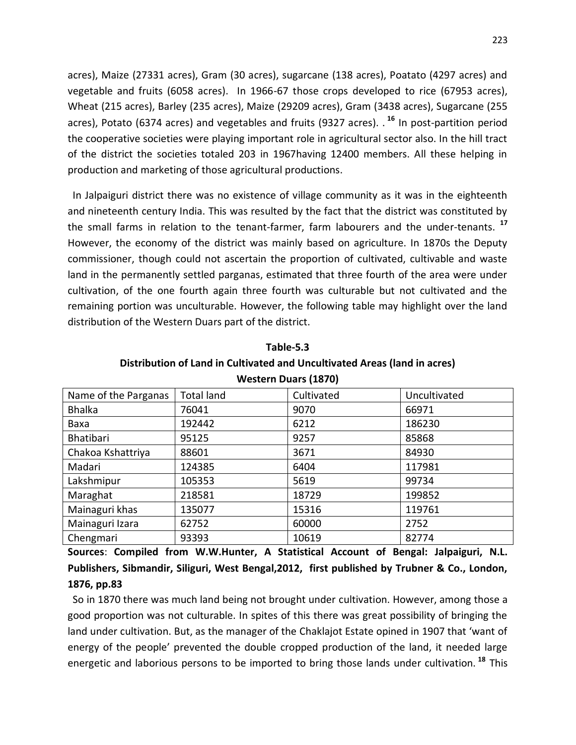acres), Maize (27331 acres), Gram (30 acres), sugarcane (138 acres), Poatato (4297 acres) and vegetable and fruits (6058 acres). In 1966-67 those crops developed to rice (67953 acres), Wheat (215 acres), Barley (235 acres), Maize (29209 acres), Gram (3438 acres), Sugarcane (255 acres), Potato (6374 acres) and vegetables and fruits (9327 acres). .[16] In post-partition period the cooperative societies were playing important role in agricultural sector also. In the hill tract of the district the societies totaled 203 in 1967having 12400 members. All these helping in production and marketing of those agricultural productions.

In Jalpaiguri district there was no existence of village community as it was in the eighteenth and nineteenth century India. This was resulted by the fact that the district was constituted by the small farms in relation to the tenant-farmer, farm labourers and the under-tenants.[17] However, the economy of the district was mainly based on agriculture. In 1870s the Deputy commissioner, though could not ascertain the proportion of cultivated, cultivable and waste land in the permanently settled parganas, estimated that three fourth of the area were under cultivation, of the one fourth again three fourth was culturable but not cultivated and the remaining portion was unculturable. However, the following table may highlight over the land distribution of the Western Duars part of the district.

**Table-5.3**
**Distribution of Land in Cultivated and Uncultivated Areas (land in acres)**
**Western Duars (1870)**

| Name of the Parganas | Total land | Cultivated | Uncultivated |
|---|---|---|---|
| Bhalka | 76041 | 9070 | 66971 |
| Baxa | 192442 | 6212 | 186230 |
| Bhatibari | 95125 | 9257 | 85868 |
| Chakoa Kshattriya | 88601 | 3671 | 84930 |
| Madari | 124385 | 6404 | 117981 |
| Lakshmipur | 105353 | 5619 | 99734 |
| Maraghat | 218581 | 18729 | 199852 |
| Mainaguri khas | 135077 | 15316 | 119761 |
| Mainaguri Izara | 62752 | 60000 | 2752 |
| Chengmari | 93393 | 10619 | 82774 |

**Sources**: **Compiled from W.W.Hunter, A Statistical Account of Bengal: Jalpaiguri, N.L. Publishers, Sibmandir, Siliguri, West Bengal,2012, first published by Trubner & Co., London, 1876, pp.83**

So in 1870 there was much land being not brought under cultivation. However, among those a good proportion was not culturable. In spites of this there was great possibility of bringing the land under cultivation. But, as the manager of the Chaklajot Estate opined in 1907 that 'want of energy of the people' prevented the double cropped production of the land, it needed large energetic and laborious persons to be imported to bring those lands under cultivation.[18] This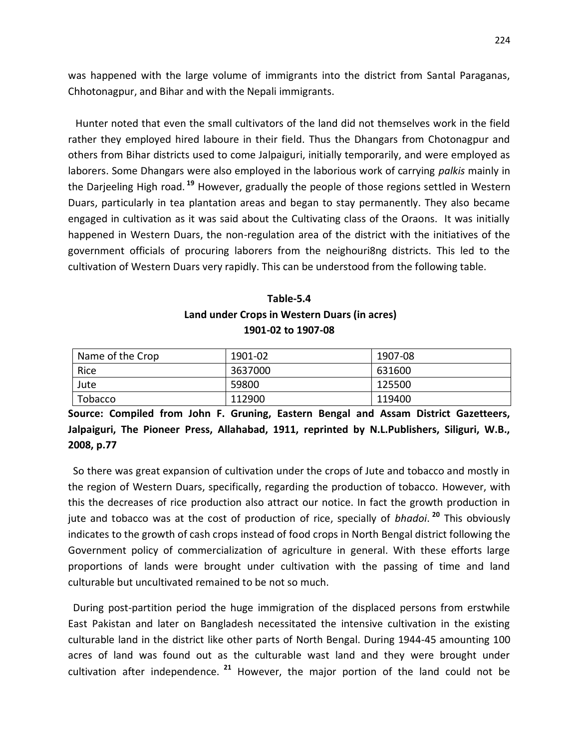was happened with the large volume of immigrants into the district from Santal Paraganas, Chhotonagpur, and Bihar and with the Nepali immigrants.

Hunter noted that even the small cultivators of the land did not themselves work in the field rather they employed hired laboure in their field. Thus the Dhangars from Chotonagpur and others from Bihar districts used to come Jalpaiguri, initially temporarily, and were employed as laborers. Some Dhangars were also employed in the laborious work of carrying *palkis* mainly in the Darjeeling High road.[19] However, gradually the people of those regions settled in Western Duars, particularly in tea plantation areas and began to stay permanently. They also became engaged in cultivation as it was said about the Cultivating class of the Oraons. It was initially happened in Western Duars, the non-regulation area of the district with the initiatives of the government officials of procuring laborers from the neighouri8ng districts. This led to the cultivation of Western Duars very rapidly. This can be understood from the following table.

**Table-5.4**
**Land under Crops in Western Duars (in acres)**
**1901-02 to 1907-08**

| Name of the Crop | 1901-02 | 1907-08 |
|---|---|---|
| Rice | 3637000 | 631600 |
| Jute | 59800 | 125500 |
| Tobacco | 112900 | 119400 |

**Source: Compiled from John F. Gruning, Eastern Bengal and Assam District Gazetteers, Jalpaiguri, The Pioneer Press, Allahabad, 1911, reprinted by N.L.Publishers, Siliguri, W.B., 2008, p.77**

So there was great expansion of cultivation under the crops of Jute and tobacco and mostly in the region of Western Duars, specifically, regarding the production of tobacco. However, with this the decreases of rice production also attract our notice. In fact the growth production in jute and tobacco was at the cost of production of rice, specially of *bhadoi*.[20] This obviously indicates to the growth of cash crops instead of food crops in North Bengal district following the Government policy of commercialization of agriculture in general. With these efforts large proportions of lands were brought under cultivation with the passing of time and land culturable but uncultivated remained to be not so much.

During post-partition period the huge immigration of the displaced persons from erstwhile East Pakistan and later on Bangladesh necessitated the intensive cultivation in the existing culturable land in the district like other parts of North Bengal. During 1944-45 amounting 100 acres of land was found out as the culturable wast land and they were brought under cultivation after independence.[21] However, the major portion of the land could not be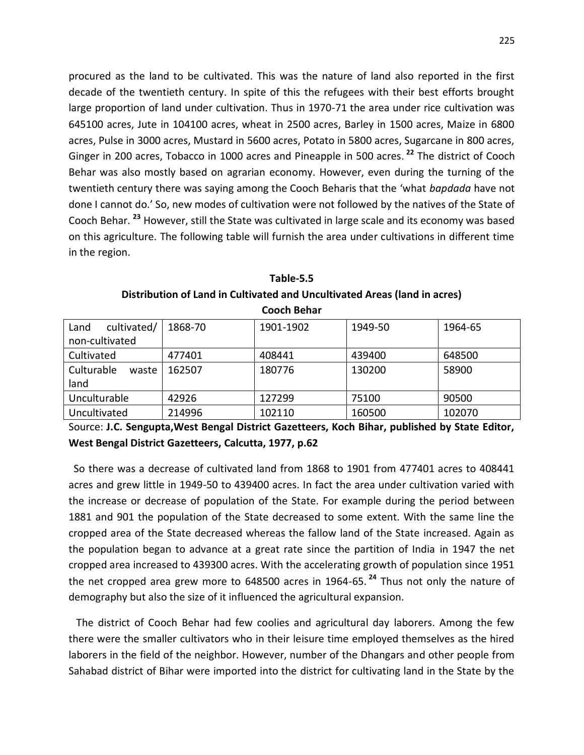procured as the land to be cultivated. This was the nature of land also reported in the first decade of the twentieth century. In spite of this the refugees with their best efforts brought large proportion of land under cultivation. Thus in 1970-71 the area under rice cultivation was 645100 acres, Jute in 104100 acres, wheat in 2500 acres, Barley in 1500 acres, Maize in 6800 acres, Pulse in 3000 acres, Mustard in 5600 acres, Potato in 5800 acres, Sugarcane in 800 acres, Ginger in 200 acres, Tobacco in 1000 acres and Pineapple in 500 acres. [22] The district of Cooch Behar was also mostly based on agrarian economy. However, even during the turning of the twentieth century there was saying among the Cooch Beharis that the 'what *bapdada* have not done I cannot do.' So, new modes of cultivation were not followed by the natives of the State of Cooch Behar. [23] However, still the State was cultivated in large scale and its economy was based on this agriculture. The following table will furnish the area under cultivations in different time in the region.

**Table-5.5**

**Distribution of Land in Cultivated and Uncultivated Areas (land in acres)**

**Cooch Behar**

| Land cultivated/ non-cultivated | 1868-70 | 1901-1902 | 1949-50 | 1964-65 |
|---|---|---|---|---|
| Cultivated | 477401 | 408441 | 439400 | 648500 |
| Culturable waste land | 162507 | 180776 | 130200 | 58900 |
| Unculturable | 42926 | 127299 | 75100 | 90500 |
| Uncultivated | 214996 | 102110 | 160500 | 102070 |

Source: **J.C. Sengupta,West Bengal District Gazetteers, Koch Bihar, published by State Editor, West Bengal District Gazetteers, Calcutta, 1977, p.62**

So there was a decrease of cultivated land from 1868 to 1901 from 477401 acres to 408441 acres and grew little in 1949-50 to 439400 acres. In fact the area under cultivation varied with the increase or decrease of population of the State. For example during the period between 1881 and 901 the population of the State decreased to some extent. With the same line the cropped area of the State decreased whereas the fallow land of the State increased. Again as the population began to advance at a great rate since the partition of India in 1947 the net cropped area increased to 439300 acres. With the accelerating growth of population since 1951 the net cropped area grew more to 648500 acres in 1964-65. [24] Thus not only the nature of demography but also the size of it influenced the agricultural expansion.

The district of Cooch Behar had few coolies and agricultural day laborers. Among the few there were the smaller cultivators who in their leisure time employed themselves as the hired laborers in the field of the neighbor. However, number of the Dhangars and other people from Sahabad district of Bihar were imported into the district for cultivating land in the State by the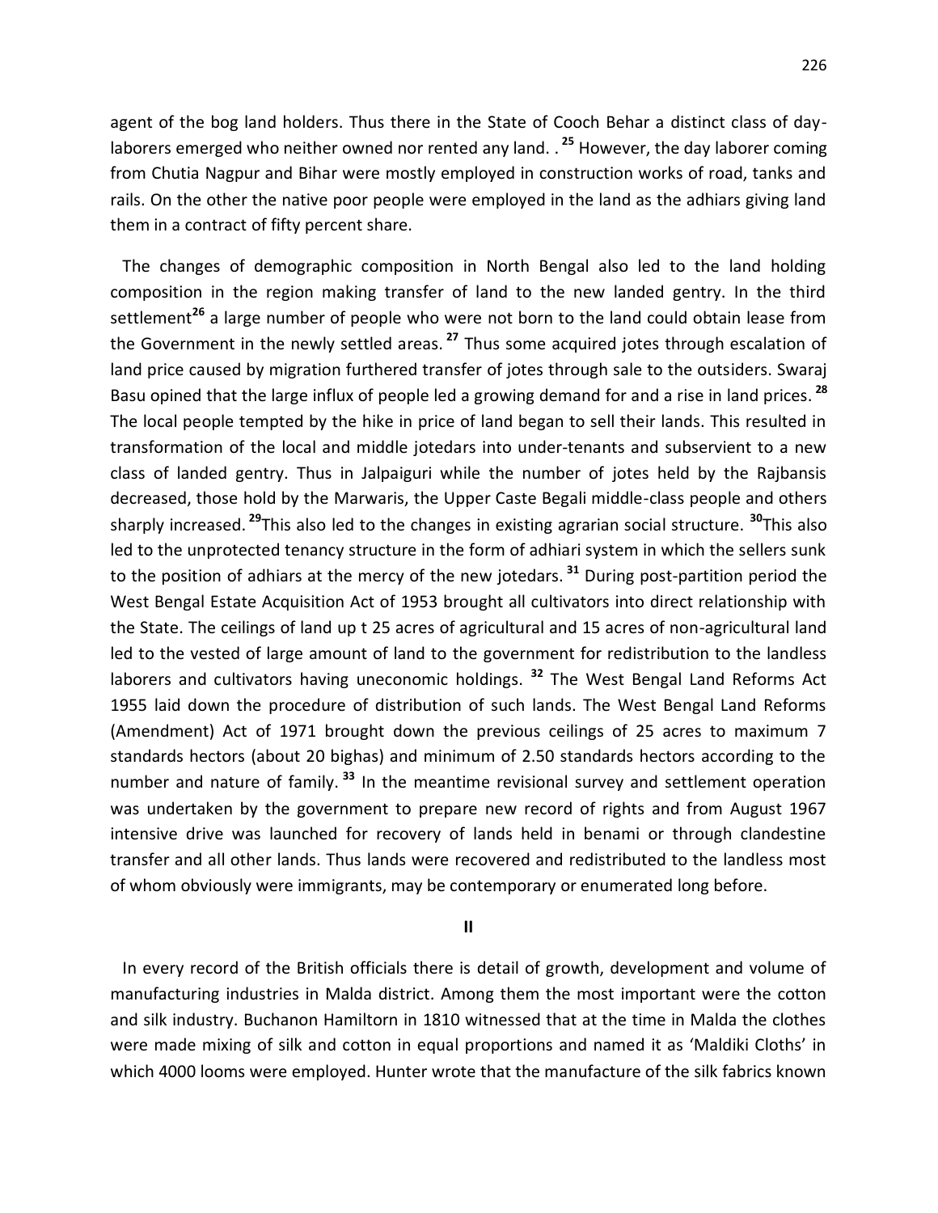agent of the bog land holders. Thus there in the State of Cooch Behar a distinct class of day-laborers emerged who neither owned nor rented any land. .[25] However, the day laborer coming from Chutia Nagpur and Bihar were mostly employed in construction works of road, tanks and rails. On the other the native poor people were employed in the land as the adhiars giving land them in a contract of fifty percent share.

The changes of demographic composition in North Bengal also led to the land holding composition in the region making transfer of land to the new landed gentry. In the third settlement[26] a large number of people who were not born to the land could obtain lease from the Government in the newly settled areas.[27] Thus some acquired jotes through escalation of land price caused by migration furthered transfer of jotes through sale to the outsiders. Swaraj Basu opined that the large influx of people led a growing demand for and a rise in land prices.[28] The local people tempted by the hike in price of land began to sell their lands. This resulted in transformation of the local and middle jotedars into under-tenants and subservient to a new class of landed gentry. Thus in Jalpaiguri while the number of jotes held by the Rajbansis decreased, those hold by the Marwaris, the Upper Caste Begali middle-class people and others sharply increased.[29]This also led to the changes in existing agrarian social structure.[30]This also led to the unprotected tenancy structure in the form of adhiari system in which the sellers sunk to the position of adhiars at the mercy of the new jotedars.[31] During post-partition period the West Bengal Estate Acquisition Act of 1953 brought all cultivators into direct relationship with the State. The ceilings of land up t 25 acres of agricultural and 15 acres of non-agricultural land led to the vested of large amount of land to the government for redistribution to the landless laborers and cultivators having uneconomic holdings.[32] The West Bengal Land Reforms Act 1955 laid down the procedure of distribution of such lands. The West Bengal Land Reforms (Amendment) Act of 1971 brought down the previous ceilings of 25 acres to maximum 7 standards hectors (about 20 bighas) and minimum of 2.50 standards hectors according to the number and nature of family.[33] In the meantime revisional survey and settlement operation was undertaken by the government to prepare new record of rights and from August 1967 intensive drive was launched for recovery of lands held in benami or through clandestine transfer and all other lands. Thus lands were recovered and redistributed to the landless most of whom obviously were immigrants, may be contemporary or enumerated long before.

**II**

In every record of the British officials there is detail of growth, development and volume of manufacturing industries in Malda district. Among them the most important were the cotton and silk industry. Buchanon Hamiltorn in 1810 witnessed that at the time in Malda the clothes were made mixing of silk and cotton in equal proportions and named it as 'Maldiki Cloths' in which 4000 looms were employed. Hunter wrote that the manufacture of the silk fabrics known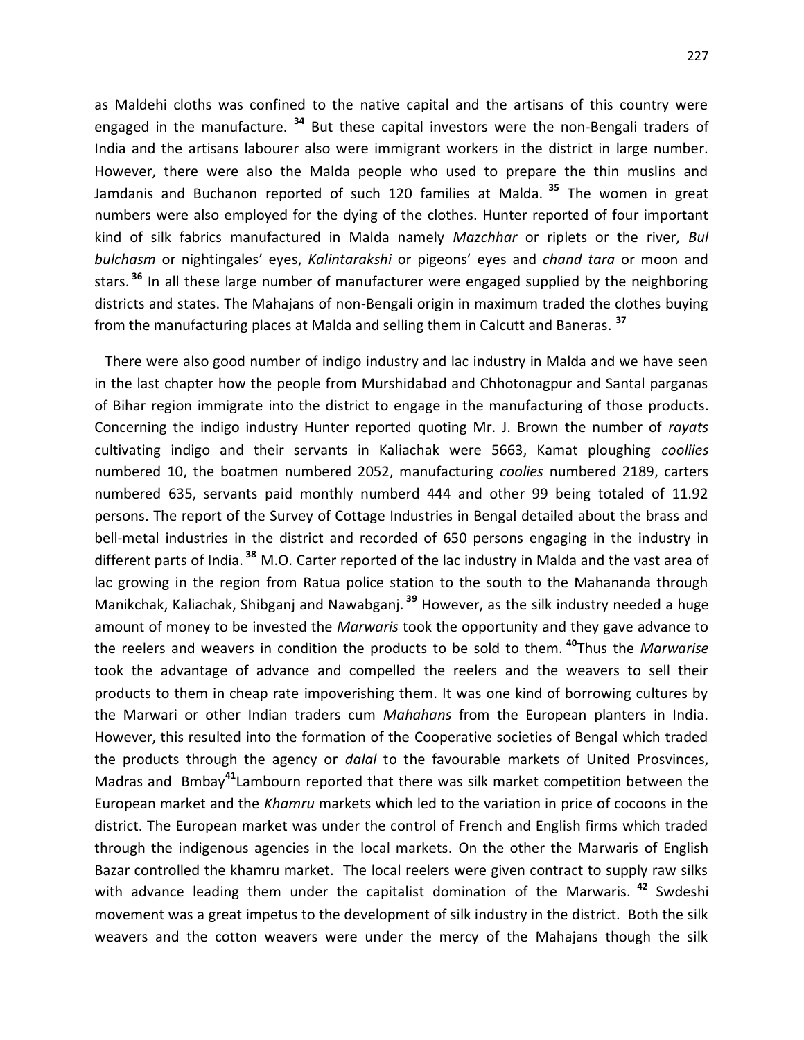as Maldehi cloths was confined to the native capital and the artisans of this country were engaged in the manufacture. [34] But these capital investors were the non-Bengali traders of India and the artisans labourer also were immigrant workers in the district in large number. However, there were also the Malda people who used to prepare the thin muslins and Jamdanis and Buchanon reported of such 120 families at Malda. [35] The women in great numbers were also employed for the dying of the clothes. Hunter reported of four important kind of silk fabrics manufactured in Malda namely *Mazchhar* or riplets or the river, *Bul bulchasm* or nightingales' eyes, *Kalintarakshi* or pigeons' eyes and *chand tara* or moon and stars. [36] In all these large number of manufacturer were engaged supplied by the neighboring districts and states. The Mahajans of non-Bengali origin in maximum traded the clothes buying from the manufacturing places at Malda and selling them in Calcutt and Baneras. [37]

There were also good number of indigo industry and lac industry in Malda and we have seen in the last chapter how the people from Murshidabad and Chhotonagpur and Santal parganas of Bihar region immigrate into the district to engage in the manufacturing of those products. Concerning the indigo industry Hunter reported quoting Mr. J. Brown the number of *rayats* cultivating indigo and their servants in Kaliachak were 5663, Kamat ploughing *cooliies* numbered 10, the boatmen numbered 2052, manufacturing *coolies* numbered 2189, carters numbered 635, servants paid monthly numberd 444 and other 99 being totaled of 11.92 persons. The report of the Survey of Cottage Industries in Bengal detailed about the brass and bell-metal industries in the district and recorded of 650 persons engaging in the industry in different parts of India. [38] M.O. Carter reported of the lac industry in Malda and the vast area of lac growing in the region from Ratua police station to the south to the Mahananda through Manikchak, Kaliachak, Shibganj and Nawabganj. [39] However, as the silk industry needed a huge amount of money to be invested the *Marwaris* took the opportunity and they gave advance to the reelers and weavers in condition the products to be sold to them. [40]Thus the *Marwarise* took the advantage of advance and compelled the reelers and the weavers to sell their products to them in cheap rate impoverishing them. It was one kind of borrowing cultures by the Marwari or other Indian traders cum *Mahahans* from the European planters in India. However, this resulted into the formation of the Cooperative societies of Bengal which traded the products through the agency or *dalal* to the favourable markets of United Prosvinces, Madras and Bmbay[41]Lambourn reported that there was silk market competition between the European market and the *Khamru* markets which led to the variation in price of cocoons in the district. The European market was under the control of French and English firms which traded through the indigenous agencies in the local markets. On the other the Marwaris of English Bazar controlled the khamru market. The local reelers were given contract to supply raw silks with advance leading them under the capitalist domination of the Marwaris. [42] Swdeshi movement was a great impetus to the development of silk industry in the district. Both the silk weavers and the cotton weavers were under the mercy of the Mahajans though the silk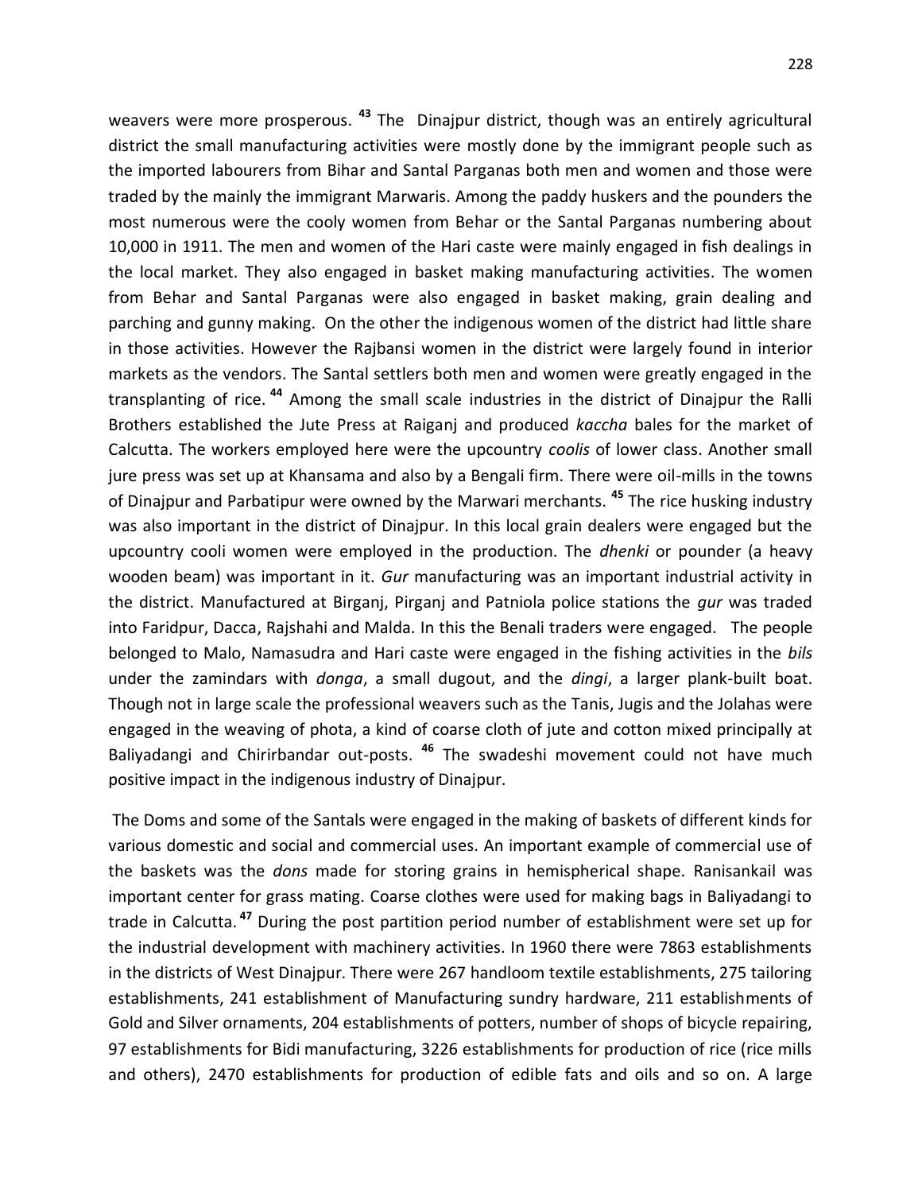weavers were more prosperous. [43] The Dinajpur district, though was an entirely agricultural district the small manufacturing activities were mostly done by the immigrant people such as the imported labourers from Bihar and Santal Parganas both men and women and those were traded by the mainly the immigrant Marwaris. Among the paddy huskers and the pounders the most numerous were the cooly women from Behar or the Santal Parganas numbering about 10,000 in 1911. The men and women of the Hari caste were mainly engaged in fish dealings in the local market. They also engaged in basket making manufacturing activities. The women from Behar and Santal Parganas were also engaged in basket making, grain dealing and parching and gunny making. On the other the indigenous women of the district had little share in those activities. However the Rajbansi women in the district were largely found in interior markets as the vendors. The Santal settlers both men and women were greatly engaged in the transplanting of rice. [44] Among the small scale industries in the district of Dinajpur the Ralli Brothers established the Jute Press at Raiganj and produced *kaccha* bales for the market of Calcutta. The workers employed here were the upcountry *coolis* of lower class. Another small jure press was set up at Khansama and also by a Bengali firm. There were oil-mills in the towns of Dinajpur and Parbatipur were owned by the Marwari merchants. [45] The rice husking industry was also important in the district of Dinajpur. In this local grain dealers were engaged but the upcountry cooli women were employed in the production. The *dhenki* or pounder (a heavy wooden beam) was important in it. *Gur* manufacturing was an important industrial activity in the district. Manufactured at Birganj, Pirganj and Patniola police stations the *gur* was traded into Faridpur, Dacca, Rajshahi and Malda. In this the Benali traders were engaged. The people belonged to Malo, Namasudra and Hari caste were engaged in the fishing activities in the *bils* under the zamindars with *donga*, a small dugout, and the *dingi*, a larger plank-built boat. Though not in large scale the professional weavers such as the Tanis, Jugis and the Jolahas were engaged in the weaving of phota, a kind of coarse cloth of jute and cotton mixed principally at Baliyadangi and Chirirbandar out-posts. [46] The swadeshi movement could not have much positive impact in the indigenous industry of Dinajpur.

The Doms and some of the Santals were engaged in the making of baskets of different kinds for various domestic and social and commercial uses. An important example of commercial use of the baskets was the *dons* made for storing grains in hemispherical shape. Ranisankail was important center for grass mating. Coarse clothes were used for making bags in Baliyadangi to trade in Calcutta. [47] During the post partition period number of establishment were set up for the industrial development with machinery activities. In 1960 there were 7863 establishments in the districts of West Dinajpur. There were 267 handloom textile establishments, 275 tailoring establishments, 241 establishment of Manufacturing sundry hardware, 211 establishments of Gold and Silver ornaments, 204 establishments of potters, number of shops of bicycle repairing, 97 establishments for Bidi manufacturing, 3226 establishments for production of rice (rice mills and others), 2470 establishments for production of edible fats and oils and so on. A large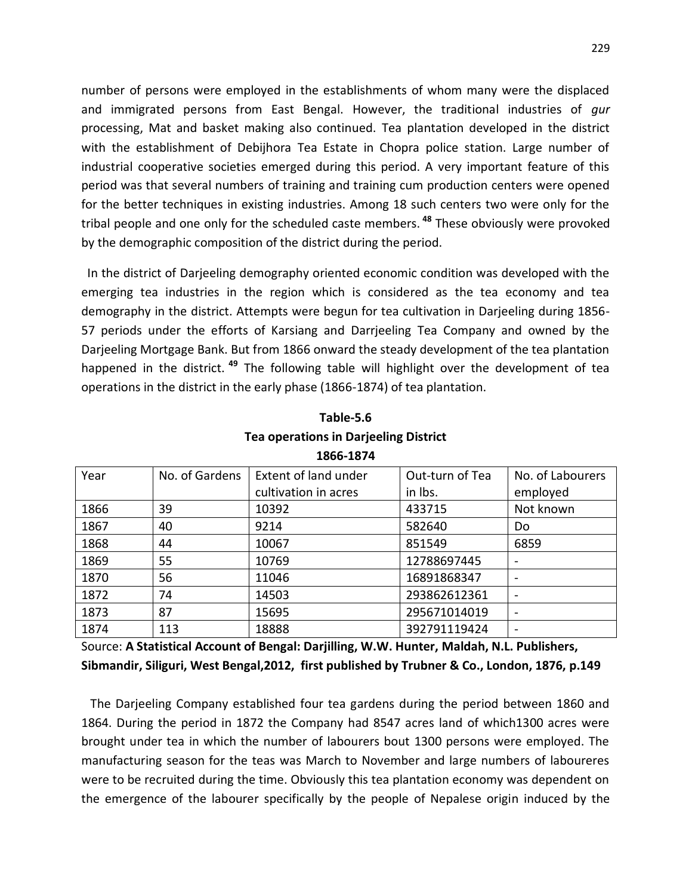number of persons were employed in the establishments of whom many were the displaced and immigrated persons from East Bengal. However, the traditional industries of *gur* processing, Mat and basket making also continued. Tea plantation developed in the district with the establishment of Debijhora Tea Estate in Chopra police station. Large number of industrial cooperative societies emerged during this period. A very important feature of this period was that several numbers of training and training cum production centers were opened for the better techniques in existing industries. Among 18 such centers two were only for the tribal people and one only for the scheduled caste members. [48] These obviously were provoked by the demographic composition of the district during the period.

In the district of Darjeeling demography oriented economic condition was developed with the emerging tea industries in the region which is considered as the tea economy and tea demography in the district. Attempts were begun for tea cultivation in Darjeeling during 1856-57 periods under the efforts of Karsiang and Darrjeeling Tea Company and owned by the Darjeeling Mortgage Bank. But from 1866 onward the steady development of the tea plantation happened in the district. [49] The following table will highlight over the development of tea operations in the district in the early phase (1866-1874) of tea plantation.

**Table-5.6**
**Tea operations in Darjeeling District**
**1866-1874**

| Year | No. of Gardens | Extent of land under cultivation in acres | Out-turn of Tea in lbs. | No. of Labourers employed |
|---|---|---|---|---|
| 1866 | 39 | 10392 | 433715 | Not known |
| 1867 | 40 | 9214 | 582640 | Do |
| 1868 | 44 | 10067 | 851549 | 6859 |
| 1869 | 55 | 10769 | 12788697445 | - |
| 1870 | 56 | 11046 | 16891868347 | - |
| 1872 | 74 | 14503 | 293862612361 | - |
| 1873 | 87 | 15695 | 295671014019 | - |
| 1874 | 113 | 18888 | 392791119424 | - |

Source: **A Statistical Account of Bengal: Darjilling, W.W. Hunter, Maldah, N.L. Publishers, Sibmandir, Siliguri, West Bengal,2012, first published by Trubner & Co., London, 1876, p.149**

The Darjeeling Company established four tea gardens during the period between 1860 and 1864. During the period in 1872 the Company had 8547 acres land of which1300 acres were brought under tea in which the number of labourers bout 1300 persons were employed. The manufacturing season for the teas was March to November and large numbers of laboureres were to be recruited during the time. Obviously this tea plantation economy was dependent on the emergence of the labourer specifically by the people of Nepalese origin induced by the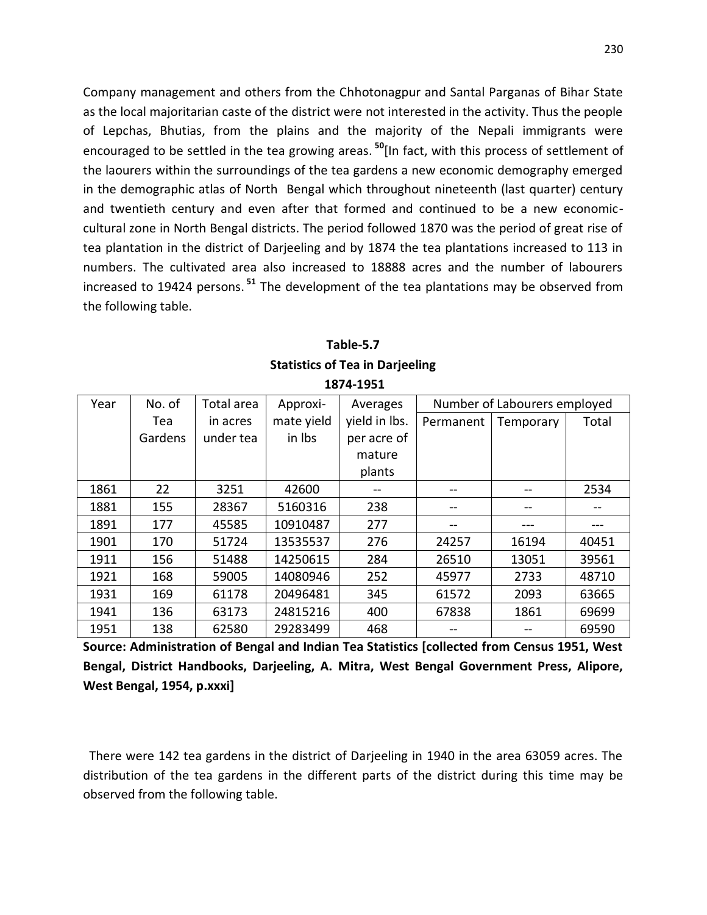Company management and others from the Chhotonagpur and Santal Parganas of Bihar State as the local majoritarian caste of the district were not interested in the activity. Thus the people of Lepchas, Bhutias, from the plains and the majority of the Nepali immigrants were encouraged to be settled in the tea growing areas. [50][In fact, with this process of settlement of the laourers within the surroundings of the tea gardens a new economic demography emerged in the demographic atlas of North Bengal which throughout nineteenth (last quarter) century and twentieth century and even after that formed and continued to be a new economic-cultural zone in North Bengal districts. The period followed 1870 was the period of great rise of tea plantation in the district of Darjeeling and by 1874 the tea plantations increased to 113 in numbers. The cultivated area also increased to 18888 acres and the number of labourers increased to 19424 persons. [51] The development of the tea plantations may be observed from the following table.

**Table-5.7**
**Statistics of Tea in Darjeeling**
**1874-1951**

| Year | No. of Tea Gardens | Total area in acres under tea | Approxi-mate yield in lbs | Averages yield in lbs. per acre of mature plants | Number of Labourers employed | | |
|---|---|---|---|---|---|---|---|
| | | | | | Permanent | Temporary | Total |
| 1861 | 22 | 3251 | 42600 | -- | -- | -- | 2534 |
| 1881 | 155 | 28367 | 5160316 | 238 | -- | -- | -- |
| 1891 | 177 | 45585 | 10910487 | 277 | -- | --- | --- |
| 1901 | 170 | 51724 | 13535537 | 276 | 24257 | 16194 | 40451 |
| 1911 | 156 | 51488 | 14250615 | 284 | 26510 | 13051 | 39561 |
| 1921 | 168 | 59005 | 14080946 | 252 | 45977 | 2733 | 48710 |
| 1931 | 169 | 61178 | 20496481 | 345 | 61572 | 2093 | 63665 |
| 1941 | 136 | 63173 | 24815216 | 400 | 67838 | 1861 | 69699 |
| 1951 | 138 | 62580 | 29283499 | 468 | -- | -- | 69590 |

**Source: Administration of Bengal and Indian Tea Statistics [collected from Census 1951, West Bengal, District Handbooks, Darjeeling, A. Mitra, West Bengal Government Press, Alipore, West Bengal, 1954, p.xxxi]**

There were 142 tea gardens in the district of Darjeeling in 1940 in the area 63059 acres. The distribution of the tea gardens in the different parts of the district during this time may be observed from the following table.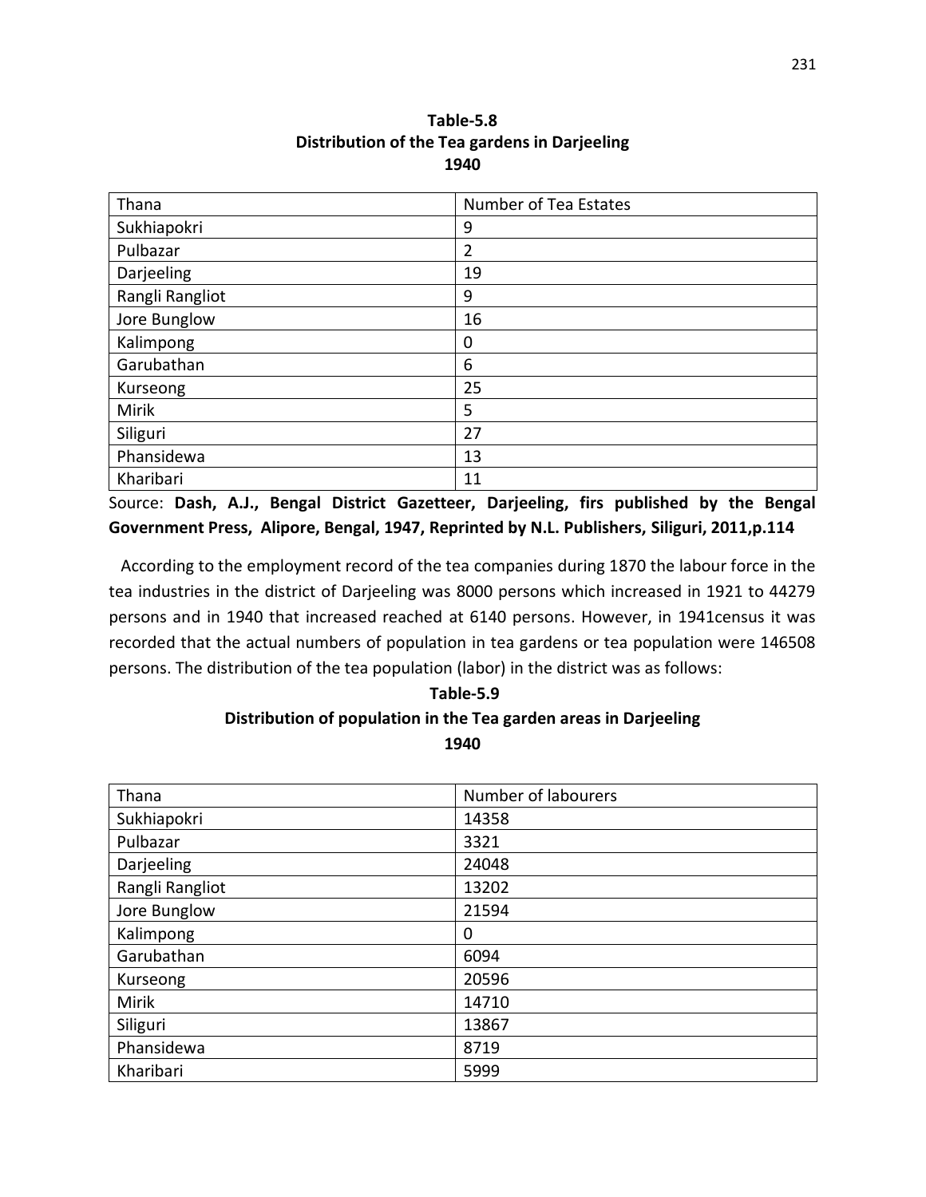**Table-5.8**
**Distribution of the Tea gardens in Darjeeling**
**1940**

| Thana | Number of Tea Estates |
|---|---|
| Sukhiapokri | 9 |
| Pulbazar | 2 |
| Darjeeling | 19 |
| Rangli Rangliot | 9 |
| Jore Bunglow | 16 |
| Kalimpong | 0 |
| Garubathan | 6 |
| Kurseong | 25 |
| Mirik | 5 |
| Siliguri | 27 |
| Phansidewa | 13 |
| Kharibari | 11 |

Source: **Dash, A.J., Bengal District Gazetteer, Darjeeling, firs published by the Bengal Government Press, Alipore, Bengal, 1947, Reprinted by N.L. Publishers, Siliguri, 2011,p.114**

According to the employment record of the tea companies during 1870 the labour force in the tea industries in the district of Darjeeling was 8000 persons which increased in 1921 to 44279 persons and in 1940 that increased reached at 6140 persons. However, in 1941census it was recorded that the actual numbers of population in tea gardens or tea population were 146508 persons. The distribution of the tea population (labor) in the district was as follows:

**Table-5.9**
**Distribution of population in the Tea garden areas in Darjeeling**
**1940**

| Thana | Number of labourers |
|---|---|
| Sukhiapokri | 14358 |
| Pulbazar | 3321 |
| Darjeeling | 24048 |
| Rangli Rangliot | 13202 |
| Jore Bunglow | 21594 |
| Kalimpong | 0 |
| Garubathan | 6094 |
| Kurseong | 20596 |
| Mirik | 14710 |
| Siliguri | 13867 |
| Phansidewa | 8719 |
| Kharibari | 5999 |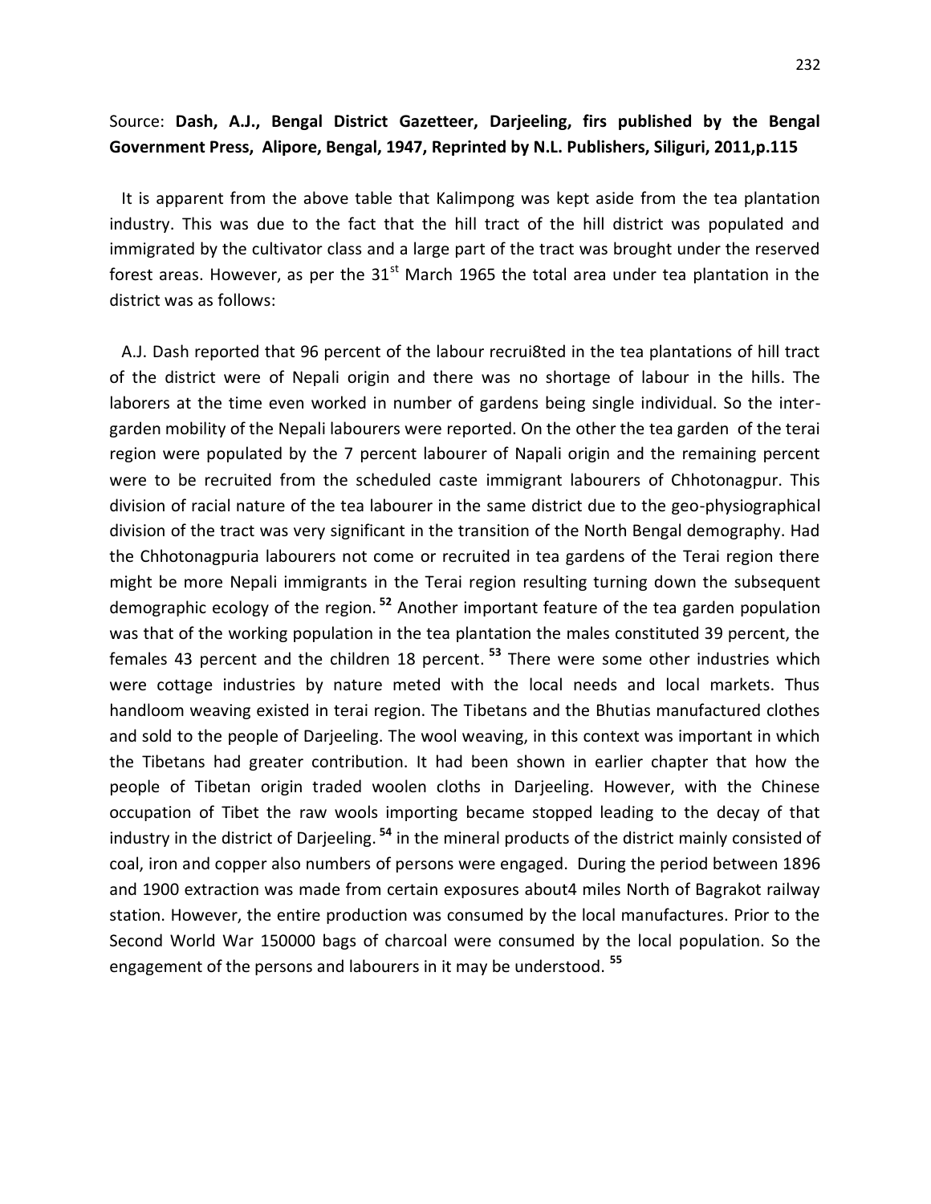Source: **Dash, A.J., Bengal District Gazetteer, Darjeeling, firs published by the Bengal Government Press, Alipore, Bengal, 1947, Reprinted by N.L. Publishers, Siliguri, 2011,p.115**

It is apparent from the above table that Kalimpong was kept aside from the tea plantation industry. This was due to the fact that the hill tract of the hill district was populated and immigrated by the cultivator class and a large part of the tract was brought under the reserved forest areas. However, as per the 31st March 1965 the total area under tea plantation in the district was as follows:

A.J. Dash reported that 96 percent of the labour recrui8ted in the tea plantations of hill tract of the district were of Nepali origin and there was no shortage of labour in the hills. The laborers at the time even worked in number of gardens being single individual. So the inter-garden mobility of the Nepali labourers were reported. On the other the tea garden of the terai region were populated by the 7 percent labourer of Napali origin and the remaining percent were to be recruited from the scheduled caste immigrant labourers of Chhotonagpur. This division of racial nature of the tea labourer in the same district due to the geo-physiographical division of the tract was very significant in the transition of the North Bengal demography. Had the Chhotonagpuria labourers not come or recruited in tea gardens of the Terai region there might be more Nepali immigrants in the Terai region resulting turning down the subsequent demographic ecology of the region.[52] Another important feature of the tea garden population was that of the working population in the tea plantation the males constituted 39 percent, the females 43 percent and the children 18 percent.[53] There were some other industries which were cottage industries by nature meted with the local needs and local markets. Thus handloom weaving existed in terai region. The Tibetans and the Bhutias manufactured clothes and sold to the people of Darjeeling. The wool weaving, in this context was important in which the Tibetans had greater contribution. It had been shown in earlier chapter that how the people of Tibetan origin traded woolen cloths in Darjeeling. However, with the Chinese occupation of Tibet the raw wools importing became stopped leading to the decay of that industry in the district of Darjeeling.[54] in the mineral products of the district mainly consisted of coal, iron and copper also numbers of persons were engaged. During the period between 1896 and 1900 extraction was made from certain exposures about4 miles North of Bagrakot railway station. However, the entire production was consumed by the local manufactures. Prior to the Second World War 150000 bags of charcoal were consumed by the local population. So the engagement of the persons and labourers in it may be understood.[55]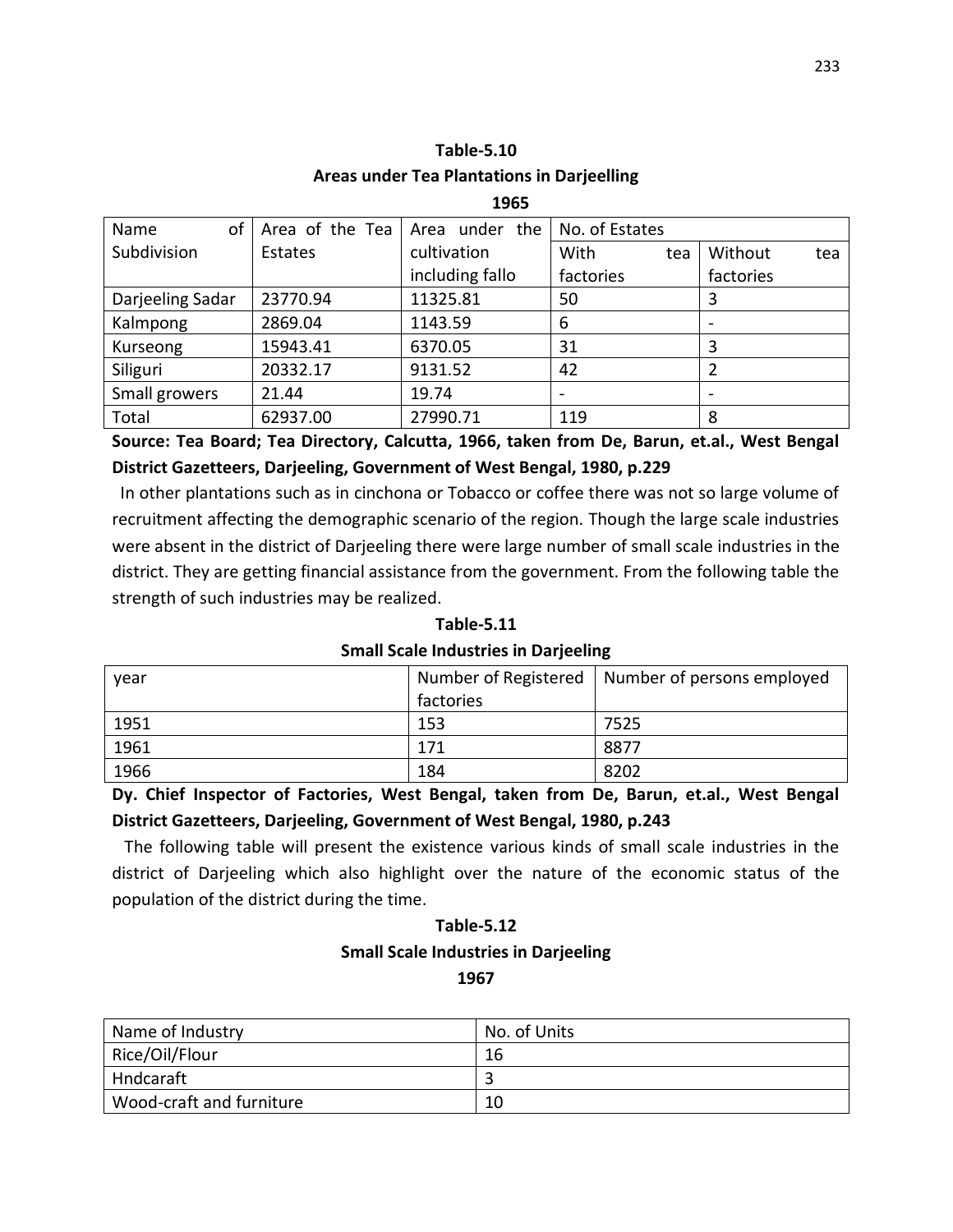**Table-5.10**

**Areas under Tea Plantations in Darjeelling**

**1965**

| Name of Subdivision | Area of the Tea Estates | Area under the cultivation including fallo | No. of Estates | |
|---|---|---|---|---|
| | | | With tea factories | Without tea factories |
| Darjeeling Sadar | 23770.94 | 11325.81 | 50 | 3 |
| Kalmpong | 2869.04 | 1143.59 | 6 | - |
| Kurseong | 15943.41 | 6370.05 | 31 | 3 |
| Siliguri | 20332.17 | 9131.52 | 42 | 2 |
| Small growers | 21.44 | 19.74 | - | - |
| Total | 62937.00 | 27990.71 | 119 | 8 |

**Source: Tea Board; Tea Directory, Calcutta, 1966, taken from De, Barun, et.al., West Bengal District Gazetteers, Darjeeling, Government of West Bengal, 1980, p.229**

In other plantations such as in cinchona or Tobacco or coffee there was not so large volume of recruitment affecting the demographic scenario of the region. Though the large scale industries were absent in the district of Darjeeling there were large number of small scale industries in the district. They are getting financial assistance from the government. From the following table the strength of such industries may be realized.

**Table-5.11**

**Small Scale Industries in Darjeeling**

| year | Number of Registered factories | Number of persons employed |
|---|---|---|
| 1951 | 153 | 7525 |
| 1961 | 171 | 8877 |
| 1966 | 184 | 8202 |

**Dy. Chief Inspector of Factories, West Bengal, taken from De, Barun, et.al., West Bengal District Gazetteers, Darjeeling, Government of West Bengal, 1980, p.243**

The following table will present the existence various kinds of small scale industries in the district of Darjeeling which also highlight over the nature of the economic status of the population of the district during the time.

**Table-5.12**

**Small Scale Industries in Darjeeling**

**1967**

| Name of Industry | No. of Units |
|---|---|
| Rice/Oil/Flour | 16 |
| Hndcaraft | 3 |
| Wood-craft and furniture | 10 |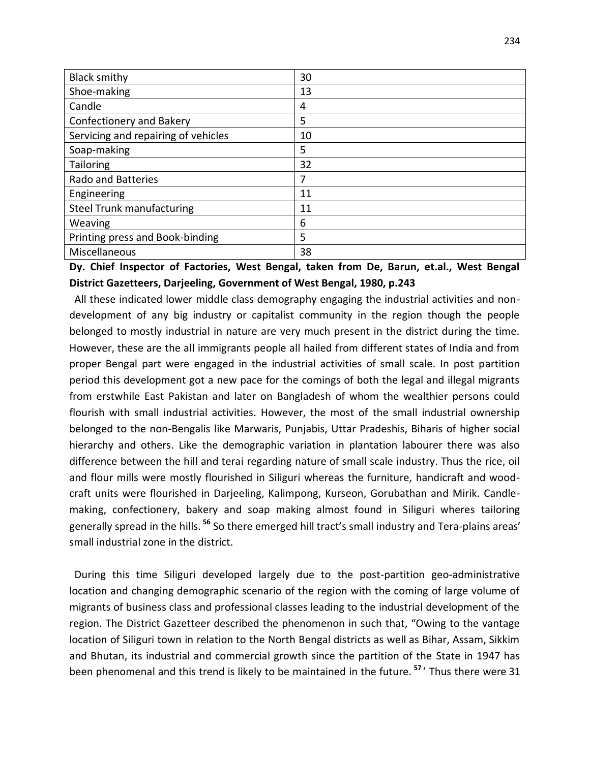| | |
|---|---|
| Black smithy | 30 |
| Shoe-making | 13 |
| Candle | 4 |
| Confectionery and Bakery | 5 |
| Servicing and repairing of vehicles | 10 |
| Soap-making | 5 |
| Tailoring | 32 |
| Rado and Batteries | 7 |
| Engineering | 11 |
| Steel Trunk manufacturing | 11 |
| Weaving | 6 |
| Printing press and Book-binding | 5 |
| Miscellaneous | 38 |

**Dy. Chief Inspector of Factories, West Bengal, taken from De, Barun, et.al., West Bengal District Gazetteers, Darjeeling, Government of West Bengal, 1980, p.243**

All these indicated lower middle class demography engaging the industrial activities and non-development of any big industry or capitalist community in the region though the people belonged to mostly industrial in nature are very much present in the district during the time. However, these are the all immigrants people all hailed from different states of India and from proper Bengal part were engaged in the industrial activities of small scale. In post partition period this development got a new pace for the comings of both the legal and illegal migrants from erstwhile East Pakistan and later on Bangladesh of whom the wealthier persons could flourish with small industrial activities. However, the most of the small industrial ownership belonged to the non-Bengalis like Marwaris, Punjabis, Uttar Pradeshis, Biharis of higher social hierarchy and others. Like the demographic variation in plantation labourer there was also difference between the hill and terai regarding nature of small scale industry. Thus the rice, oil and flour mills were mostly flourished in Siliguri whereas the furniture, handicraft and wood-craft units were flourished in Darjeeling, Kalimpong, Kurseon, Gorubathan and Mirik. Candle-making, confectionery, bakery and soap making almost found in Siliguri wheres tailoring generally spread in the hills. [56] So there emerged hill tract's small industry and Tera-plains areas' small industrial zone in the district.

During this time Siliguri developed largely due to the post-partition geo-administrative location and changing demographic scenario of the region with the coming of large volume of migrants of business class and professional classes leading to the industrial development of the region. The District Gazetteer described the phenomenon in such that, "Owing to the vantage location of Siliguri town in relation to the North Bengal districts as well as Bihar, Assam, Sikkim and Bhutan, its industrial and commercial growth since the partition of the State in 1947 has been phenomenal and this trend is likely to be maintained in the future. [57]' Thus there were 31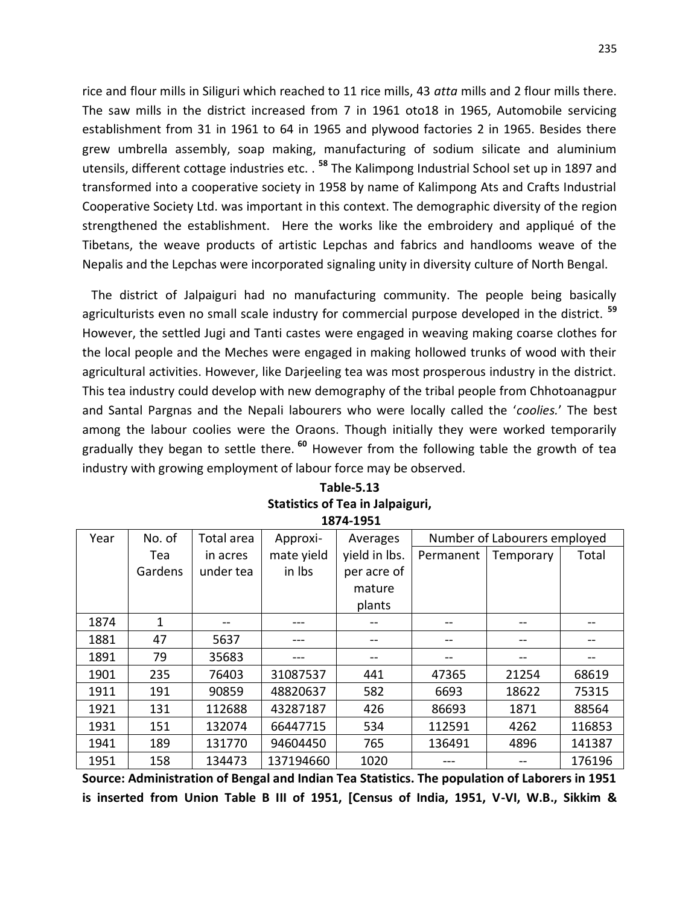rice and flour mills in Siliguri which reached to 11 rice mills, 43 *atta* mills and 2 flour mills there. The saw mills in the district increased from 7 in 1961 oto18 in 1965, Automobile servicing establishment from 31 in 1961 to 64 in 1965 and plywood factories 2 in 1965. Besides there grew umbrella assembly, soap making, manufacturing of sodium silicate and aluminium utensils, different cottage industries etc. . [58] The Kalimpong Industrial School set up in 1897 and transformed into a cooperative society in 1958 by name of Kalimpong Ats and Crafts Industrial Cooperative Society Ltd. was important in this context. The demographic diversity of the region strengthened the establishment. Here the works like the embroidery and appliqué of the Tibetans, the weave products of artistic Lepchas and fabrics and handlooms weave of the Nepalis and the Lepchas were incorporated signaling unity in diversity culture of North Bengal.

The district of Jalpaiguri had no manufacturing community. The people being basically agriculturists even no small scale industry for commercial purpose developed in the district. [59] However, the settled Jugi and Tanti castes were engaged in weaving making coarse clothes for the local people and the Meches were engaged in making hollowed trunks of wood with their agricultural activities. However, like Darjeeling tea was most prosperous industry in the district. This tea industry could develop with new demography of the tribal people from Chhotoanagpur and Santal Pargnas and the Nepali labourers who were locally called the '*coolies.*' The best among the labour coolies were the Oraons. Though initially they were worked temporarily gradually they began to settle there. [60] However from the following table the growth of tea industry with growing employment of labour force may be observed.

**Table-5.13**
**Statistics of Tea in Jalpaiguri, 1874-1951**

| Year | No. of Tea Gardens | Total area in acres under tea | Approxi-mate yield in lbs | Averages yield in lbs. per acre of mature plants | Number of Labourers employed | | |
|---|---|---|---|---|---|---|---|
| | | | | | Permanent | Temporary | Total |
| 1874 | 1 | -- | --- | -- | -- | -- | -- |
| 1881 | 47 | 5637 | --- | -- | -- | -- | -- |
| 1891 | 79 | 35683 | --- | -- | -- | -- | -- |
| 1901 | 235 | 76403 | 31087537 | 441 | 47365 | 21254 | 68619 |
| 1911 | 191 | 90859 | 48820637 | 582 | 6693 | 18622 | 75315 |
| 1921 | 131 | 112688 | 43287187 | 426 | 86693 | 1871 | 88564 |
| 1931 | 151 | 132074 | 66447715 | 534 | 112591 | 4262 | 116853 |
| 1941 | 189 | 131770 | 94604450 | 765 | 136491 | 4896 | 141387 |
| 1951 | 158 | 134473 | 137194660 | 1020 | --- | -- | 176196 |

**Source: Administration of Bengal and Indian Tea Statistics. The population of Laborers in 1951 is inserted from Union Table B III of 1951, [Census of India, 1951, V-VI, W.B., Sikkim &**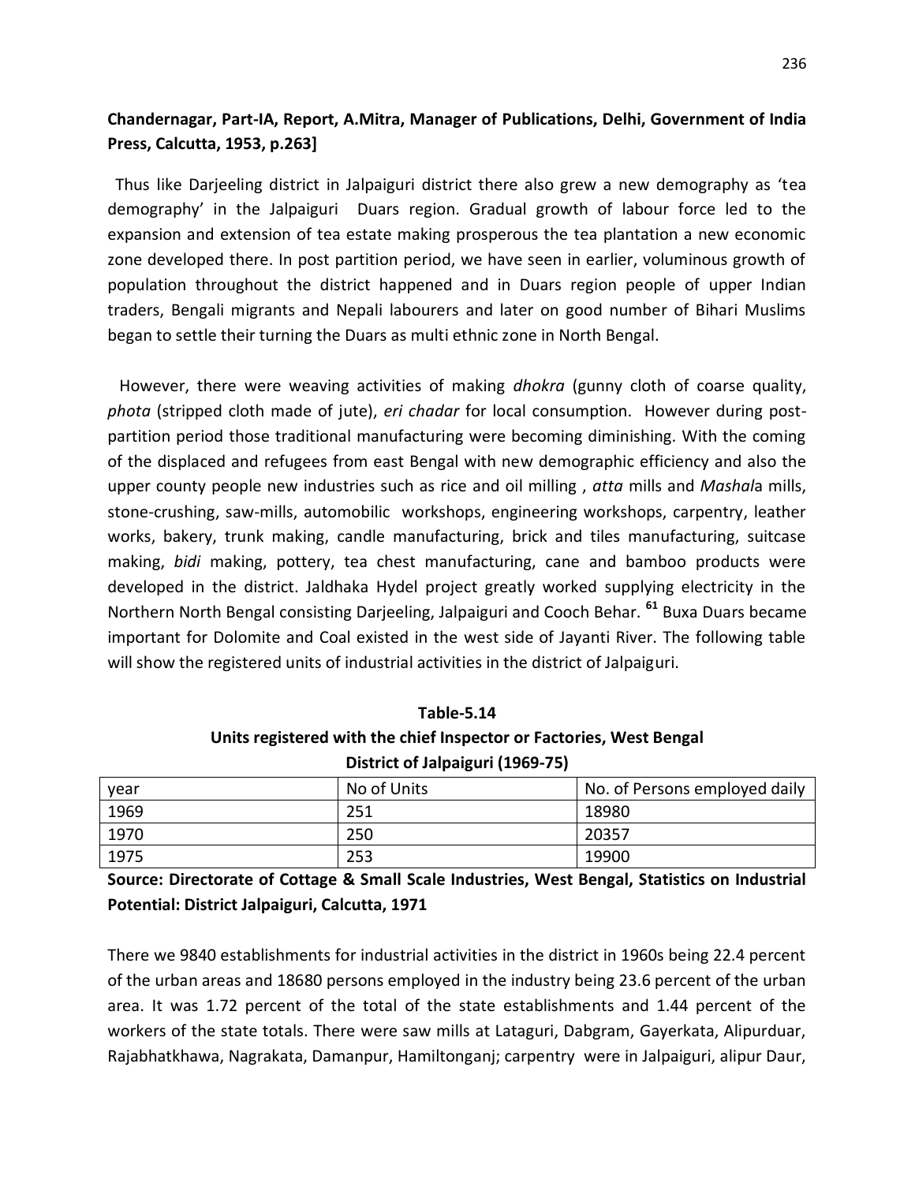**Chandernagar, Part-IA, Report, A.Mitra, Manager of Publications, Delhi, Government of India Press, Calcutta, 1953, p.263]**

Thus like Darjeeling district in Jalpaiguri district there also grew a new demography as 'tea demography' in the Jalpaiguri Duars region. Gradual growth of labour force led to the expansion and extension of tea estate making prosperous the tea plantation a new economic zone developed there. In post partition period, we have seen in earlier, voluminous growth of population throughout the district happened and in Duars region people of upper Indian traders, Bengali migrants and Nepali labourers and later on good number of Bihari Muslims began to settle their turning the Duars as multi ethnic zone in North Bengal.

However, there were weaving activities of making *dhokra* (gunny cloth of coarse quality, *phota* (stripped cloth made of jute), *eri chadar* for local consumption. However during post-partition period those traditional manufacturing were becoming diminishing. With the coming of the displaced and refugees from east Bengal with new demographic efficiency and also the upper county people new industries such as rice and oil milling , *atta* mills and *Mashal*a mills, stone-crushing, saw-mills, automobilic workshops, engineering workshops, carpentry, leather works, bakery, trunk making, candle manufacturing, brick and tiles manufacturing, suitcase making, *bidi* making, pottery, tea chest manufacturing, cane and bamboo products were developed in the district. Jaldhaka Hydel project greatly worked supplying electricity in the Northern North Bengal consisting Darjeeling, Jalpaiguri and Cooch Behar. [61] Buxa Duars became important for Dolomite and Coal existed in the west side of Jayanti River. The following table will show the registered units of industrial activities in the district of Jalpaiguri.

**Table-5.14**

**Units registered with the chief Inspector or Factories, West Bengal**

**District of Jalpaiguri (1969-75)**

| year | No of Units | No. of Persons employed daily |
|---|---|---|
| 1969 | 251 | 18980 |
| 1970 | 250 | 20357 |
| 1975 | 253 | 19900 |

**Source: Directorate of Cottage & Small Scale Industries, West Bengal, Statistics on Industrial Potential: District Jalpaiguri, Calcutta, 1971**

There we 9840 establishments for industrial activities in the district in 1960s being 22.4 percent of the urban areas and 18680 persons employed in the industry being 23.6 percent of the urban area. It was 1.72 percent of the total of the state establishments and 1.44 percent of the workers of the state totals. There were saw mills at Lataguri, Dabgram, Gayerkata, Alipurduar, Rajabhatkhawa, Nagrakata, Damanpur, Hamiltonganj; carpentry were in Jalpaiguri, alipur Daur,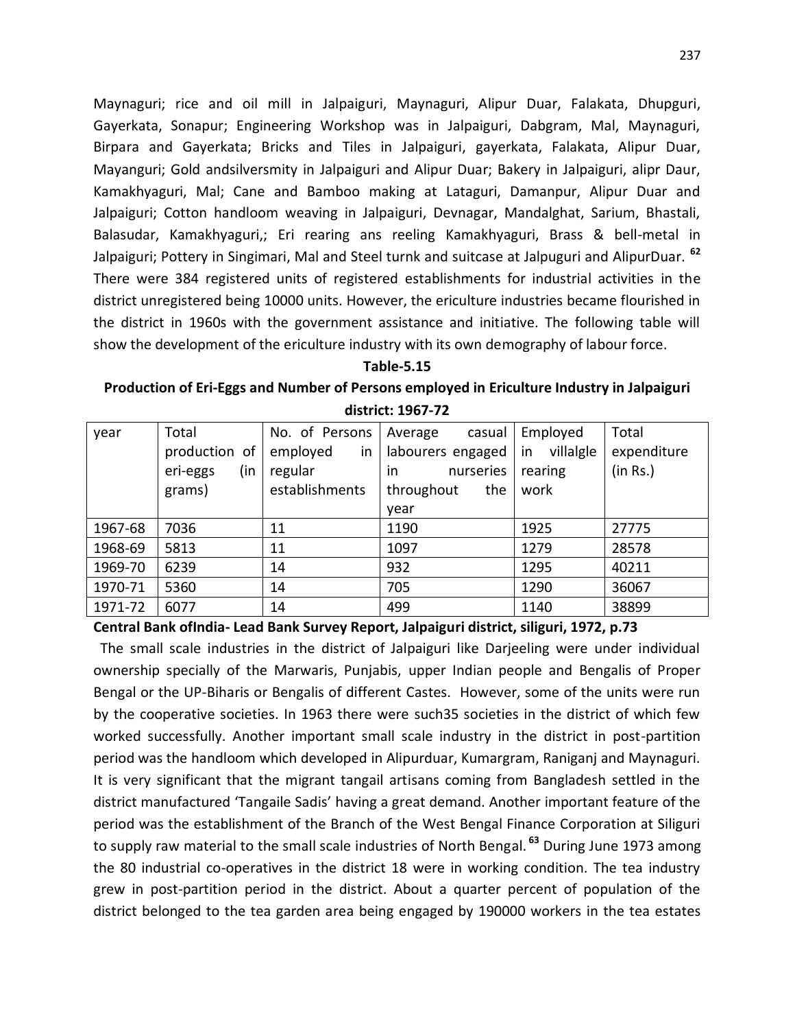Maynaguri; rice and oil mill in Jalpaiguri, Maynaguri, Alipur Duar, Falakata, Dhupguri, Gayerkata, Sonapur; Engineering Workshop was in Jalpaiguri, Dabgram, Mal, Maynaguri, Birpara and Gayerkata; Bricks and Tiles in Jalpaiguri, gayerkata, Falakata, Alipur Duar, Mayanguri; Gold andsilversmity in Jalpaiguri and Alipur Duar; Bakery in Jalpaiguri, alipr Daur, Kamakhyaguri, Mal; Cane and Bamboo making at Lataguri, Damanpur, Alipur Duar and Jalpaiguri; Cotton handloom weaving in Jalpaiguri, Devnagar, Mandalghat, Sarium, Bhastali, Balasudar, Kamakhyaguri,; Eri rearing ans reeling Kamakhyaguri, Brass & bell-metal in Jalpaiguri; Pottery in Singimari, Mal and Steel turnk and suitcase at Jalpuguri and AlipurDuar. [62] There were 384 registered units of registered establishments for industrial activities in the district unregistered being 10000 units. However, the ericulture industries became flourished in the district in 1960s with the government assistance and initiative. The following table will show the development of the ericulture industry with its own demography of labour force.

**Table-5.15**

**Production of Eri-Eggs and Number of Persons employed in Ericulture Industry in Jalpaiguri district: 1967-72**

| year | Total production of eri-eggs (in grams) | No. of Persons employed in regular establishments | Average casual labourers engaged in nurseries throughout the year | Employed in villalgle rearing work | Total expenditure (in Rs.) |
|---|---|---|---|---|---|
| 1967-68 | 7036 | 11 | 1190 | 1925 | 27775 |
| 1968-69 | 5813 | 11 | 1097 | 1279 | 28578 |
| 1969-70 | 6239 | 14 | 932 | 1295 | 40211 |
| 1970-71 | 5360 | 14 | 705 | 1290 | 36067 |
| 1971-72 | 6077 | 14 | 499 | 1140 | 38899 |

**Central Bank ofIndia- Lead Bank Survey Report, Jalpaiguri district, siliguri, 1972, p.73**

The small scale industries in the district of Jalpaiguri like Darjeeling were under individual ownership specially of the Marwaris, Punjabis, upper Indian people and Bengalis of Proper Bengal or the UP-Biharis or Bengalis of different Castes. However, some of the units were run by the cooperative societies. In 1963 there were such35 societies in the district of which few worked successfully. Another important small scale industry in the district in post-partition period was the handloom which developed in Alipurduar, Kumargram, Raniganj and Maynaguri. It is very significant that the migrant tangail artisans coming from Bangladesh settled in the district manufactured 'Tangaile Sadis' having a great demand. Another important feature of the period was the establishment of the Branch of the West Bengal Finance Corporation at Siliguri to supply raw material to the small scale industries of North Bengal. [63] During June 1973 among the 80 industrial co-operatives in the district 18 were in working condition. The tea industry grew in post-partition period in the district. About a quarter percent of population of the district belonged to the tea garden area being engaged by 190000 workers in the tea estates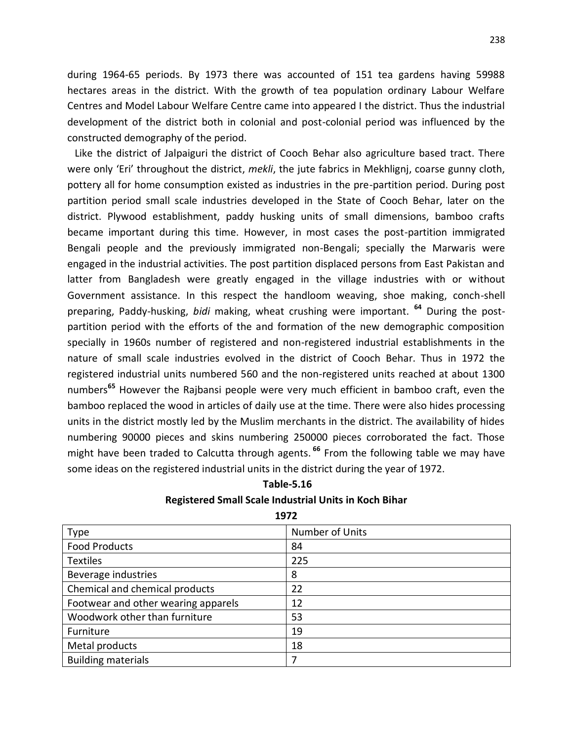during 1964-65 periods. By 1973 there was accounted of 151 tea gardens having 59988 hectares areas in the district. With the growth of tea population ordinary Labour Welfare Centres and Model Labour Welfare Centre came into appeared I the district. Thus the industrial development of the district both in colonial and post-colonial period was influenced by the constructed demography of the period.

Like the district of Jalpaiguri the district of Cooch Behar also agriculture based tract. There were only 'Eri' throughout the district, *mekli*, the jute fabrics in Mekhlignj, coarse gunny cloth, pottery all for home consumption existed as industries in the pre-partition period. During post partition period small scale industries developed in the State of Cooch Behar, later on the district. Plywood establishment, paddy husking units of small dimensions, bamboo crafts became important during this time. However, in most cases the post-partition immigrated Bengali people and the previously immigrated non-Bengali; specially the Marwaris were engaged in the industrial activities. The post partition displaced persons from East Pakistan and latter from Bangladesh were greatly engaged in the village industries with or without Government assistance. In this respect the handloom weaving, shoe making, conch-shell preparing, Paddy-husking, *bidi* making, wheat crushing were important. [64] During the post-partition period with the efforts of the and formation of the new demographic composition specially in 1960s number of registered and non-registered industrial establishments in the nature of small scale industries evolved in the district of Cooch Behar. Thus in 1972 the registered industrial units numbered 560 and the non-registered units reached at about 1300 numbers[65] However the Rajbansi people were very much efficient in bamboo craft, even the bamboo replaced the wood in articles of daily use at the time. There were also hides processing units in the district mostly led by the Muslim merchants in the district. The availability of hides numbering 90000 pieces and skins numbering 250000 pieces corroborated the fact. Those might have been traded to Calcutta through agents. [66] From the following table we may have some ideas on the registered industrial units in the district during the year of 1972.

**Table-5.16**

**Registered Small Scale Industrial Units in Koch Bihar**

**1972**

| Type | Number of Units |
|---|---|
| Food Products | 84 |
| Textiles | 225 |
| Beverage industries | 8 |
| Chemical and chemical products | 22 |
| Footwear and other wearing apparels | 12 |
| Woodwork other than furniture | 53 |
| Furniture | 19 |
| Metal products | 18 |
| Building materials | 7 |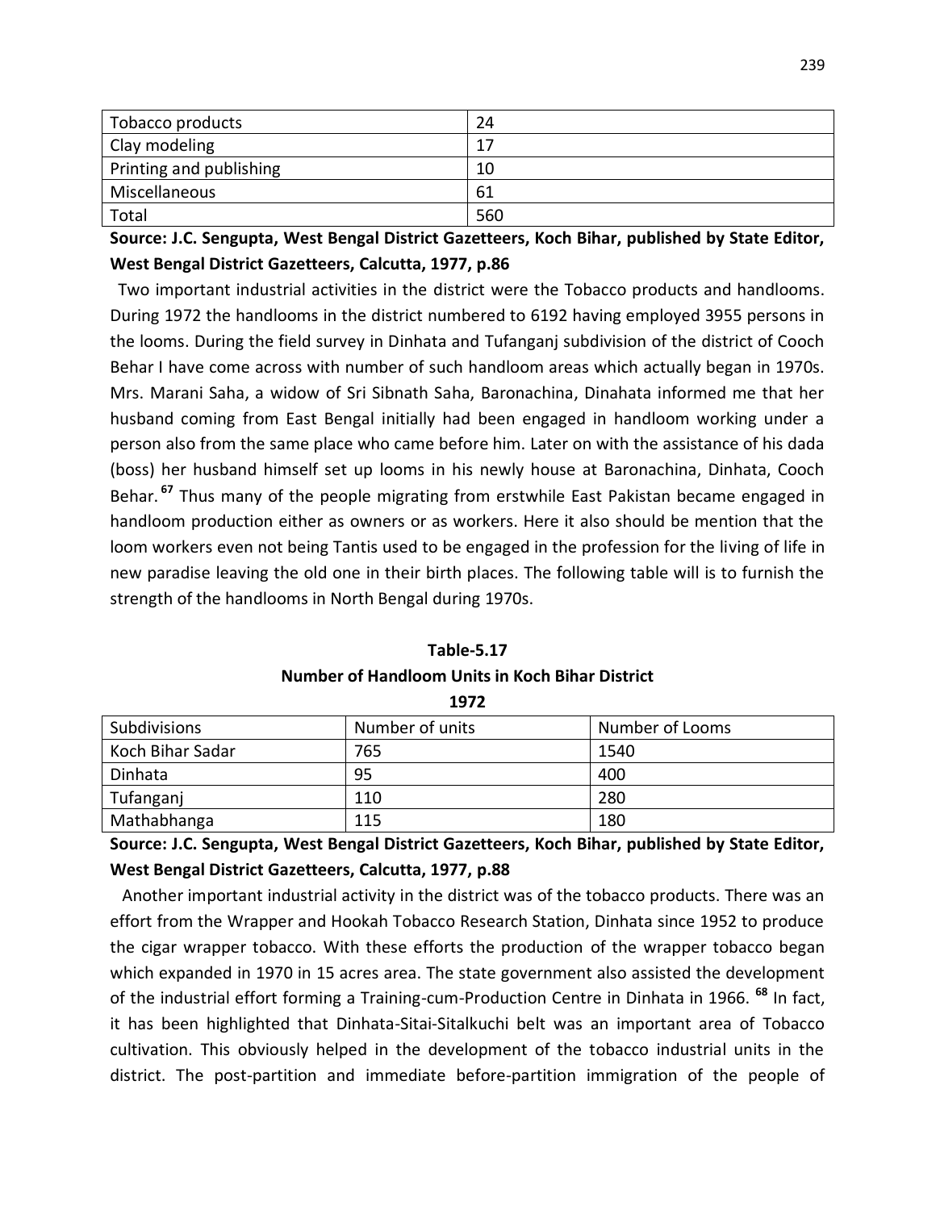| Tobacco products | 24 |
|---|---|
| Clay modeling | 17 |
| Printing and publishing | 10 |
| Miscellaneous | 61 |
| Total | 560 |

**Source: J.C. Sengupta, West Bengal District Gazetteers, Koch Bihar, published by State Editor, West Bengal District Gazetteers, Calcutta, 1977, p.86**

Two important industrial activities in the district were the Tobacco products and handlooms. During 1972 the handlooms in the district numbered to 6192 having employed 3955 persons in the looms. During the field survey in Dinhata and Tufanganj subdivision of the district of Cooch Behar I have come across with number of such handloom areas which actually began in 1970s. Mrs. Marani Saha, a widow of Sri Sibnath Saha, Baronachina, Dinahata informed me that her husband coming from East Bengal initially had been engaged in handloom working under a person also from the same place who came before him. Later on with the assistance of his dada (boss) her husband himself set up looms in his newly house at Baronachina, Dinhata, Cooch Behar.[67] Thus many of the people migrating from erstwhile East Pakistan became engaged in handloom production either as owners or as workers. Here it also should be mention that the loom workers even not being Tantis used to be engaged in the profession for the living of life in new paradise leaving the old one in their birth places. The following table will is to furnish the strength of the handlooms in North Bengal during 1970s.

**Table-5.17**

**Number of Handloom Units in Koch Bihar District**

**1972**

| Subdivisions | Number of units | Number of Looms |
|---|---|---|
| Koch Bihar Sadar | 765 | 1540 |
| Dinhata | 95 | 400 |
| Tufanganj | 110 | 280 |
| Mathabhanga | 115 | 180 |

**Source: J.C. Sengupta, West Bengal District Gazetteers, Koch Bihar, published by State Editor, West Bengal District Gazetteers, Calcutta, 1977, p.88**

Another important industrial activity in the district was of the tobacco products. There was an effort from the Wrapper and Hookah Tobacco Research Station, Dinhata since 1952 to produce the cigar wrapper tobacco. With these efforts the production of the wrapper tobacco began which expanded in 1970 in 15 acres area. The state government also assisted the development of the industrial effort forming a Training-cum-Production Centre in Dinhata in 1966.[68] In fact, it has been highlighted that Dinhata-Sitai-Sitalkuchi belt was an important area of Tobacco cultivation. This obviously helped in the development of the tobacco industrial units in the district. The post-partition and immediate before-partition immigration of the people of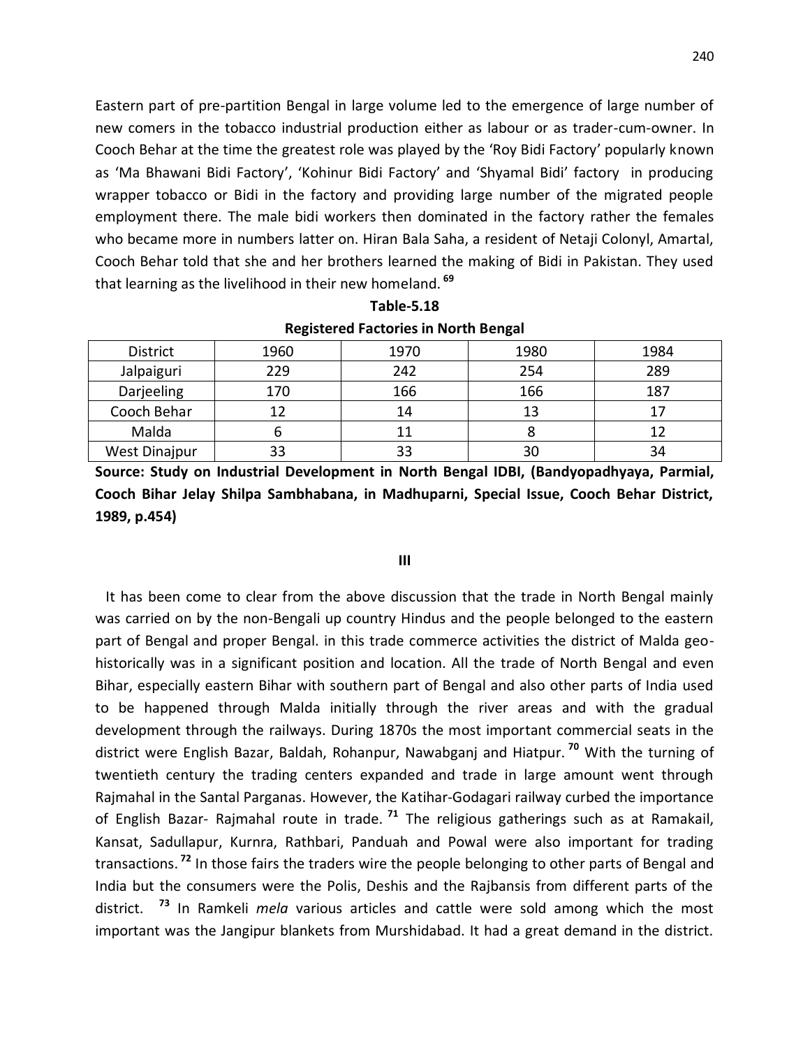Eastern part of pre-partition Bengal in large volume led to the emergence of large number of new comers in the tobacco industrial production either as labour or as trader-cum-owner. In Cooch Behar at the time the greatest role was played by the 'Roy Bidi Factory' popularly known as 'Ma Bhawani Bidi Factory', 'Kohinur Bidi Factory' and 'Shyamal Bidi' factory in producing wrapper tobacco or Bidi in the factory and providing large number of the migrated people employment there. The male bidi workers then dominated in the factory rather the females who became more in numbers latter on. Hiran Bala Saha, a resident of Netaji Colonyl, Amartal, Cooch Behar told that she and her brothers learned the making of Bidi in Pakistan. They used that learning as the livelihood in their new homeland. [69]

**Table-5.18**

**Registered Factories in North Bengal**

| District | 1960 | 1970 | 1980 | 1984 |
|---|---|---|---|---|
| Jalpaiguri | 229 | 242 | 254 | 289 |
| Darjeeling | 170 | 166 | 166 | 187 |
| Cooch Behar | 12 | 14 | 13 | 17 |
| Malda | 6 | 11 | 8 | 12 |
| West Dinajpur | 33 | 33 | 30 | 34 |

**Source: Study on Industrial Development in North Bengal IDBI, (Bandyopadhyaya, Parmial, Cooch Bihar Jelay Shilpa Sambhabana, in Madhuparni, Special Issue, Cooch Behar District, 1989, p.454)**

**III**

It has been come to clear from the above discussion that the trade in North Bengal mainly was carried on by the non-Bengali up country Hindus and the people belonged to the eastern part of Bengal and proper Bengal. in this trade commerce activities the district of Malda geo-historically was in a significant position and location. All the trade of North Bengal and even Bihar, especially eastern Bihar with southern part of Bengal and also other parts of India used to be happened through Malda initially through the river areas and with the gradual development through the railways. During 1870s the most important commercial seats in the district were English Bazar, Baldah, Rohanpur, Nawabganj and Hiatpur. [70] With the turning of twentieth century the trading centers expanded and trade in large amount went through Rajmahal in the Santal Parganas. However, the Katihar-Godagari railway curbed the importance of English Bazar- Rajmahal route in trade. [71] The religious gatherings such as at Ramakail, Kansat, Sadullapur, Kurnra, Rathbari, Panduah and Powal were also important for trading transactions. [72] In those fairs the traders wire the people belonging to other parts of Bengal and India but the consumers were the Polis, Deshis and the Rajbansis from different parts of the district. [73] In Ramkeli *mela* various articles and cattle were sold among which the most important was the Jangipur blankets from Murshidabad. It had a great demand in the district.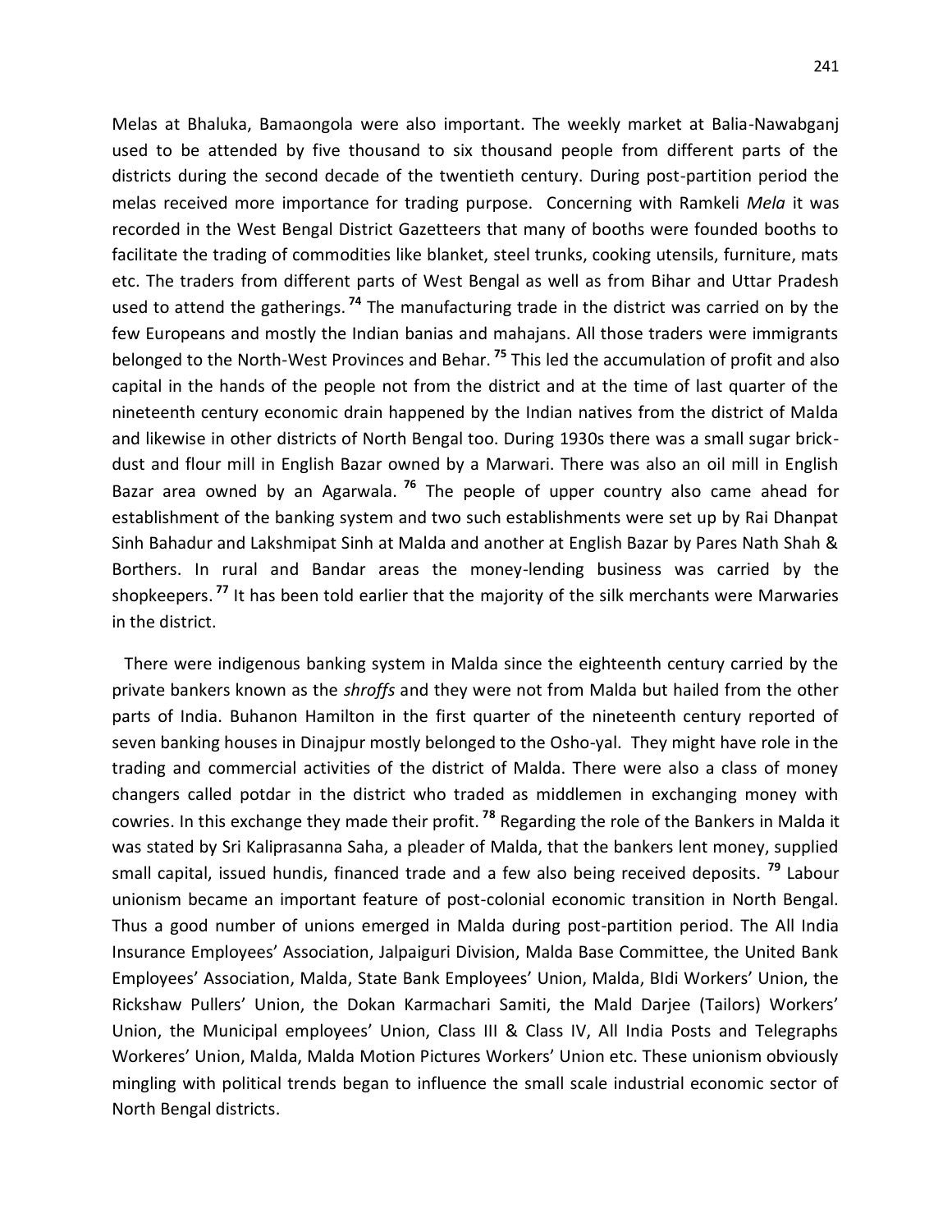Melas at Bhaluka, Bamaongola were also important. The weekly market at Balia-Nawabganj used to be attended by five thousand to six thousand people from different parts of the districts during the second decade of the twentieth century. During post-partition period the melas received more importance for trading purpose. Concerning with Ramkeli *Mela* it was recorded in the West Bengal District Gazetteers that many of booths were founded booths to facilitate the trading of commodities like blanket, steel trunks, cooking utensils, furniture, mats etc. The traders from different parts of West Bengal as well as from Bihar and Uttar Pradesh used to attend the gatherings.[74] The manufacturing trade in the district was carried on by the few Europeans and mostly the Indian banias and mahajans. All those traders were immigrants belonged to the North-West Provinces and Behar.[75] This led the accumulation of profit and also capital in the hands of the people not from the district and at the time of last quarter of the nineteenth century economic drain happened by the Indian natives from the district of Malda and likewise in other districts of North Bengal too. During 1930s there was a small sugar brick-dust and flour mill in English Bazar owned by a Marwari. There was also an oil mill in English Bazar area owned by an Agarwala.[76] The people of upper country also came ahead for establishment of the banking system and two such establishments were set up by Rai Dhanpat Sinh Bahadur and Lakshmipat Sinh at Malda and another at English Bazar by Pares Nath Shah & Borthers. In rural and Bandar areas the money-lending business was carried by the shopkeepers.[77] It has been told earlier that the majority of the silk merchants were Marwaries in the district.

There were indigenous banking system in Malda since the eighteenth century carried by the private bankers known as the *shroffs* and they were not from Malda but hailed from the other parts of India. Buhanon Hamilton in the first quarter of the nineteenth century reported of seven banking houses in Dinajpur mostly belonged to the Osho-yal. They might have role in the trading and commercial activities of the district of Malda. There were also a class of money changers called potdar in the district who traded as middlemen in exchanging money with cowries. In this exchange they made their profit.[78] Regarding the role of the Bankers in Malda it was stated by Sri Kaliprasanna Saha, a pleader of Malda, that the bankers lent money, supplied small capital, issued hundis, financed trade and a few also being received deposits.[79] Labour unionism became an important feature of post-colonial economic transition in North Bengal. Thus a good number of unions emerged in Malda during post-partition period. The All India Insurance Employees' Association, Jalpaiguri Division, Malda Base Committee, the United Bank Employees' Association, Malda, State Bank Employees' Union, Malda, BIdi Workers' Union, the Rickshaw Pullers' Union, the Dokan Karmachari Samiti, the Mald Darjee (Tailors) Workers' Union, the Municipal employees' Union, Class III & Class IV, All India Posts and Telegraphs Workeres' Union, Malda, Malda Motion Pictures Workers' Union etc. These unionism obviously mingling with political trends began to influence the small scale industrial economic sector of North Bengal districts.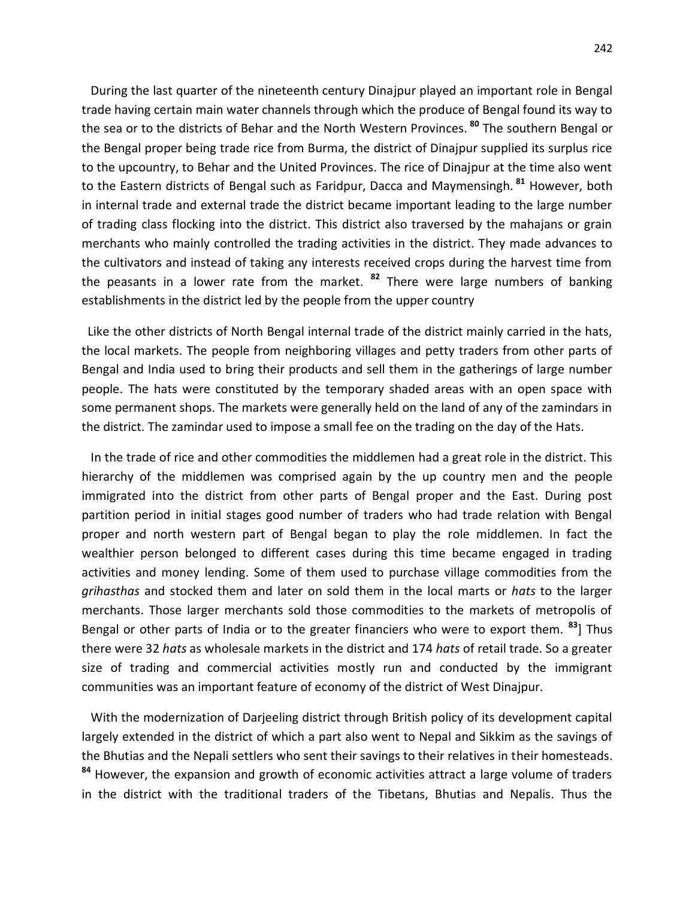During the last quarter of the nineteenth century Dinajpur played an important role in Bengal trade having certain main water channels through which the produce of Bengal found its way to the sea or to the districts of Behar and the North Western Provinces. [80] The southern Bengal or the Bengal proper being trade rice from Burma, the district of Dinajpur supplied its surplus rice to the upcountry, to Behar and the United Provinces. The rice of Dinajpur at the time also went to the Eastern districts of Bengal such as Faridpur, Dacca and Maymensingh. [81] However, both in internal trade and external trade the district became important leading to the large number of trading class flocking into the district. This district also traversed by the mahajans or grain merchants who mainly controlled the trading activities in the district. They made advances to the cultivators and instead of taking any interests received crops during the harvest time from the peasants in a lower rate from the market. [82] There were large numbers of banking establishments in the district led by the people from the upper country

Like the other districts of North Bengal internal trade of the district mainly carried in the hats, the local markets. The people from neighboring villages and petty traders from other parts of Bengal and India used to bring their products and sell them in the gatherings of large number people. The hats were constituted by the temporary shaded areas with an open space with some permanent shops. The markets were generally held on the land of any of the zamindars in the district. The zamindar used to impose a small fee on the trading on the day of the Hats.

In the trade of rice and other commodities the middlemen had a great role in the district. This hierarchy of the middlemen was comprised again by the up country men and the people immigrated into the district from other parts of Bengal proper and the East. During post partition period in initial stages good number of traders who had trade relation with Bengal proper and north western part of Bengal began to play the role middlemen. In fact the wealthier person belonged to different cases during this time became engaged in trading activities and money lending. Some of them used to purchase village commodities from the *grihasthas* and stocked them and later on sold them in the local marts or *hats* to the larger merchants. Those larger merchants sold those commodities to the markets of metropolis of Bengal or other parts of India or to the greater financiers who were to export them. [83]] Thus there were 32 *hats* as wholesale markets in the district and 174 *hats* of retail trade. So a greater size of trading and commercial activities mostly run and conducted by the immigrant communities was an important feature of economy of the district of West Dinajpur.

With the modernization of Darjeeling district through British policy of its development capital largely extended in the district of which a part also went to Nepal and Sikkim as the savings of the Bhutias and the Nepali settlers who sent their savings to their relatives in their homesteads. [84] However, the expansion and growth of economic activities attract a large volume of traders in the district with the traditional traders of the Tibetans, Bhutias and Nepalis. Thus the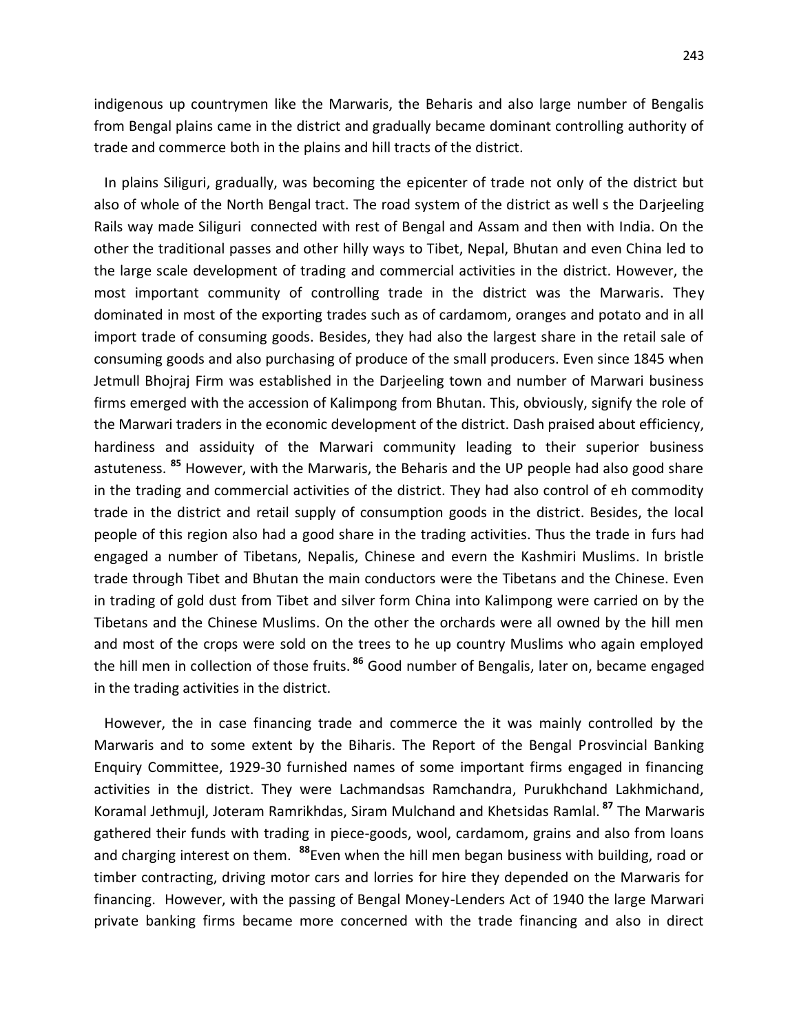indigenous up countrymen like the Marwaris, the Beharis and also large number of Bengalis from Bengal plains came in the district and gradually became dominant controlling authority of trade and commerce both in the plains and hill tracts of the district.

In plains Siliguri, gradually, was becoming the epicenter of trade not only of the district but also of whole of the North Bengal tract. The road system of the district as well s the Darjeeling Rails way made Siliguri connected with rest of Bengal and Assam and then with India. On the other the traditional passes and other hilly ways to Tibet, Nepal, Bhutan and even China led to the large scale development of trading and commercial activities in the district. However, the most important community of controlling trade in the district was the Marwaris. They dominated in most of the exporting trades such as of cardamom, oranges and potato and in all import trade of consuming goods. Besides, they had also the largest share in the retail sale of consuming goods and also purchasing of produce of the small producers. Even since 1845 when Jetmull Bhojraj Firm was established in the Darjeeling town and number of Marwari business firms emerged with the accession of Kalimpong from Bhutan. This, obviously, signify the role of the Marwari traders in the economic development of the district. Dash praised about efficiency, hardiness and assiduity of the Marwari community leading to their superior business astuteness. [85] However, with the Marwaris, the Beharis and the UP people had also good share in the trading and commercial activities of the district. They had also control of eh commodity trade in the district and retail supply of consumption goods in the district. Besides, the local people of this region also had a good share in the trading activities. Thus the trade in furs had engaged a number of Tibetans, Nepalis, Chinese and evern the Kashmiri Muslims. In bristle trade through Tibet and Bhutan the main conductors were the Tibetans and the Chinese. Even in trading of gold dust from Tibet and silver form China into Kalimpong were carried on by the Tibetans and the Chinese Muslims. On the other the orchards were all owned by the hill men and most of the crops were sold on the trees to he up country Muslims who again employed the hill men in collection of those fruits. [86] Good number of Bengalis, later on, became engaged in the trading activities in the district.

However, the in case financing trade and commerce the it was mainly controlled by the Marwaris and to some extent by the Biharis. The Report of the Bengal Prosvincial Banking Enquiry Committee, 1929-30 furnished names of some important firms engaged in financing activities in the district. They were Lachmandsas Ramchandra, Purukhchand Lakhmichand, Koramal Jethmujl, Joteram Ramrikhdas, Siram Mulchand and Khetsidas Ramlal. [87] The Marwaris gathered their funds with trading in piece-goods, wool, cardamom, grains and also from loans and charging interest on them. [88]Even when the hill men began business with building, road or timber contracting, driving motor cars and lorries for hire they depended on the Marwaris for financing. However, with the passing of Bengal Money-Lenders Act of 1940 the large Marwari private banking firms became more concerned with the trade financing and also in direct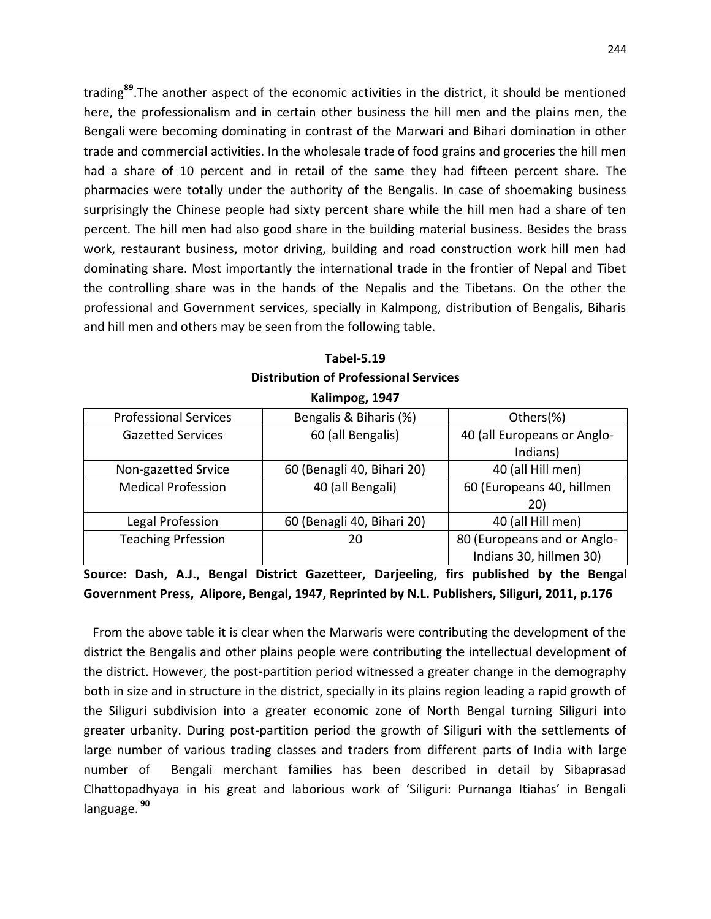trading[89].The another aspect of the economic activities in the district, it should be mentioned here, the professionalism and in certain other business the hill men and the plains men, the Bengali were becoming dominating in contrast of the Marwari and Bihari domination in other trade and commercial activities. In the wholesale trade of food grains and groceries the hill men had a share of 10 percent and in retail of the same they had fifteen percent share. The pharmacies were totally under the authority of the Bengalis. In case of shoemaking business surprisingly the Chinese people had sixty percent share while the hill men had a share of ten percent. The hill men had also good share in the building material business. Besides the brass work, restaurant business, motor driving, building and road construction work hill men had dominating share. Most importantly the international trade in the frontier of Nepal and Tibet the controlling share was in the hands of the Nepalis and the Tibetans. On the other the professional and Government services, specially in Kalmpong, distribution of Bengalis, Biharis and hill men and others may be seen from the following table.

**Tabel-5.19**
**Distribution of Professional Services**
**Kalimpog, 1947**

| Professional Services | Bengalis & Biharis (%) | Others(%) |
|---|---|---|
| Gazetted Services | 60 (all Bengalis) | 40 (all Europeans or Anglo-Indians) |
| Non-gazetted Srvice | 60 (Benagli 40, Bihari 20) | 40 (all Hill men) |
| Medical Profession | 40 (all Bengali) | 60 (Europeans 40, hillmen 20) |
| Legal Profession | 60 (Benagli 40, Bihari 20) | 40 (all Hill men) |
| Teaching Prfession | 20 | 80 (Europeans and or Anglo-Indians 30, hillmen 30) |

**Source: Dash, A.J., Bengal District Gazetteer, Darjeeling, firs published by the Bengal Government Press, Alipore, Bengal, 1947, Reprinted by N.L. Publishers, Siliguri, 2011, p.176**

From the above table it is clear when the Marwaris were contributing the development of the district the Bengalis and other plains people were contributing the intellectual development of the district. However, the post-partition period witnessed a greater change in the demography both in size and in structure in the district, specially in its plains region leading a rapid growth of the Siliguri subdivision into a greater economic zone of North Bengal turning Siliguri into greater urbanity. During post-partition period the growth of Siliguri with the settlements of large number of various trading classes and traders from different parts of India with large number of Bengali merchant families has been described in detail by Sibaprasad Clhattopadhyaya in his great and laborious work of 'Siliguri: Purnanga Itiahas' in Bengali language. [90]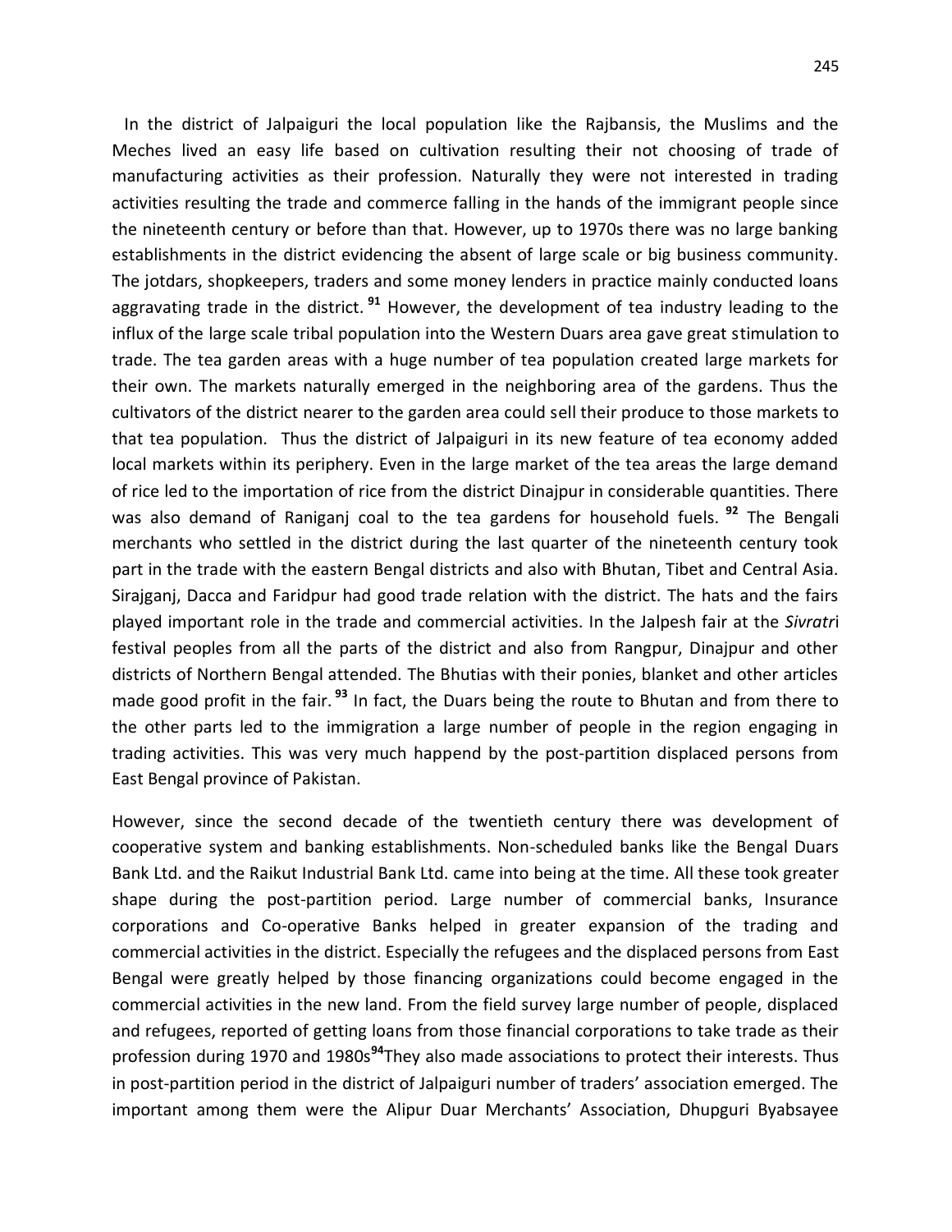In the district of Jalpaiguri the local population like the Rajbansis, the Muslims and the Meches lived an easy life based on cultivation resulting their not choosing of trade of manufacturing activities as their profession. Naturally they were not interested in trading activities resulting the trade and commerce falling in the hands of the immigrant people since the nineteenth century or before than that. However, up to 1970s there was no large banking establishments in the district evidencing the absent of large scale or big business community. The jotdars, shopkeepers, traders and some money lenders in practice mainly conducted loans aggravating trade in the district.[91] However, the development of tea industry leading to the influx of the large scale tribal population into the Western Duars area gave great stimulation to trade. The tea garden areas with a huge number of tea population created large markets for their own. The markets naturally emerged in the neighboring area of the gardens. Thus the cultivators of the district nearer to the garden area could sell their produce to those markets to that tea population. Thus the district of Jalpaiguri in its new feature of tea economy added local markets within its periphery. Even in the large market of the tea areas the large demand of rice led to the importation of rice from the district Dinajpur in considerable quantities. There was also demand of Raniganj coal to the tea gardens for household fuels.[92] The Bengali merchants who settled in the district during the last quarter of the nineteenth century took part in the trade with the eastern Bengal districts and also with Bhutan, Tibet and Central Asia. Sirajganj, Dacca and Faridpur had good trade relation with the district. The hats and the fairs played important role in the trade and commercial activities. In the Jalpesh fair at the *Sivratri* festival peoples from all the parts of the district and also from Rangpur, Dinajpur and other districts of Northern Bengal attended. The Bhutias with their ponies, blanket and other articles made good profit in the fair.[93] In fact, the Duars being the route to Bhutan and from there to the other parts led to the immigration a large number of people in the region engaging in trading activities. This was very much happend by the post-partition displaced persons from East Bengal province of Pakistan.

However, since the second decade of the twentieth century there was development of cooperative system and banking establishments. Non-scheduled banks like the Bengal Duars Bank Ltd. and the Raikut Industrial Bank Ltd. came into being at the time. All these took greater shape during the post-partition period. Large number of commercial banks, Insurance corporations and Co-operative Banks helped in greater expansion of the trading and commercial activities in the district. Especially the refugees and the displaced persons from East Bengal were greatly helped by those financing organizations could become engaged in the commercial activities in the new land. From the field survey large number of people, displaced and refugees, reported of getting loans from those financial corporations to take trade as their profession during 1970 and 1980s[94]They also made associations to protect their interests. Thus in post-partition period in the district of Jalpaiguri number of traders' association emerged. The important among them were the Alipur Duar Merchants' Association, Dhupguri Byabsayee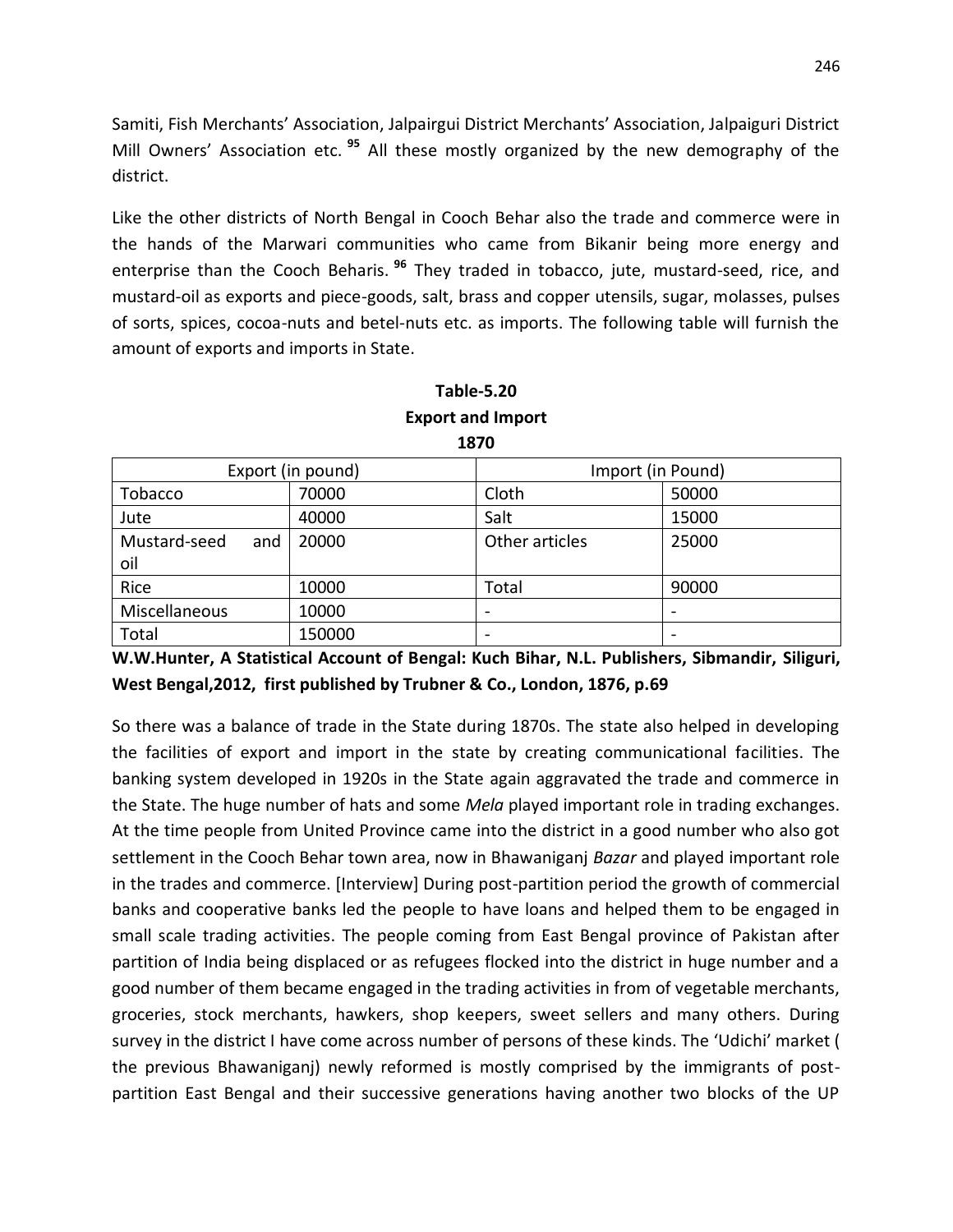Samiti, Fish Merchants' Association, Jalpairgui District Merchants' Association, Jalpaiguri District Mill Owners' Association etc. [95] All these mostly organized by the new demography of the district.

Like the other districts of North Bengal in Cooch Behar also the trade and commerce were in the hands of the Marwari communities who came from Bikanir being more energy and enterprise than the Cooch Beharis. [96] They traded in tobacco, jute, mustard-seed, rice, and mustard-oil as exports and piece-goods, salt, brass and copper utensils, sugar, molasses, pulses of sorts, spices, cocoa-nuts and betel-nuts etc. as imports. The following table will furnish the amount of exports and imports in State.

**Table-5.20**
**Export and Import**
**1870**

| Export (in pound) | | Import (in Pound) | |
|---|---|---|---|
| Tobacco | 70000 | Cloth | 50000 |
| Jute | 40000 | Salt | 15000 |
| Mustard-seed and oil | 20000 | Other articles | 25000 |
| Rice | 10000 | Total | 90000 |
| Miscellaneous | 10000 | - | - |
| Total | 150000 | - | - |

**W.W.Hunter, A Statistical Account of Bengal: Kuch Bihar, N.L. Publishers, Sibmandir, Siliguri, West Bengal,2012, first published by Trubner & Co., London, 1876, p.69**

So there was a balance of trade in the State during 1870s. The state also helped in developing the facilities of export and import in the state by creating communicational facilities. The banking system developed in 1920s in the State again aggravated the trade and commerce in the State. The huge number of hats and some *Mela* played important role in trading exchanges. At the time people from United Province came into the district in a good number who also got settlement in the Cooch Behar town area, now in Bhawaniganj *Bazar* and played important role in the trades and commerce. [Interview] During post-partition period the growth of commercial banks and cooperative banks led the people to have loans and helped them to be engaged in small scale trading activities. The people coming from East Bengal province of Pakistan after partition of India being displaced or as refugees flocked into the district in huge number and a good number of them became engaged in the trading activities in from of vegetable merchants, groceries, stock merchants, hawkers, shop keepers, sweet sellers and many others. During survey in the district I have come across number of persons of these kinds. The 'Udichi' market ( the previous Bhawaniganj) newly reformed is mostly comprised by the immigrants of post-partition East Bengal and their successive generations having another two blocks of the UP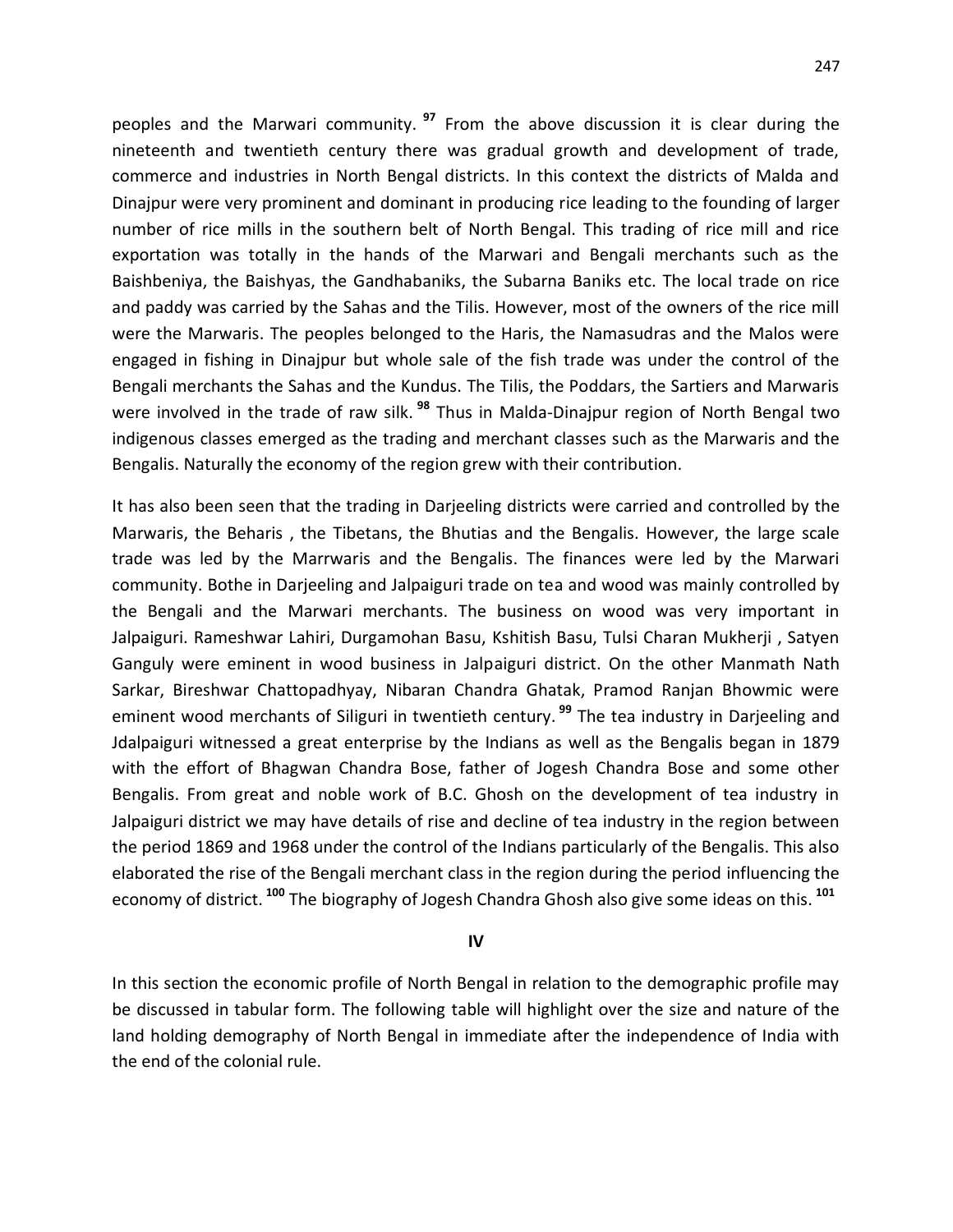peoples and the Marwari community. [97] From the above discussion it is clear during the nineteenth and twentieth century there was gradual growth and development of trade, commerce and industries in North Bengal districts. In this context the districts of Malda and Dinajpur were very prominent and dominant in producing rice leading to the founding of larger number of rice mills in the southern belt of North Bengal. This trading of rice mill and rice exportation was totally in the hands of the Marwari and Bengali merchants such as the Baishbeniya, the Baishyas, the Gandhabaniks, the Subarna Baniks etc. The local trade on rice and paddy was carried by the Sahas and the Tilis. However, most of the owners of the rice mill were the Marwaris. The peoples belonged to the Haris, the Namasudras and the Malos were engaged in fishing in Dinajpur but whole sale of the fish trade was under the control of the Bengali merchants the Sahas and the Kundus. The Tilis, the Poddars, the Sartiers and Marwaris were involved in the trade of raw silk. [98] Thus in Malda-Dinajpur region of North Bengal two indigenous classes emerged as the trading and merchant classes such as the Marwaris and the Bengalis. Naturally the economy of the region grew with their contribution.

It has also been seen that the trading in Darjeeling districts were carried and controlled by the Marwaris, the Beharis , the Tibetans, the Bhutias and the Bengalis. However, the large scale trade was led by the Marrwaris and the Bengalis. The finances were led by the Marwari community. Bothe in Darjeeling and Jalpaiguri trade on tea and wood was mainly controlled by the Bengali and the Marwari merchants. The business on wood was very important in Jalpaiguri. Rameshwar Lahiri, Durgamohan Basu, Kshitish Basu, Tulsi Charan Mukherji , Satyen Ganguly were eminent in wood business in Jalpaiguri district. On the other Manmath Nath Sarkar, Bireshwar Chattopadhyay, Nibaran Chandra Ghatak, Pramod Ranjan Bhowmic were eminent wood merchants of Siliguri in twentieth century. [99] The tea industry in Darjeeling and Jdalpaiguri witnessed a great enterprise by the Indians as well as the Bengalis began in 1879 with the effort of Bhagwan Chandra Bose, father of Jogesh Chandra Bose and some other Bengalis. From great and noble work of B.C. Ghosh on the development of tea industry in Jalpaiguri district we may have details of rise and decline of tea industry in the region between the period 1869 and 1968 under the control of the Indians particularly of the Bengalis. This also elaborated the rise of the Bengali merchant class in the region during the period influencing the economy of district. [100] The biography of Jogesh Chandra Ghosh also give some ideas on this. [101]

## IV

In this section the economic profile of North Bengal in relation to the demographic profile may be discussed in tabular form. The following table will highlight over the size and nature of the land holding demography of North Bengal in immediate after the independence of India with the end of the colonial rule.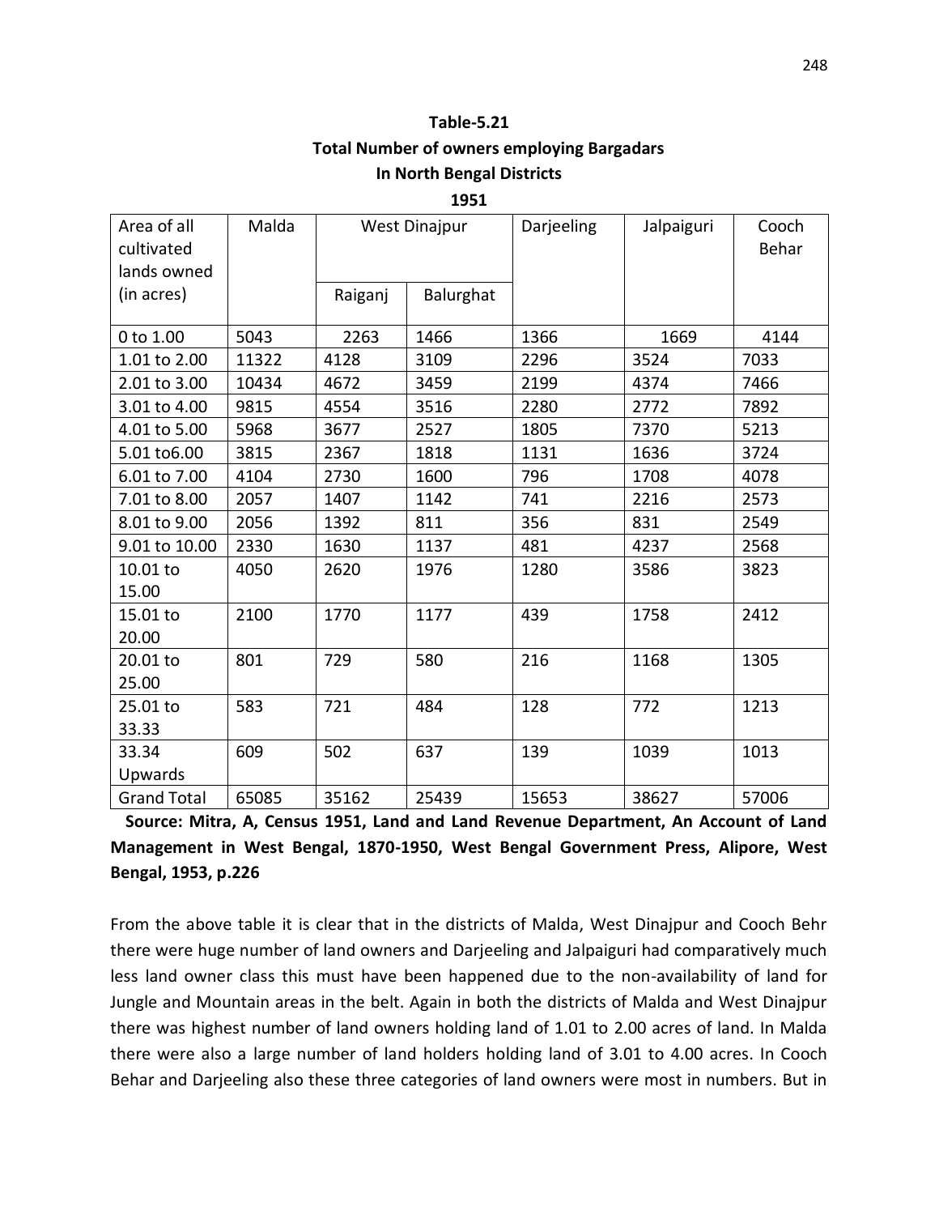**Table-5.21**

**Total Number of owners employing Bargadars**

**In North Bengal Districts**

**1951**

| Area of all cultivated lands owned (in acres) | Malda | West Dinajpur | | Darjeeling | Jalpaiguri | Cooch Behar |
|---|---|---|---|---|---|---|
| | | Raiganj | Balurghat | | | |
| 0 to 1.00 | 5043 | 2263 | 1466 | 1366 | 1669 | 4144 |
| 1.01 to 2.00 | 11322 | 4128 | 3109 | 2296 | 3524 | 7033 |
| 2.01 to 3.00 | 10434 | 4672 | 3459 | 2199 | 4374 | 7466 |
| 3.01 to 4.00 | 9815 | 4554 | 3516 | 2280 | 2772 | 7892 |
| 4.01 to 5.00 | 5968 | 3677 | 2527 | 1805 | 7370 | 5213 |
| 5.01 to6.00 | 3815 | 2367 | 1818 | 1131 | 1636 | 3724 |
| 6.01 to 7.00 | 4104 | 2730 | 1600 | 796 | 1708 | 4078 |
| 7.01 to 8.00 | 2057 | 1407 | 1142 | 741 | 2216 | 2573 |
| 8.01 to 9.00 | 2056 | 1392 | 811 | 356 | 831 | 2549 |
| 9.01 to 10.00 | 2330 | 1630 | 1137 | 481 | 4237 | 2568 |
| 10.01 to 15.00 | 4050 | 2620 | 1976 | 1280 | 3586 | 3823 |
| 15.01 to 20.00 | 2100 | 1770 | 1177 | 439 | 1758 | 2412 |
| 20.01 to 25.00 | 801 | 729 | 580 | 216 | 1168 | 1305 |
| 25.01 to 33.33 | 583 | 721 | 484 | 128 | 772 | 1213 |
| 33.34 Upwards | 609 | 502 | 637 | 139 | 1039 | 1013 |
| Grand Total | 65085 | 35162 | 25439 | 15653 | 38627 | 57006 |

**Source: Mitra, A, Census 1951, Land and Land Revenue Department, An Account of Land Management in West Bengal, 1870-1950, West Bengal Government Press, Alipore, West Bengal, 1953, p.226**

From the above table it is clear that in the districts of Malda, West Dinajpur and Cooch Behr there were huge number of land owners and Darjeeling and Jalpaiguri had comparatively much less land owner class this must have been happened due to the non-availability of land for Jungle and Mountain areas in the belt. Again in both the districts of Malda and West Dinajpur there was highest number of land owners holding land of 1.01 to 2.00 acres of land. In Malda there were also a large number of land holders holding land of 3.01 to 4.00 acres. In Cooch Behar and Darjeeling also these three categories of land owners were most in numbers. But in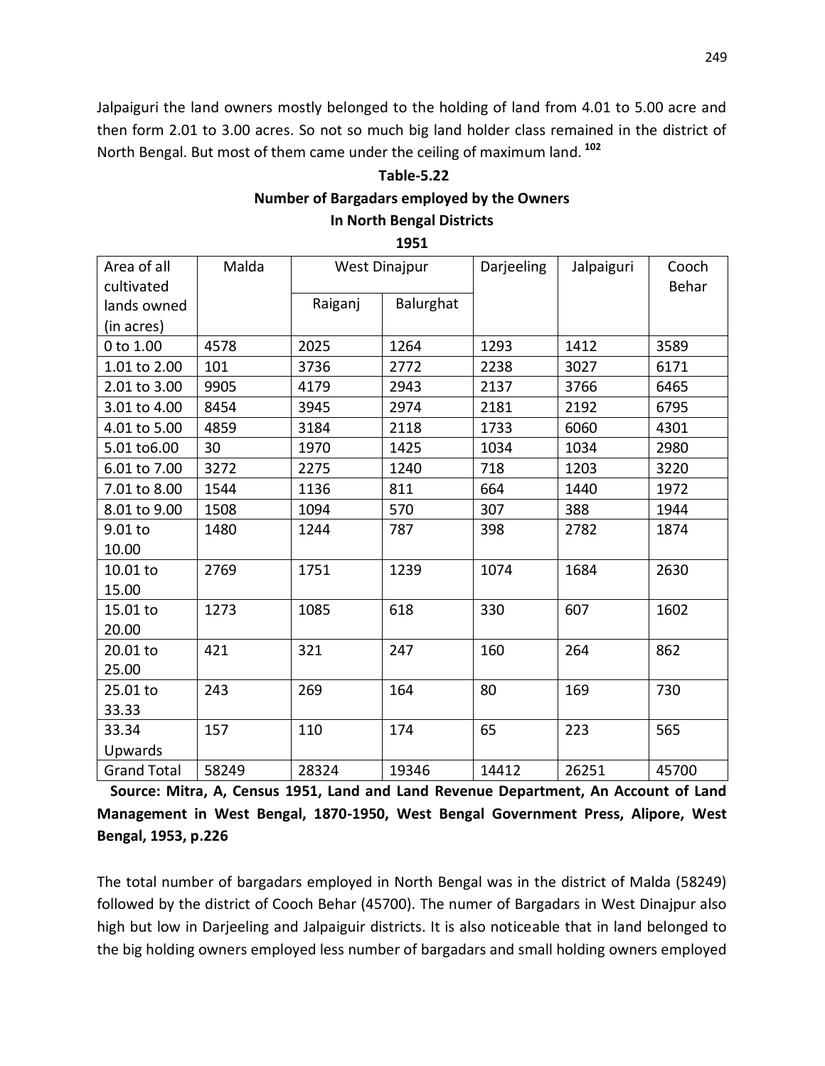Jalpaiguri the land owners mostly belonged to the holding of land from 4.01 to 5.00 acre and then form 2.01 to 3.00 acres. So not so much big land holder class remained in the district of North Bengal. But most of them came under the ceiling of maximum land. [102]

**Table-5.22**

**Number of Bargadars employed by the Owners**

**In North Bengal Districts**

**1951**

| Area of all cultivated lands owned (in acres) | Malda | West Dinajpur | | Darjeeling | Jalpaiguri | Cooch Behar |
|---|---|---|---|---|---|---|
| | | Raiganj | Balurghat | | | |
| 0 to 1.00 | 4578 | 2025 | 1264 | 1293 | 1412 | 3589 |
| 1.01 to 2.00 | 101 | 3736 | 2772 | 2238 | 3027 | 6171 |
| 2.01 to 3.00 | 9905 | 4179 | 2943 | 2137 | 3766 | 6465 |
| 3.01 to 4.00 | 8454 | 3945 | 2974 | 2181 | 2192 | 6795 |
| 4.01 to 5.00 | 4859 | 3184 | 2118 | 1733 | 6060 | 4301 |
| 5.01 to6.00 | 30 | 1970 | 1425 | 1034 | 1034 | 2980 |
| 6.01 to 7.00 | 3272 | 2275 | 1240 | 718 | 1203 | 3220 |
| 7.01 to 8.00 | 1544 | 1136 | 811 | 664 | 1440 | 1972 |
| 8.01 to 9.00 | 1508 | 1094 | 570 | 307 | 388 | 1944 |
| 9.01 to 10.00 | 1480 | 1244 | 787 | 398 | 2782 | 1874 |
| 10.01 to 15.00 | 2769 | 1751 | 1239 | 1074 | 1684 | 2630 |
| 15.01 to 20.00 | 1273 | 1085 | 618 | 330 | 607 | 1602 |
| 20.01 to 25.00 | 421 | 321 | 247 | 160 | 264 | 862 |
| 25.01 to 33.33 | 243 | 269 | 164 | 80 | 169 | 730 |
| 33.34 Upwards | 157 | 110 | 174 | 65 | 223 | 565 |
| Grand Total | 58249 | 28324 | 19346 | 14412 | 26251 | 45700 |

**Source: Mitra, A, Census 1951, Land and Land Revenue Department, An Account of Land Management in West Bengal, 1870-1950, West Bengal Government Press, Alipore, West Bengal, 1953, p.226**

The total number of bargadars employed in North Bengal was in the district of Malda (58249) followed by the district of Cooch Behar (45700). The numer of Bargadars in West Dinajpur also high but low in Darjeeling and Jalpaiguir districts. It is also noticeable that in land belonged to the big holding owners employed less number of bargadars and small holding owners employed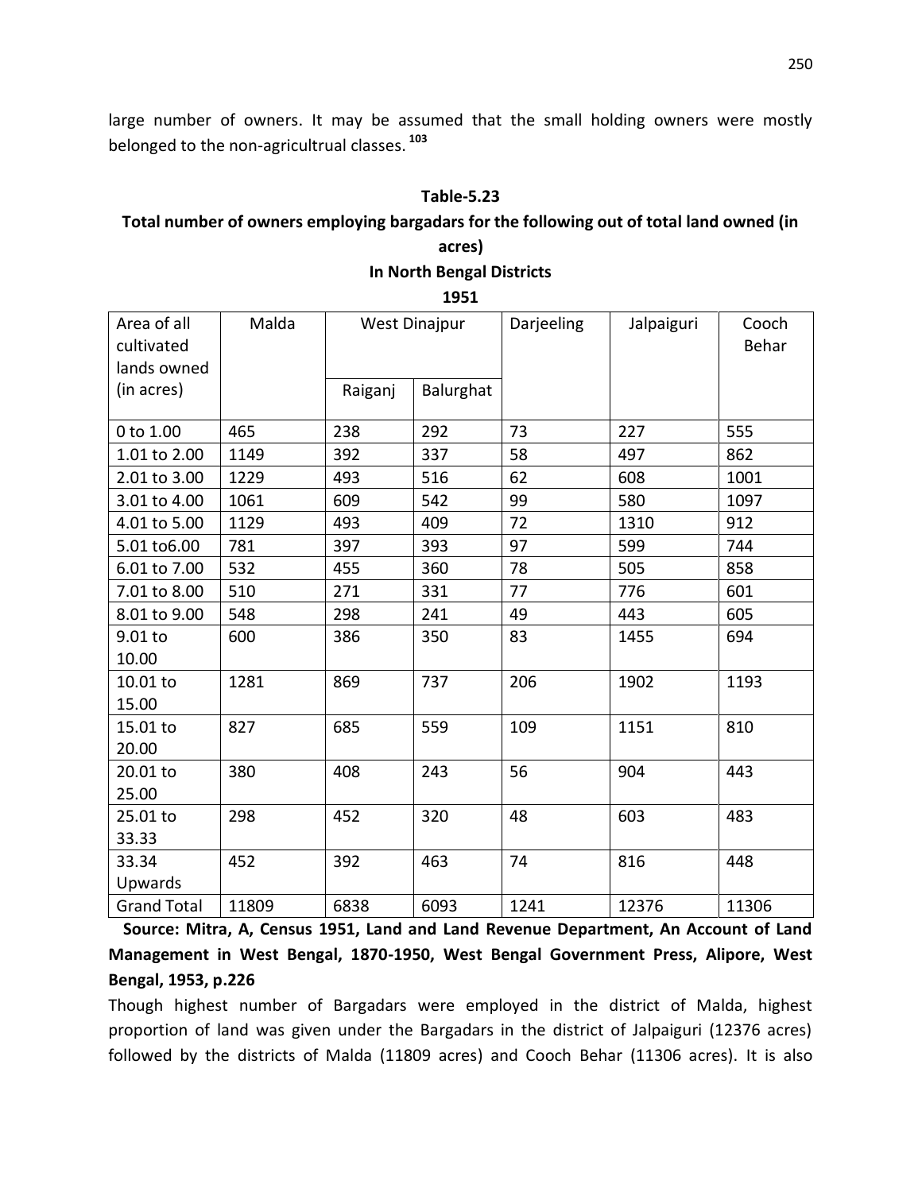large number of owners. It may be assumed that the small holding owners were mostly belonged to the non-agricultrual classes.[103]

**Table-5.23**

**Total number of owners employing bargadars for the following out of total land owned (in acres)**

**In North Bengal Districts**

**1951**

| Area of all cultivated lands owned (in acres) | Malda | West Dinajpur | | Darjeeling | Jalpaiguri | Cooch Behar |
|---|---|---|---|---|---|---|
| | | Raiganj | Balurghat | | | |
| 0 to 1.00 | 465 | 238 | 292 | 73 | 227 | 555 |
| 1.01 to 2.00 | 1149 | 392 | 337 | 58 | 497 | 862 |
| 2.01 to 3.00 | 1229 | 493 | 516 | 62 | 608 | 1001 |
| 3.01 to 4.00 | 1061 | 609 | 542 | 99 | 580 | 1097 |
| 4.01 to 5.00 | 1129 | 493 | 409 | 72 | 1310 | 912 |
| 5.01 to6.00 | 781 | 397 | 393 | 97 | 599 | 744 |
| 6.01 to 7.00 | 532 | 455 | 360 | 78 | 505 | 858 |
| 7.01 to 8.00 | 510 | 271 | 331 | 77 | 776 | 601 |
| 8.01 to 9.00 | 548 | 298 | 241 | 49 | 443 | 605 |
| 9.01 to 10.00 | 600 | 386 | 350 | 83 | 1455 | 694 |
| 10.01 to 15.00 | 1281 | 869 | 737 | 206 | 1902 | 1193 |
| 15.01 to 20.00 | 827 | 685 | 559 | 109 | 1151 | 810 |
| 20.01 to 25.00 | 380 | 408 | 243 | 56 | 904 | 443 |
| 25.01 to 33.33 | 298 | 452 | 320 | 48 | 603 | 483 |
| 33.34 Upwards | 452 | 392 | 463 | 74 | 816 | 448 |
| Grand Total | 11809 | 6838 | 6093 | 1241 | 12376 | 11306 |

**Source: Mitra, A, Census 1951, Land and Land Revenue Department, An Account of Land Management in West Bengal, 1870-1950, West Bengal Government Press, Alipore, West Bengal, 1953, p.226**

Though highest number of Bargadars were employed in the district of Malda, highest proportion of land was given under the Bargadars in the district of Jalpaiguri (12376 acres) followed by the districts of Malda (11809 acres) and Cooch Behar (11306 acres). It is also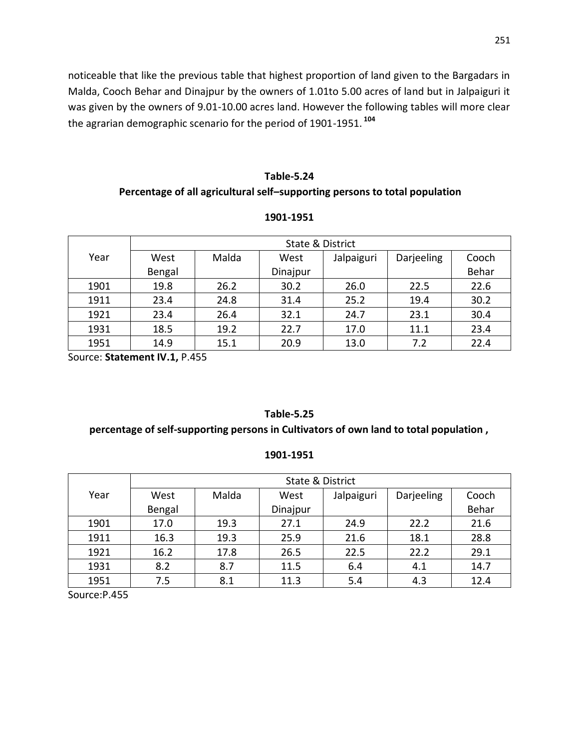noticeable that like the previous table that highest proportion of land given to the Bargadars in Malda, Cooch Behar and Dinajpur by the owners of 1.01to 5.00 acres of land but in Jalpaiguri it was given by the owners of 9.01-10.00 acres land. However the following tables will more clear the agrarian demographic scenario for the period of 1901-1951.[104]

**Table-5.24**

**Percentage of all agricultural self–supporting persons to total population**

**1901-1951**

| Year | State & District | | | | | |
|---|---|---|---|---|---|---|
| | West Bengal | Malda | West Dinajpur | Jalpaiguri | Darjeeling | Cooch Behar |
| 1901 | 19.8 | 26.2 | 30.2 | 26.0 | 22.5 | 22.6 |
| 1911 | 23.4 | 24.8 | 31.4 | 25.2 | 19.4 | 30.2 |
| 1921 | 23.4 | 26.4 | 32.1 | 24.7 | 23.1 | 30.4 |
| 1931 | 18.5 | 19.2 | 22.7 | 17.0 | 11.1 | 23.4 |
| 1951 | 14.9 | 15.1 | 20.9 | 13.0 | 7.2 | 22.4 |

Source: **Statement IV.1,** P.455

**Table-5.25**

**percentage of self-supporting persons in Cultivators of own land to total population ,**

**1901-1951**

| Year | State & District | | | | | |
|---|---|---|---|---|---|---|
| | West Bengal | Malda | West Dinajpur | Jalpaiguri | Darjeeling | Cooch Behar |
| 1901 | 17.0 | 19.3 | 27.1 | 24.9 | 22.2 | 21.6 |
| 1911 | 16.3 | 19.3 | 25.9 | 21.6 | 18.1 | 28.8 |
| 1921 | 16.2 | 17.8 | 26.5 | 22.5 | 22.2 | 29.1 |
| 1931 | 8.2 | 8.7 | 11.5 | 6.4 | 4.1 | 14.7 |
| 1951 | 7.5 | 8.1 | 11.3 | 5.4 | 4.3 | 12.4 |

Source:P.455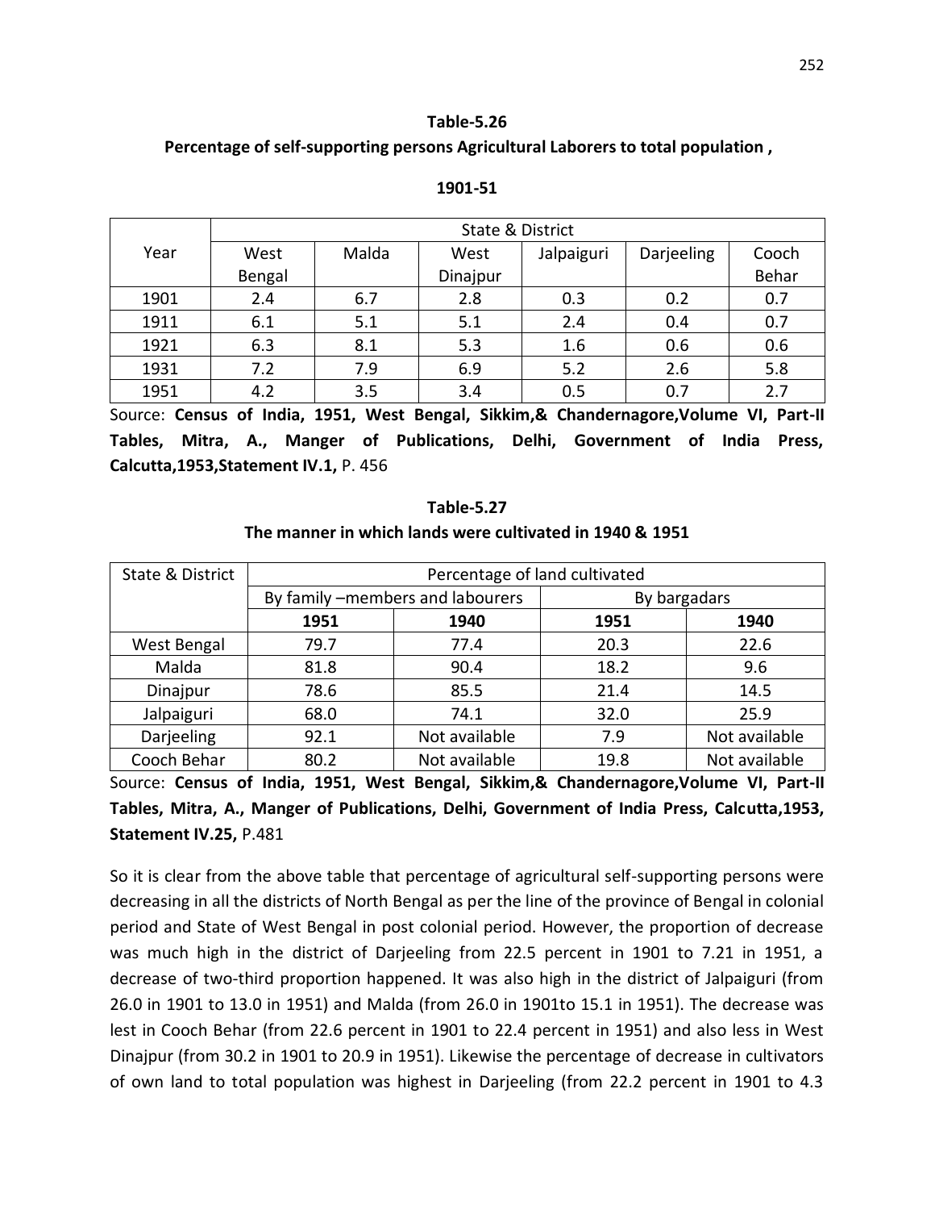**Table-5.26**

**Percentage of self-supporting persons Agricultural Laborers to total population ,**

**1901-51**

| Year | State & District | | | | | |
|---|---|---|---|---|---|---|
| | West Bengal | Malda | West Dinajpur | Jalpaiguri | Darjeeling | Cooch Behar |
| 1901 | 2.4 | 6.7 | 2.8 | 0.3 | 0.2 | 0.7 |
| 1911 | 6.1 | 5.1 | 5.1 | 2.4 | 0.4 | 0.7 |
| 1921 | 6.3 | 8.1 | 5.3 | 1.6 | 0.6 | 0.6 |
| 1931 | 7.2 | 7.9 | 6.9 | 5.2 | 2.6 | 5.8 |
| 1951 | 4.2 | 3.5 | 3.4 | 0.5 | 0.7 | 2.7 |

Source: **Census of India, 1951, West Bengal, Sikkim,& Chandernagore,Volume VI, Part-II Tables, Mitra, A., Manger of Publications, Delhi, Government of India Press, Calcutta,1953,Statement IV.1,** P. 456

**Table-5.27**

**The manner in which lands were cultivated in 1940 & 1951**

| State & District | Percentage of land cultivated | | | |
|---|---|---|---|---|
| | By family –members and labourers | | By bargadars | |
| | **1951** | **1940** | **1951** | **1940** |
| West Bengal | 79.7 | 77.4 | 20.3 | 22.6 |
| Malda | 81.8 | 90.4 | 18.2 | 9.6 |
| Dinajpur | 78.6 | 85.5 | 21.4 | 14.5 |
| Jalpaiguri | 68.0 | 74.1 | 32.0 | 25.9 |
| Darjeeling | 92.1 | Not available | 7.9 | Not available |
| Cooch Behar | 80.2 | Not available | 19.8 | Not available |

Source: **Census of India, 1951, West Bengal, Sikkim,& Chandernagore,Volume VI, Part-II Tables, Mitra, A., Manger of Publications, Delhi, Government of India Press, Calcutta,1953, Statement IV.25,** P.481

So it is clear from the above table that percentage of agricultural self-supporting persons were decreasing in all the districts of North Bengal as per the line of the province of Bengal in colonial period and State of West Bengal in post colonial period. However, the proportion of decrease was much high in the district of Darjeeling from 22.5 percent in 1901 to 7.21 in 1951, a decrease of two-third proportion happened. It was also high in the district of Jalpaiguri (from 26.0 in 1901 to 13.0 in 1951) and Malda (from 26.0 in 1901to 15.1 in 1951). The decrease was lest in Cooch Behar (from 22.6 percent in 1901 to 22.4 percent in 1951) and also less in West Dinajpur (from 30.2 in 1901 to 20.9 in 1951). Likewise the percentage of decrease in cultivators of own land to total population was highest in Darjeeling (from 22.2 percent in 1901 to 4.3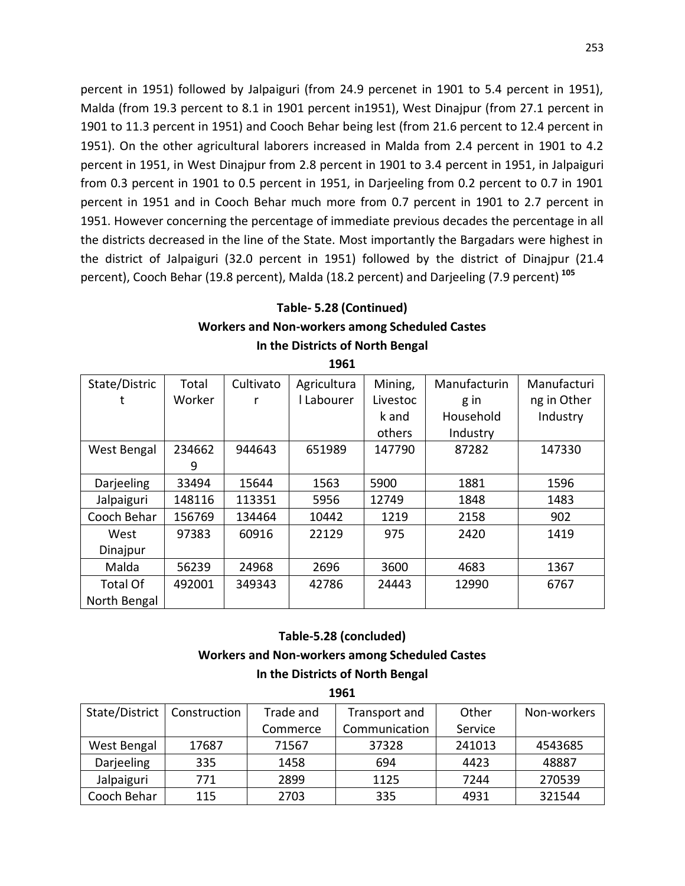percent in 1951) followed by Jalpaiguri (from 24.9 percenet in 1901 to 5.4 percent in 1951), Malda (from 19.3 percent to 8.1 in 1901 percent in1951), West Dinajpur (from 27.1 percent in 1901 to 11.3 percent in 1951) and Cooch Behar being lest (from 21.6 percent to 12.4 percent in 1951). On the other agricultural laborers increased in Malda from 2.4 percent in 1901 to 4.2 percent in 1951, in West Dinajpur from 2.8 percent in 1901 to 3.4 percent in 1951, in Jalpaiguri from 0.3 percent in 1901 to 0.5 percent in 1951, in Darjeeling from 0.2 percent to 0.7 in 1901 percent in 1951 and in Cooch Behar much more from 0.7 percent in 1901 to 2.7 percent in 1951. However concerning the percentage of immediate previous decades the percentage in all the districts decreased in the line of the State. Most importantly the Bargadars were highest in the district of Jalpaiguri (32.0 percent in 1951) followed by the district of Dinajpur (21.4 percent), Cooch Behar (19.8 percent), Malda (18.2 percent) and Darjeeling (7.9 percent) [105]

**Table- 5.28 (Continued)**

**Workers and Non-workers among Scheduled Castes**

**In the Districts of North Bengal**

**1961**

| State/District | Total Worker | Cultivator | Agricultural Labourer | Mining, Livestock and others | Manufacturing in Household Industry | Manufacturing in Other Industry |
|---|---|---|---|---|---|---|
| West Bengal | 2346629 | 944643 | 651989 | 147790 | 87282 | 147330 |
| Darjeeling | 33494 | 15644 | 1563 | 5900 | 1881 | 1596 |
| Jalpaiguri | 148116 | 113351 | 5956 | 12749 | 1848 | 1483 |
| Cooch Behar | 156769 | 134464 | 10442 | 1219 | 2158 | 902 |
| West Dinajpur | 97383 | 60916 | 22129 | 975 | 2420 | 1419 |
| Malda | 56239 | 24968 | 2696 | 3600 | 4683 | 1367 |
| Total Of North Bengal | 492001 | 349343 | 42786 | 24443 | 12990 | 6767 |

**Table-5.28 (concluded)**

**Workers and Non-workers among Scheduled Castes**

**In the Districts of North Bengal**

**1961**

| State/District | Construction | Trade and Commerce | Transport and Communication | Other Service | Non-workers |
|---|---|---|---|---|---|
| West Bengal | 17687 | 71567 | 37328 | 241013 | 4543685 |
| Darjeeling | 335 | 1458 | 694 | 4423 | 48887 |
| Jalpaiguri | 771 | 2899 | 1125 | 7244 | 270539 |
| Cooch Behar | 115 | 2703 | 335 | 4931 | 321544 |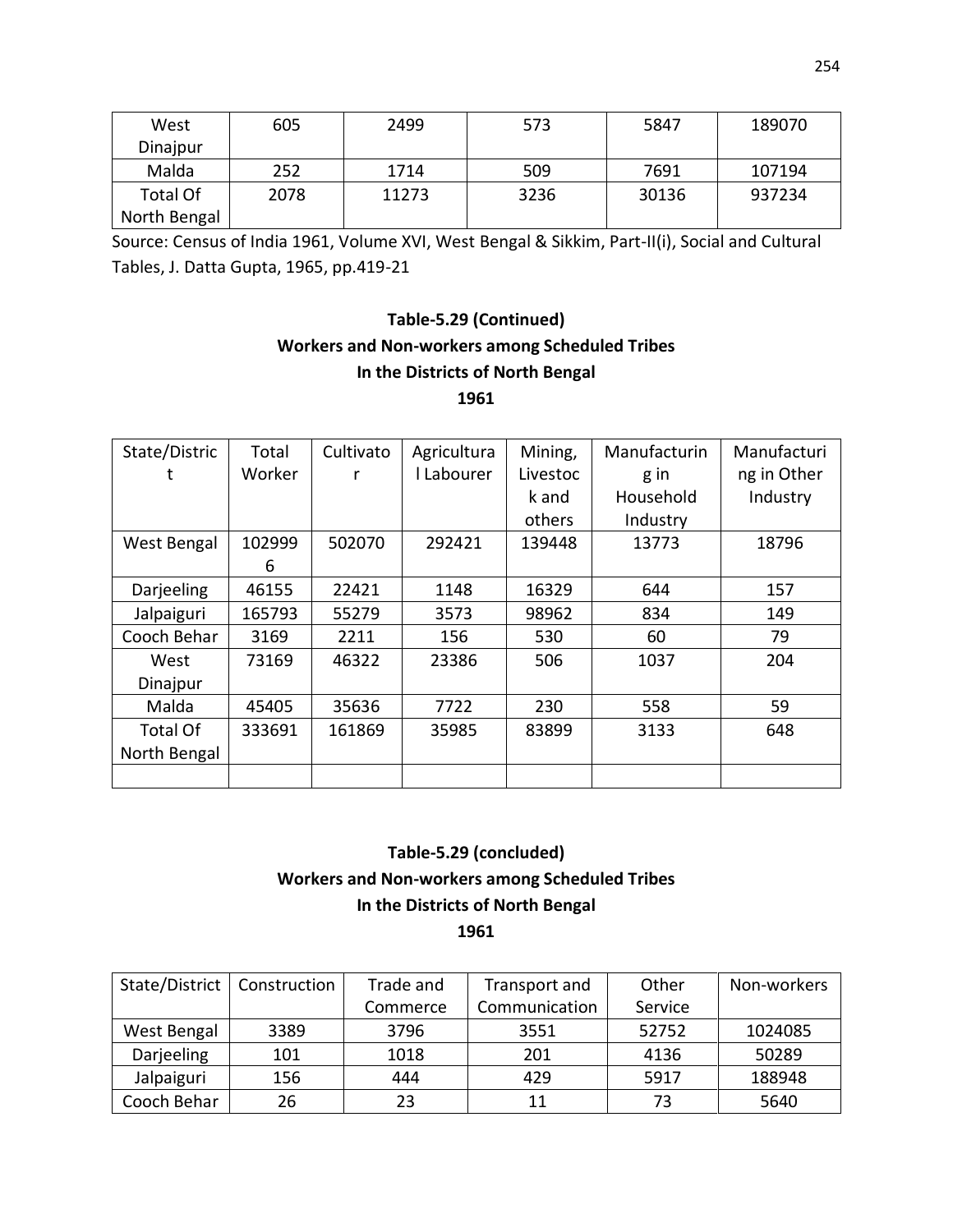| West Dinajpur | 605 | 2499 | 573 | 5847 | 189070 |
|---|---|---|---|---|---|
| Malda | 252 | 1714 | 509 | 7691 | 107194 |
| Total Of North Bengal | 2078 | 11273 | 3236 | 30136 | 937234 |

Source: Census of India 1961, Volume XVI, West Bengal & Sikkim, Part-II(i), Social and Cultural Tables, J. Datta Gupta, 1965, pp.419-21

**Table-5.29 (Continued)**
**Workers and Non-workers among Scheduled Tribes**
**In the Districts of North Bengal**
**1961**

| State/District | Total Worker | Cultivator | Agricultural Labourer | Mining, Livestock and others | Manufacturing in Household Industry | Manufacturing in Other Industry |
|---|---|---|---|---|---|---|
| West Bengal | 1029996 | 502070 | 292421 | 139448 | 13773 | 18796 |
| Darjeeling | 46155 | 22421 | 1148 | 16329 | 644 | 157 |
| Jalpaiguri | 165793 | 55279 | 3573 | 98962 | 834 | 149 |
| Cooch Behar | 3169 | 2211 | 156 | 530 | 60 | 79 |
| West Dinajpur | 73169 | 46322 | 23386 | 506 | 1037 | 204 |
| Malda | 45405 | 35636 | 7722 | 230 | 558 | 59 |
| Total Of North Bengal | 333691 | 161869 | 35985 | 83899 | 3133 | 648 |
| | | | | | | |

**Table-5.29 (concluded)**
**Workers and Non-workers among Scheduled Tribes**
**In the Districts of North Bengal**
**1961**

| State/District | Construction | Trade and Commerce | Transport and Communication | Other Service | Non-workers |
|---|---|---|---|---|---|
| West Bengal | 3389 | 3796 | 3551 | 52752 | 1024085 |
| Darjeeling | 101 | 1018 | 201 | 4136 | 50289 |
| Jalpaiguri | 156 | 444 | 429 | 5917 | 188948 |
| Cooch Behar | 26 | 23 | 11 | 73 | 5640 |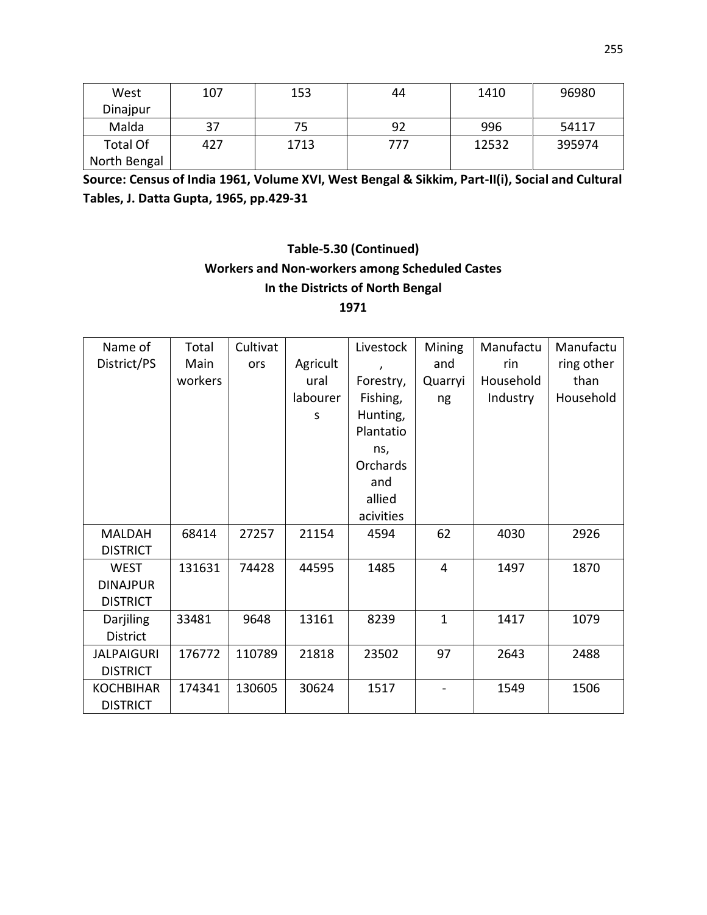| West Dinajpur | 107 | 153 | 44 | 1410 | 96980 |
|---|---|---|---|---|---|
| Malda | 37 | 75 | 92 | 996 | 54117 |
| Total Of North Bengal | 427 | 1713 | 777 | 12532 | 395974 |

**Source: Census of India 1961, Volume XVI, West Bengal & Sikkim, Part-II(i), Social and Cultural Tables, J. Datta Gupta, 1965, pp.429-31**

**Table-5.30 (Continued)**
**Workers and Non-workers among Scheduled Castes**
**In the Districts of North Bengal**
**1971**

| Name of District/PS | Total Main workers | Cultivators | Agricultural labourers | Livestock, Forestry, Fishing, Hunting, Plantations, Orchards and allied acivities | Mining and Quarrying | Manufacturin Household Industry | Manufacturing other than Household |
|---|---|---|---|---|---|---|---|
| MALDAH DISTRICT | 68414 | 27257 | 21154 | 4594 | 62 | 4030 | 2926 |
| WEST DINAJPUR DISTRICT | 131631 | 74428 | 44595 | 1485 | 4 | 1497 | 1870 |
| Darjiling District | 33481 | 9648 | 13161 | 8239 | 1 | 1417 | 1079 |
| JALPAIGURI DISTRICT | 176772 | 110789 | 21818 | 23502 | 97 | 2643 | 2488 |
| KOCHBIHAR DISTRICT | 174341 | 130605 | 30624 | 1517 | - | 1549 | 1506 |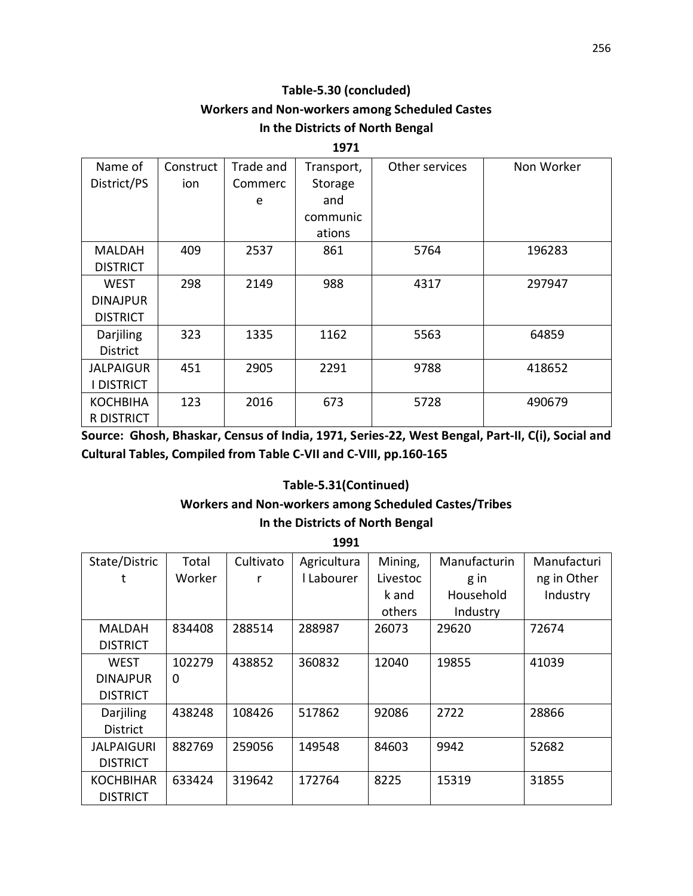**Table-5.30 (concluded)**

**Workers and Non-workers among Scheduled Castes**

**In the Districts of North Bengal**

**1971**

| Name of District/PS | Construction | Trade and Commerce | Transport, Storage and communications | Other services | Non Worker |
|---|---|---|---|---|---|
| MALDAH DISTRICT | 409 | 2537 | 861 | 5764 | 196283 |
| WEST DINAJPUR DISTRICT | 298 | 2149 | 988 | 4317 | 297947 |
| Darjiling District | 323 | 1335 | 1162 | 5563 | 64859 |
| JALPAIGURI DISTRICT | 451 | 2905 | 2291 | 9788 | 418652 |
| KOCHBIHAR DISTRICT | 123 | 2016 | 673 | 5728 | 490679 |

**Source: Ghosh, Bhaskar, Census of India, 1971, Series-22, West Bengal, Part-II, C(i), Social and Cultural Tables, Compiled from Table C-VII and C-VIII, pp.160-165**

**Table-5.31(Continued)**

**Workers and Non-workers among Scheduled Castes/Tribes**

**In the Districts of North Bengal**

**1991**

| State/District | Total Worker | Cultivator | Agricultural Labourer | Mining, Livestock and others | Manufacturing in Household Industry | Manufacturing in Other Industry |
|---|---|---|---|---|---|---|
| MALDAH DISTRICT | 834408 | 288514 | 288987 | 26073 | 29620 | 72674 |
| WEST DINAJPUR DISTRICT | 1022790 | 438852 | 360832 | 12040 | 19855 | 41039 |
| Darjiling District | 438248 | 108426 | 517862 | 92086 | 2722 | 28866 |
| JALPAIGURI DISTRICT | 882769 | 259056 | 149548 | 84603 | 9942 | 52682 |
| KOCHBIHAR DISTRICT | 633424 | 319642 | 172764 | 8225 | 15319 | 31855 |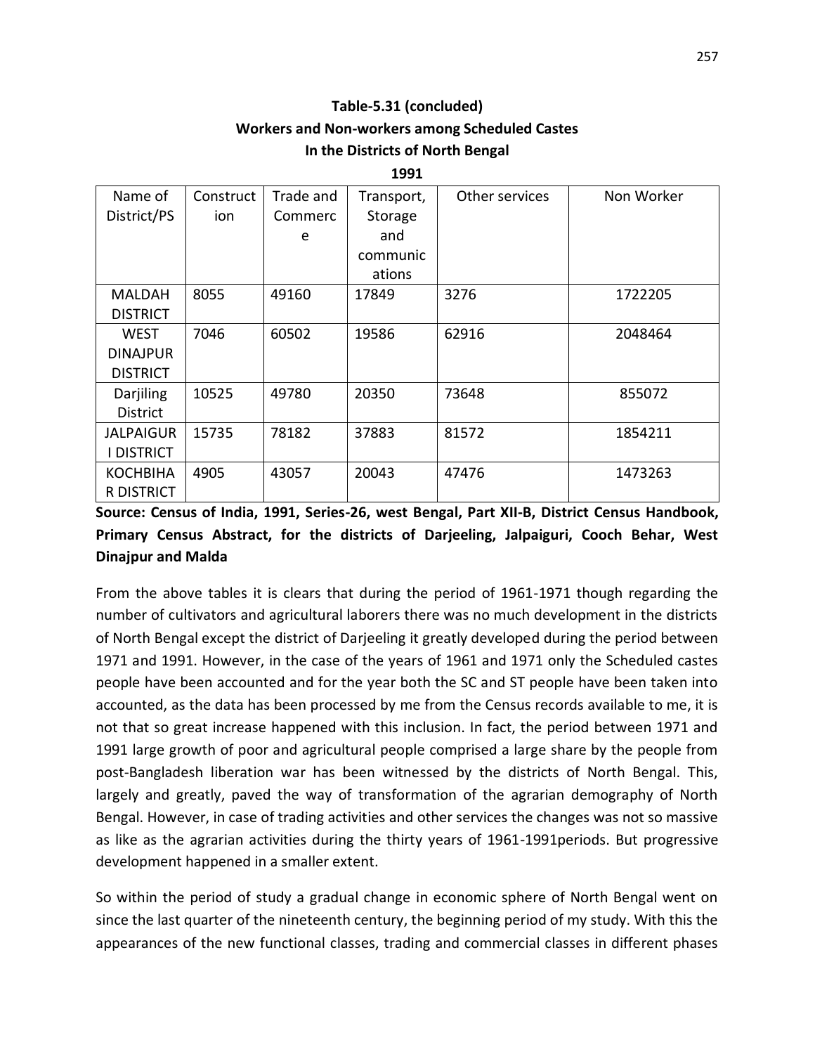**Table-5.31 (concluded)**
**Workers and Non-workers among Scheduled Castes**
**In the Districts of North Bengal**
**1991**

| Name of District/PS | Construction | Trade and Commerce | Transport, Storage and communications | Other services | Non Worker |
|---|---|---|---|---|---|
| MALDAH DISTRICT | 8055 | 49160 | 17849 | 3276 | 1722205 |
| WEST DINAJPUR DISTRICT | 7046 | 60502 | 19586 | 62916 | 2048464 |
| Darjiling District | 10525 | 49780 | 20350 | 73648 | 855072 |
| JALPAIGURI DISTRICT | 15735 | 78182 | 37883 | 81572 | 1854211 |
| KOCHBIHAR DISTRICT | 4905 | 43057 | 20043 | 47476 | 1473263 |

**Source: Census of India, 1991, Series-26, west Bengal, Part XII-B, District Census Handbook, Primary Census Abstract, for the districts of Darjeeling, Jalpaiguri, Cooch Behar, West Dinajpur and Malda**

From the above tables it is clears that during the period of 1961-1971 though regarding the number of cultivators and agricultural laborers there was no much development in the districts of North Bengal except the district of Darjeeling it greatly developed during the period between 1971 and 1991. However, in the case of the years of 1961 and 1971 only the Scheduled castes people have been accounted and for the year both the SC and ST people have been taken into accounted, as the data has been processed by me from the Census records available to me, it is not that so great increase happened with this inclusion. In fact, the period between 1971 and 1991 large growth of poor and agricultural people comprised a large share by the people from post-Bangladesh liberation war has been witnessed by the districts of North Bengal. This, largely and greatly, paved the way of transformation of the agrarian demography of North Bengal. However, in case of trading activities and other services the changes was not so massive as like as the agrarian activities during the thirty years of 1961-1991periods. But progressive development happened in a smaller extent.

So within the period of study a gradual change in economic sphere of North Bengal went on since the last quarter of the nineteenth century, the beginning period of my study. With this the appearances of the new functional classes, trading and commercial classes in different phases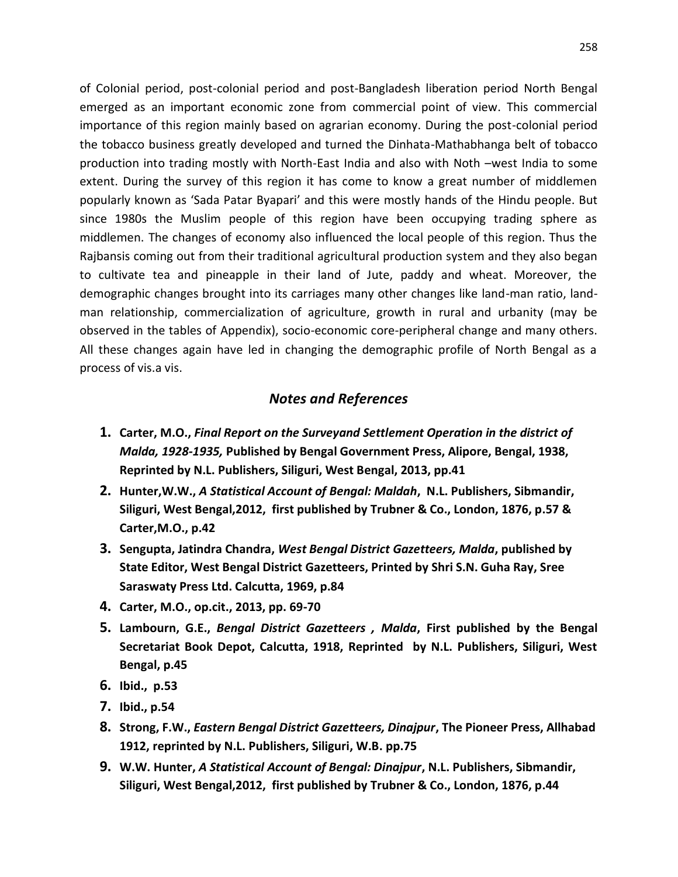of Colonial period, post-colonial period and post-Bangladesh liberation period North Bengal emerged as an important economic zone from commercial point of view. This commercial importance of this region mainly based on agrarian economy. During the post-colonial period the tobacco business greatly developed and turned the Dinhata-Mathabhanga belt of tobacco production into trading mostly with North-East India and also with Noth –west India to some extent. During the survey of this region it has come to know a great number of middlemen popularly known as 'Sada Patar Byapari' and this were mostly hands of the Hindu people. But since 1980s the Muslim people of this region have been occupying trading sphere as middlemen. The changes of economy also influenced the local people of this region. Thus the Rajbansis coming out from their traditional agricultural production system and they also began to cultivate tea and pineapple in their land of Jute, paddy and wheat. Moreover, the demographic changes brought into its carriages many other changes like land-man ratio, land-man relationship, commercialization of agriculture, growth in rural and urbanity (may be observed in the tables of Appendix), socio-economic core-peripheral change and many others. All these changes again have led in changing the demographic profile of North Bengal as a process of vis.a vis.

## *Notes and References*

1. **Carter, M.O., *Final Report on the Surveyand Settlement Operation in the district of Malda, 1928-1935,* Published by Bengal Government Press, Alipore, Bengal, 1938, Reprinted by N.L. Publishers, Siliguri, West Bengal, 2013, pp.41**
2. **Hunter,W.W., *A Statistical Account of Bengal: Maldah*, N.L. Publishers, Sibmandir, Siliguri, West Bengal,2012, first published by Trubner & Co., London, 1876, p.57 & Carter,M.O., p.42**
3. **Sengupta, Jatindra Chandra, *West Bengal District Gazetteers, Malda*, published by State Editor, West Bengal District Gazetteers, Printed by Shri S.N. Guha Ray, Sree Saraswaty Press Ltd. Calcutta, 1969, p.84**
4. **Carter, M.O., op.cit., 2013, pp. 69-70**
5. **Lambourn, G.E., *Bengal District Gazetteers , Malda*, First published by the Bengal Secretariat Book Depot, Calcutta, 1918, Reprinted by N.L. Publishers, Siliguri, West Bengal, p.45**
6. **Ibid., p.53**
7. **Ibid., p.54**
8. **Strong, F.W., *Eastern Bengal District Gazetteers, Dinajpur*, The Pioneer Press, Allhabad 1912, reprinted by N.L. Publishers, Siliguri, W.B. pp.75**
9. **W.W. Hunter, *A Statistical Account of Bengal: Dinajpur*, N.L. Publishers, Sibmandir, Siliguri, West Bengal,2012, first published by Trubner & Co., London, 1876, p.44**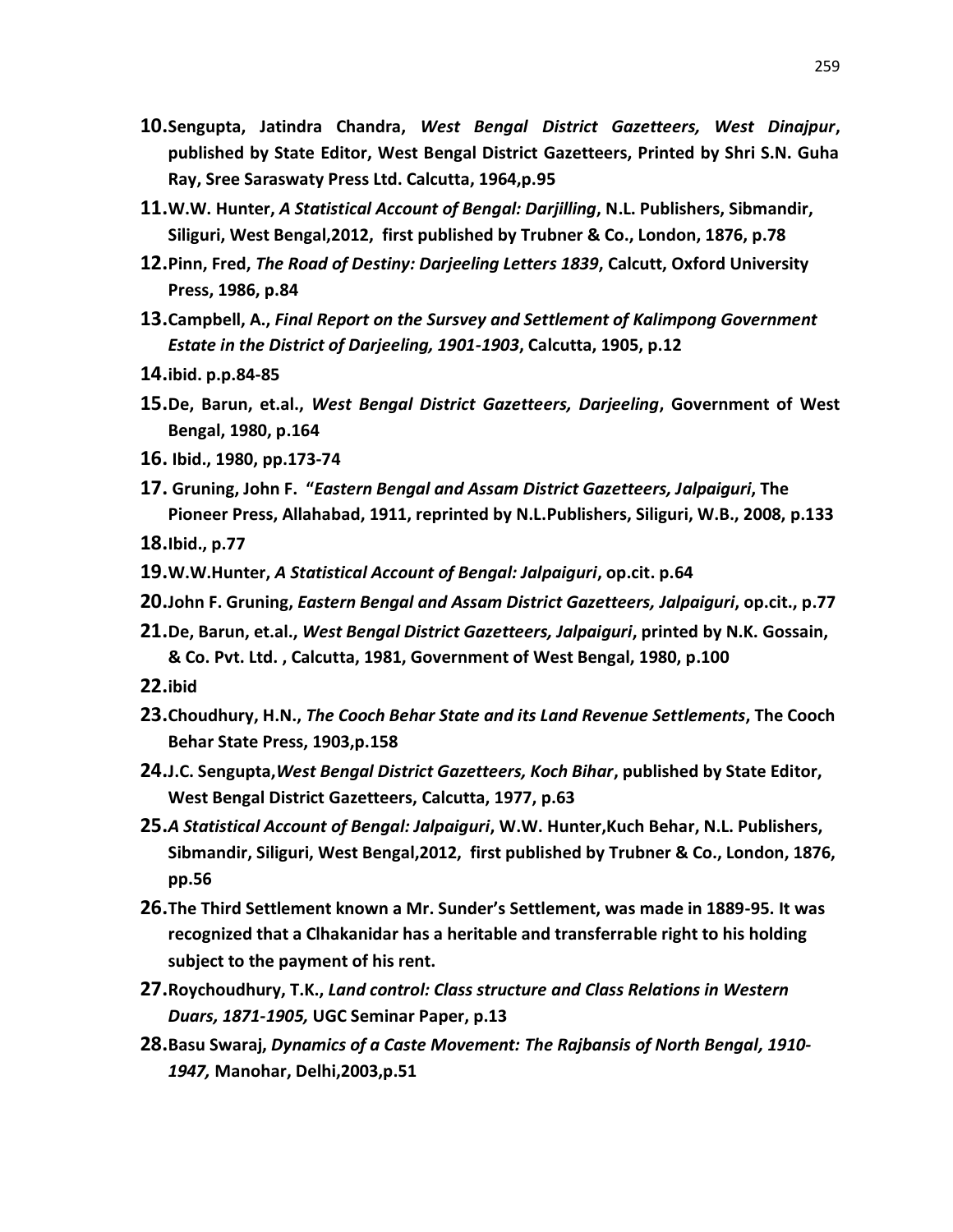10. **Sengupta, Jatindra Chandra, *West Bengal District Gazetteers, West Dinajpur*, published by State Editor, West Bengal District Gazetteers, Printed by Shri S.N. Guha Ray, Sree Saraswaty Press Ltd. Calcutta, 1964,p.95**
11. **W.W. Hunter, *A Statistical Account of Bengal: Darjilling*, N.L. Publishers, Sibmandir, Siliguri, West Bengal,2012, first published by Trubner & Co., London, 1876, p.78**
12. **Pinn, Fred, *The Road of Destiny: Darjeeling Letters 1839*, Calcutt, Oxford University Press, 1986, p.84**
13. **Campbell, A., *Final Report on the Sursvey and Settlement of Kalimpong Government Estate in the District of Darjeeling, 1901-1903*, Calcutta, 1905, p.12**
14. **ibid. p.p.84-85**
15. **De, Barun, et.al., *West Bengal District Gazetteers, Darjeeling*, Government of West Bengal, 1980, p.164**
16. **Ibid., 1980, pp.173-74**
17. **Gruning, John F. "*Eastern Bengal and Assam District Gazetteers, Jalpaiguri*, The Pioneer Press, Allahabad, 1911, reprinted by N.L.Publishers, Siliguri, W.B., 2008, p.133**
18. **Ibid., p.77**
19. **W.W.Hunter, *A Statistical Account of Bengal: Jalpaiguri*, op.cit. p.64**
20. **John F. Gruning, *Eastern Bengal and Assam District Gazetteers, Jalpaiguri*, op.cit., p.77**
21. **De, Barun, et.al., *West Bengal District Gazetteers, Jalpaiguri*, printed by N.K. Gossain, & Co. Pvt. Ltd. , Calcutta, 1981, Government of West Bengal, 1980, p.100**
22. **ibid**
23. **Choudhury, H.N., *The Cooch Behar State and its Land Revenue Settlements*, The Cooch Behar State Press, 1903,p.158**
24. **J.C. Sengupta,*West Bengal District Gazetteers, Koch Bihar*, published by State Editor, West Bengal District Gazetteers, Calcutta, 1977, p.63**
25. ***A Statistical Account of Bengal: Jalpaiguri*, W.W. Hunter,Kuch Behar, N.L. Publishers, Sibmandir, Siliguri, West Bengal,2012, first published by Trubner & Co., London, 1876, pp.56**
26. **The Third Settlement known a Mr. Sunder's Settlement, was made in 1889-95. It was recognized that a Clhakanidar has a heritable and transferrable right to his holding subject to the payment of his rent.**
27. **Roychoudhury, T.K., *Land control: Class structure and Class Relations in Western Duars, 1871-1905,* UGC Seminar Paper, p.13**
28. **Basu Swaraj, *Dynamics of a Caste Movement: The Rajbansis of North Bengal, 1910-1947,* Manohar, Delhi,2003,p.51**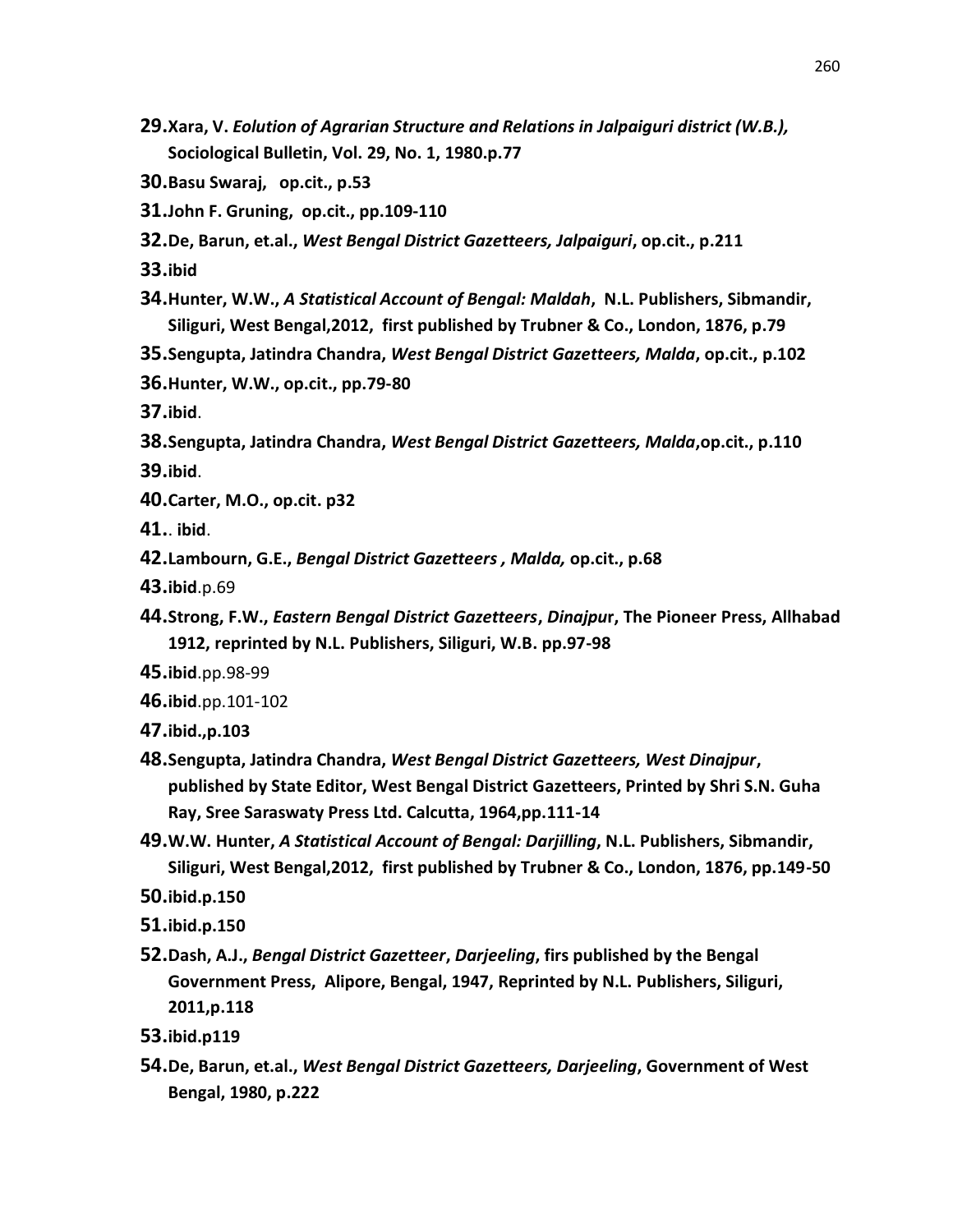29. **Xara, V.** ***Eolution of Agrarian Structure and Relations in Jalpaiguri district (W.B.),*** **Sociological Bulletin, Vol. 29, No. 1, 1980.p.77**
30. **Basu Swaraj, op.cit., p.53**
31. **John F. Gruning, op.cit., pp.109-110**
32. **De, Barun, et.al.,** ***West Bengal District Gazetteers, Jalpaiguri*****, op.cit., p.211**
33. **ibid**
34. **Hunter, W.W.,** ***A Statistical Account of Bengal: Maldah*****, N.L. Publishers, Sibmandir, Siliguri, West Bengal,2012, first published by Trubner & Co., London, 1876, p.79**
35. **Sengupta, Jatindra Chandra,** ***West Bengal District Gazetteers, Malda*****, op.cit., p.102**
36. **Hunter, W.W., op.cit., pp.79-80**
37. **ibid**.
38. **Sengupta, Jatindra Chandra,** ***West Bengal District Gazetteers, Malda*****,op.cit., p.110**
39. **ibid**.
40. **Carter, M.O., op.cit. p32**
41. . **ibid**.
42. **Lambourn, G.E.,** ***Bengal District Gazetteers , Malda,*** **op.cit., p.68**
43. **ibid**.p.69
44. **Strong, F.W.,** ***Eastern Bengal District Gazetteers*****,** ***Dinajpu*****r, The Pioneer Press, Allhabad 1912, reprinted by N.L. Publishers, Siliguri, W.B. pp.97-98**
45. **ibid**.pp.98-99
46. **ibid**.pp.101-102
47. **ibid.,p.103**
48. **Sengupta, Jatindra Chandra,** ***West Bengal District Gazetteers, West Dinajpur*****, published by State Editor, West Bengal District Gazetteers, Printed by Shri S.N. Guha Ray, Sree Saraswaty Press Ltd. Calcutta, 1964,pp.111-14**
49. **W.W. Hunter,** ***A Statistical Account of Bengal: Darjilling*****, N.L. Publishers, Sibmandir, Siliguri, West Bengal,2012, first published by Trubner & Co., London, 1876, pp.149-50**
50. **ibid.p.150**
51. **ibid.p.150**
52. **Dash, A.J.,** ***Bengal District Gazetteer*****,** ***Darjeeling*****, firs published by the Bengal Government Press, Alipore, Bengal, 1947, Reprinted by N.L. Publishers, Siliguri, 2011,p.118**
53. **ibid.p119**
54. **De, Barun, et.al.,** ***West Bengal District Gazetteers, Darjeeling*****, Government of West Bengal, 1980, p.222**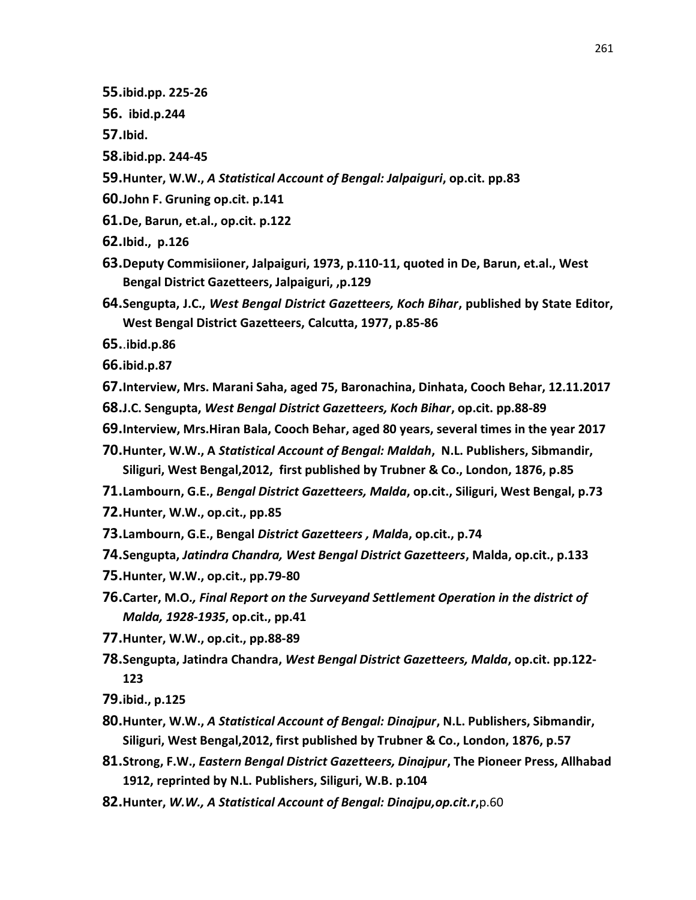**55.ibid.pp. 225-26**

**56. ibid.p.244**

**57.Ibid.**

**58.ibid.pp. 244-45**

**59.Hunter, W.W., *A Statistical Account of Bengal: Jalpaiguri*, op.cit. pp.83**

**60.John F. Gruning op.cit. p.141**

**61.De, Barun, et.al., op.cit. p.122**

**62.Ibid., p.126**

**63.Deputy Commisiioner, Jalpaiguri, 1973, p.110-11, quoted in De, Barun, et.al., West Bengal District Gazetteers, Jalpaiguri, ,p.129**

**64.Sengupta, J.C., *West Bengal District Gazetteers, Koch Bihar*, published by State Editor, West Bengal District Gazetteers, Calcutta, 1977, p.85-86**

**65..ibid.p.86**

**66.ibid.p.87**

**67.Interview, Mrs. Marani Saha, aged 75, Baronachina, Dinhata, Cooch Behar, 12.11.2017**

**68.J.C. Sengupta, *West Bengal District Gazetteers, Koch Bihar*, op.cit. pp.88-89**

**69.Interview, Mrs.Hiran Bala, Cooch Behar, aged 80 years, several times in the year 2017**

**70.Hunter, W.W., A *Statistical Account of Bengal: Maldah*, N.L. Publishers, Sibmandir, Siliguri, West Bengal,2012, first published by Trubner & Co., London, 1876, p.85**

**71.Lambourn, G.E., *Bengal District Gazetteers, Malda*, op.cit., Siliguri, West Bengal, p.73**

**72.Hunter, W.W., op.cit., pp.85**

**73.Lambourn, G.E., Bengal *District Gazetteers , Mald*a, op.cit., p.74**

**74.Sengupta, *Jatindra Chandra, West Bengal District Gazetteers*, Malda, op.cit., p.133**

**75.Hunter, W.W., op.cit., pp.79-80**

**76.Carter, M.O*., Final Report on the Surveyand Settlement Operation in the district of Malda, 1928-1935*, op.cit., pp.41**

**77.Hunter, W.W., op.cit., pp.88-89**

**78.Sengupta, Jatindra Chandra, *West Bengal District Gazetteers, Malda*, op.cit. pp.122-123**

**79.ibid., p.125**

**80.Hunter, W.W., *A Statistical Account of Bengal: Dinajpur*, N.L. Publishers, Sibmandir, Siliguri, West Bengal,2012, first published by Trubner & Co., London, 1876, p.57**

**81.Strong, F.W., *Eastern Bengal District Gazetteers, Dinajpur*, The Pioneer Press, Allhabad 1912, reprinted by N.L. Publishers, Siliguri, W.B. p.104**

**82.Hunter, *W.W., A Statistical Account of Bengal: Dinajpu,op.cit.r*,**p.60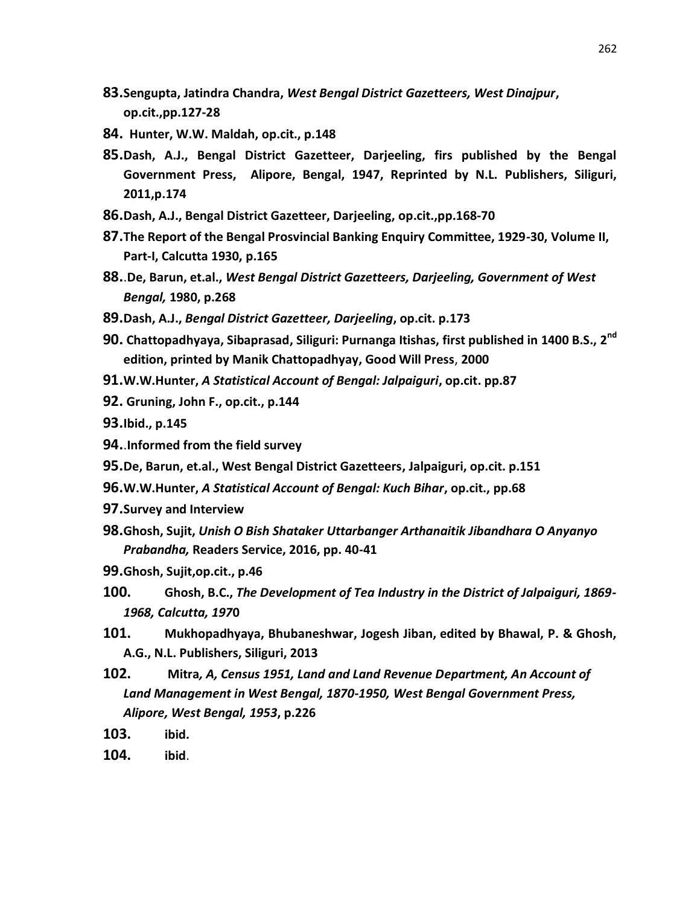83. Sengupta, Jatindra Chandra, *West Bengal District Gazetteers, West Dinajpur*, op.cit.,pp.127-28

84. Hunter, W.W. Maldah, op.cit., p.148

85. Dash, A.J., Bengal District Gazetteer, Darjeeling, firs published by the Bengal Government Press, Alipore, Bengal, 1947, Reprinted by N.L. Publishers, Siliguri, 2011,p.174

86. Dash, A.J., Bengal District Gazetteer, Darjeeling, op.cit.,pp.168-70

87. The Report of the Bengal Prosvincial Banking Enquiry Committee, 1929-30, Volume II, Part-I, Calcutta 1930, p.165

88. .De, Barun, et.al., *West Bengal District Gazetteers, Darjeeling, Government of West Bengal,* 1980, p.268

89. Dash, A.J., *Bengal District Gazetteer, Darjeeling*, op.cit. p.173

90. Chattopadhyaya, Sibaprasad, Siliguri: Purnanga Itishas, first published in 1400 B.S., 2[nd] edition, printed by Manik Chattopadhyay, Good Will Press, 2000

91. W.W.Hunter, *A Statistical Account of Bengal: Jalpaiguri*, op.cit. pp.87

92. Gruning, John F., op.cit., p.144

93. Ibid., p.145

94. .Informed from the field survey

95. De, Barun, et.al., West Bengal District Gazetteers, Jalpaiguri, op.cit. p.151

96. W.W.Hunter, *A Statistical Account of Bengal: Kuch Bihar*, op.cit., pp.68

97. Survey and Interview

98. Ghosh, Sujit, *Unish O Bish Shataker Uttarbanger Arthanaitik Jibandhara O Anyanyo Prabandha,* Readers Service, 2016, pp. 40-41

99. Ghosh, Sujit,op.cit., p.46

100. Ghosh, B.C., *The Development of Tea Industry in the District of Jalpaiguri, 1869-1968, Calcutta, 197*0

101. Mukhopadhyaya, Bhubaneshwar, Jogesh Jiban, edited by Bhawal, P. & Ghosh, A.G., N.L. Publishers, Siliguri, 2013

102. Mitra*, A, Census 1951, Land and Land Revenue Department, An Account of Land Management in West Bengal, 1870-1950, West Bengal Government Press, Alipore, West Bengal, 1953*, p.226

103. ibid.

104. ibid.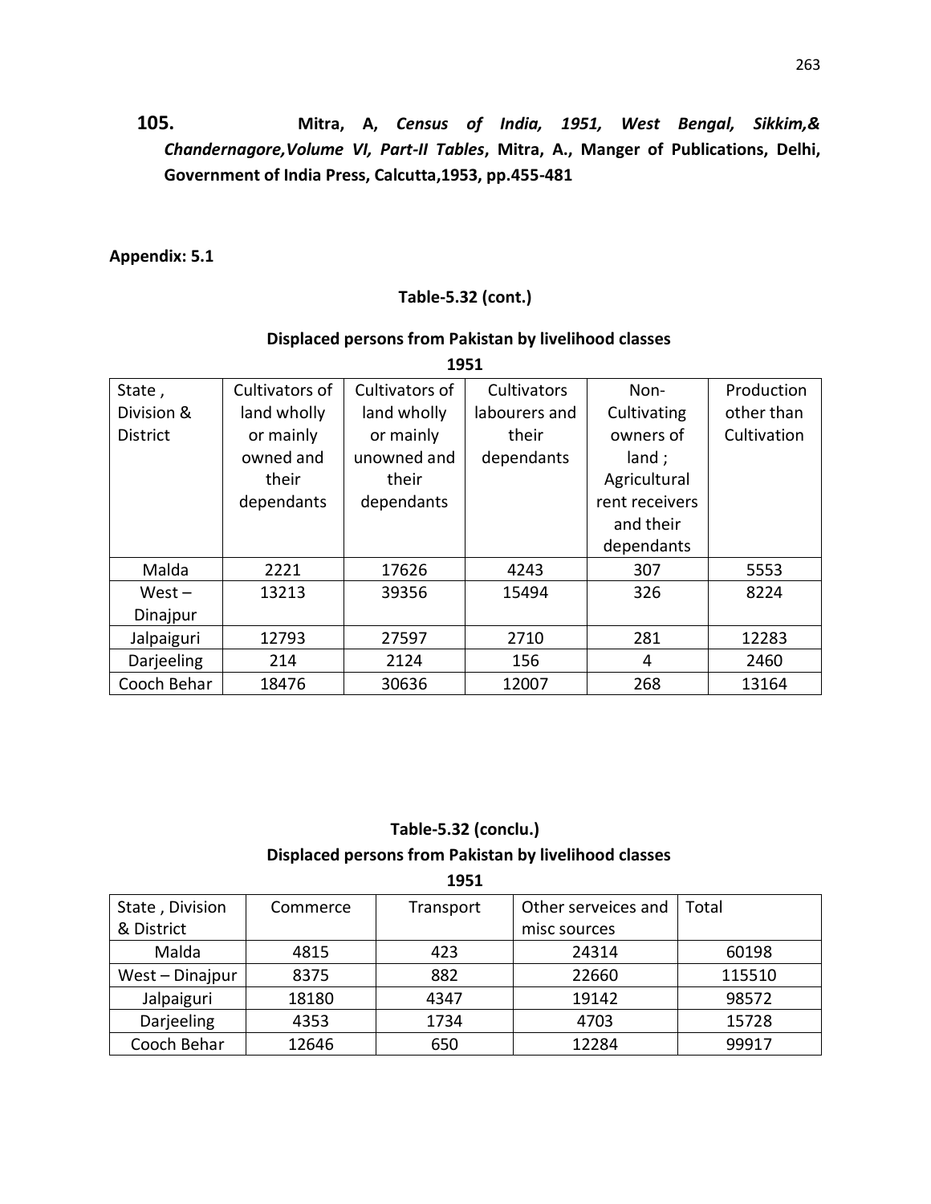**105.** **Mitra, A, *Census of India, 1951, West Bengal, Sikkim,& Chandernagore,Volume VI, Part-II Tables*, Mitra, A., Manger of Publications, Delhi, Government of India Press, Calcutta,1953, pp.455-481**

**Appendix: 5.1**

**Table-5.32 (cont.)**

**Displaced persons from Pakistan by livelihood classes**

**1951**

| State , Division & District | Cultivators of land wholly or mainly owned and their dependants | Cultivators of land wholly or mainly unowned and their dependants | Cultivators labourers and their dependants | Non-Cultivating owners of land ; Agricultural rent receivers and their dependants | Production other than Cultivation |
|---|---|---|---|---|---|
| Malda | 2221 | 17626 | 4243 | 307 | 5553 |
| West – Dinajpur | 13213 | 39356 | 15494 | 326 | 8224 |
| Jalpaiguri | 12793 | 27597 | 2710 | 281 | 12283 |
| Darjeeling | 214 | 2124 | 156 | 4 | 2460 |
| Cooch Behar | 18476 | 30636 | 12007 | 268 | 13164 |

**Table-5.32 (conclu.)**

**Displaced persons from Pakistan by livelihood classes**

**1951**

| State , Division & District | Commerce | Transport | Other serveices and misc sources | Total |
|---|---|---|---|---|
| Malda | 4815 | 423 | 24314 | 60198 |
| West – Dinajpur | 8375 | 882 | 22660 | 115510 |
| Jalpaiguri | 18180 | 4347 | 19142 | 98572 |
| Darjeeling | 4353 | 1734 | 4703 | 15728 |
| Cooch Behar | 12646 | 650 | 12284 | 99917 |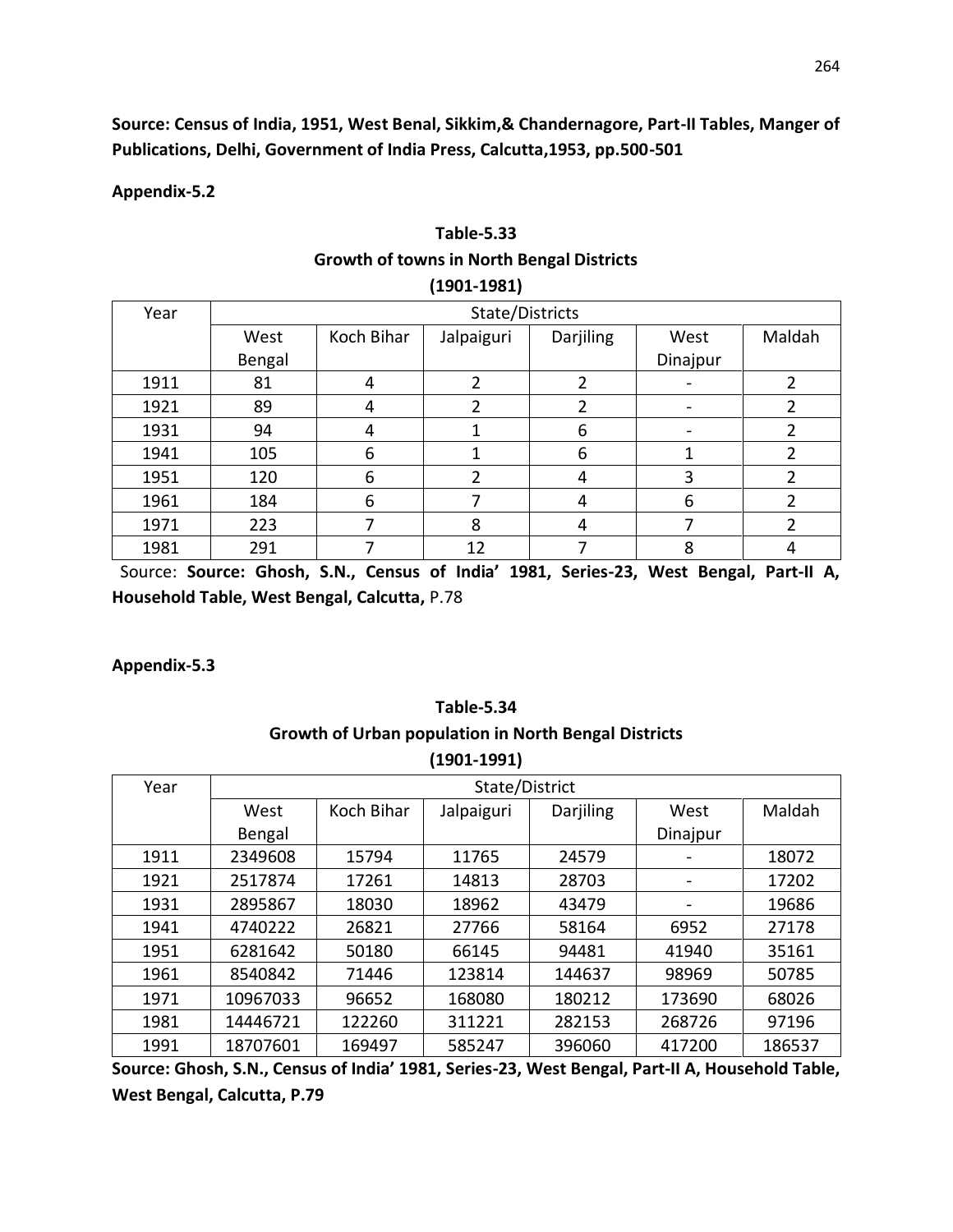**Source: Census of India, 1951, West Benal, Sikkim,& Chandernagore, Part-II Tables, Manger of Publications, Delhi, Government of India Press, Calcutta,1953, pp.500-501**

**Appendix-5.2**

**Table-5.33**
**Growth of towns in North Bengal Districts**
**(1901-1981)**

| Year | State/Districts | | | | | |
|---|---|---|---|---|---|---|
| | West Bengal | Koch Bihar | Jalpaiguri | Darjiling | West Dinajpur | Maldah |
| 1911 | 81 | 4 | 2 | 2 | - | 2 |
| 1921 | 89 | 4 | 2 | 2 | - | 2 |
| 1931 | 94 | 4 | 1 | 6 | - | 2 |
| 1941 | 105 | 6 | 1 | 6 | 1 | 2 |
| 1951 | 120 | 6 | 2 | 4 | 3 | 2 |
| 1961 | 184 | 6 | 7 | 4 | 6 | 2 |
| 1971 | 223 | 7 | 8 | 4 | 7 | 2 |
| 1981 | 291 | 7 | 12 | 7 | 8 | 4 |

Source: **Source: Ghosh, S.N., Census of India' 1981, Series-23, West Bengal, Part-II A, Household Table, West Bengal, Calcutta,** P.78

**Appendix-5.3**

**Table-5.34**
**Growth of Urban population in North Bengal Districts**
**(1901-1991)**

| Year | State/District | | | | | |
|---|---|---|---|---|---|---|
| | West Bengal | Koch Bihar | Jalpaiguri | Darjiling | West Dinajpur | Maldah |
| 1911 | 2349608 | 15794 | 11765 | 24579 | - | 18072 |
| 1921 | 2517874 | 17261 | 14813 | 28703 | - | 17202 |
| 1931 | 2895867 | 18030 | 18962 | 43479 | - | 19686 |
| 1941 | 4740222 | 26821 | 27766 | 58164 | 6952 | 27178 |
| 1951 | 6281642 | 50180 | 66145 | 94481 | 41940 | 35161 |
| 1961 | 8540842 | 71446 | 123814 | 144637 | 98969 | 50785 |
| 1971 | 10967033 | 96652 | 168080 | 180212 | 173690 | 68026 |
| 1981 | 14446721 | 122260 | 311221 | 282153 | 268726 | 97196 |
| 1991 | 18707601 | 169497 | 585247 | 396060 | 417200 | 186537 |

**Source: Ghosh, S.N., Census of India' 1981, Series-23, West Bengal, Part-II A, Household Table, West Bengal, Calcutta, P.79**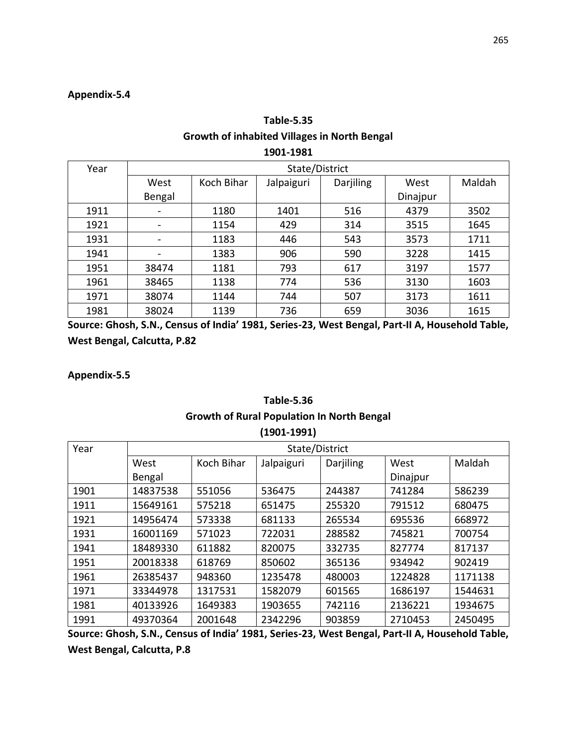**Appendix-5.4**

**Table-5.35**
**Growth of inhabited Villages in North Bengal**
**1901-1981**

| Year | State/District | | | | | |
|---|---|---|---|---|---|---|
| | West Bengal | Koch Bihar | Jalpaiguri | Darjiling | West Dinajpur | Maldah |
| 1911 | - | 1180 | 1401 | 516 | 4379 | 3502 |
| 1921 | - | 1154 | 429 | 314 | 3515 | 1645 |
| 1931 | - | 1183 | 446 | 543 | 3573 | 1711 |
| 1941 | - | 1383 | 906 | 590 | 3228 | 1415 |
| 1951 | 38474 | 1181 | 793 | 617 | 3197 | 1577 |
| 1961 | 38465 | 1138 | 774 | 536 | 3130 | 1603 |
| 1971 | 38074 | 1144 | 744 | 507 | 3173 | 1611 |
| 1981 | 38024 | 1139 | 736 | 659 | 3036 | 1615 |

**Source: Ghosh, S.N., Census of India' 1981, Series-23, West Bengal, Part-II A, Household Table, West Bengal, Calcutta, P.82**

**Appendix-5.5**

**Table-5.36**
**Growth of Rural Population In North Bengal**
**(1901-1991)**

| Year | State/District | | | | | |
|---|---|---|---|---|---|---|
| | West Bengal | Koch Bihar | Jalpaiguri | Darjiling | West Dinajpur | Maldah |
| 1901 | 14837538 | 551056 | 536475 | 244387 | 741284 | 586239 |
| 1911 | 15649161 | 575218 | 651475 | 255320 | 791512 | 680475 |
| 1921 | 14956474 | 573338 | 681133 | 265534 | 695536 | 668972 |
| 1931 | 16001169 | 571023 | 722031 | 288582 | 745821 | 700754 |
| 1941 | 18489330 | 611882 | 820075 | 332735 | 827774 | 817137 |
| 1951 | 20018338 | 618769 | 850602 | 365136 | 934942 | 902419 |
| 1961 | 26385437 | 948360 | 1235478 | 480003 | 1224828 | 1171138 |
| 1971 | 33344978 | 1317531 | 1582079 | 601565 | 1686197 | 1544631 |
| 1981 | 40133926 | 1649383 | 1903655 | 742116 | 2136221 | 1934675 |
| 1991 | 49370364 | 2001648 | 2342296 | 903859 | 2710453 | 2450495 |

**Source: Ghosh, S.N., Census of India' 1981, Series-23, West Bengal, Part-II A, Household Table, West Bengal, Calcutta, P.8**